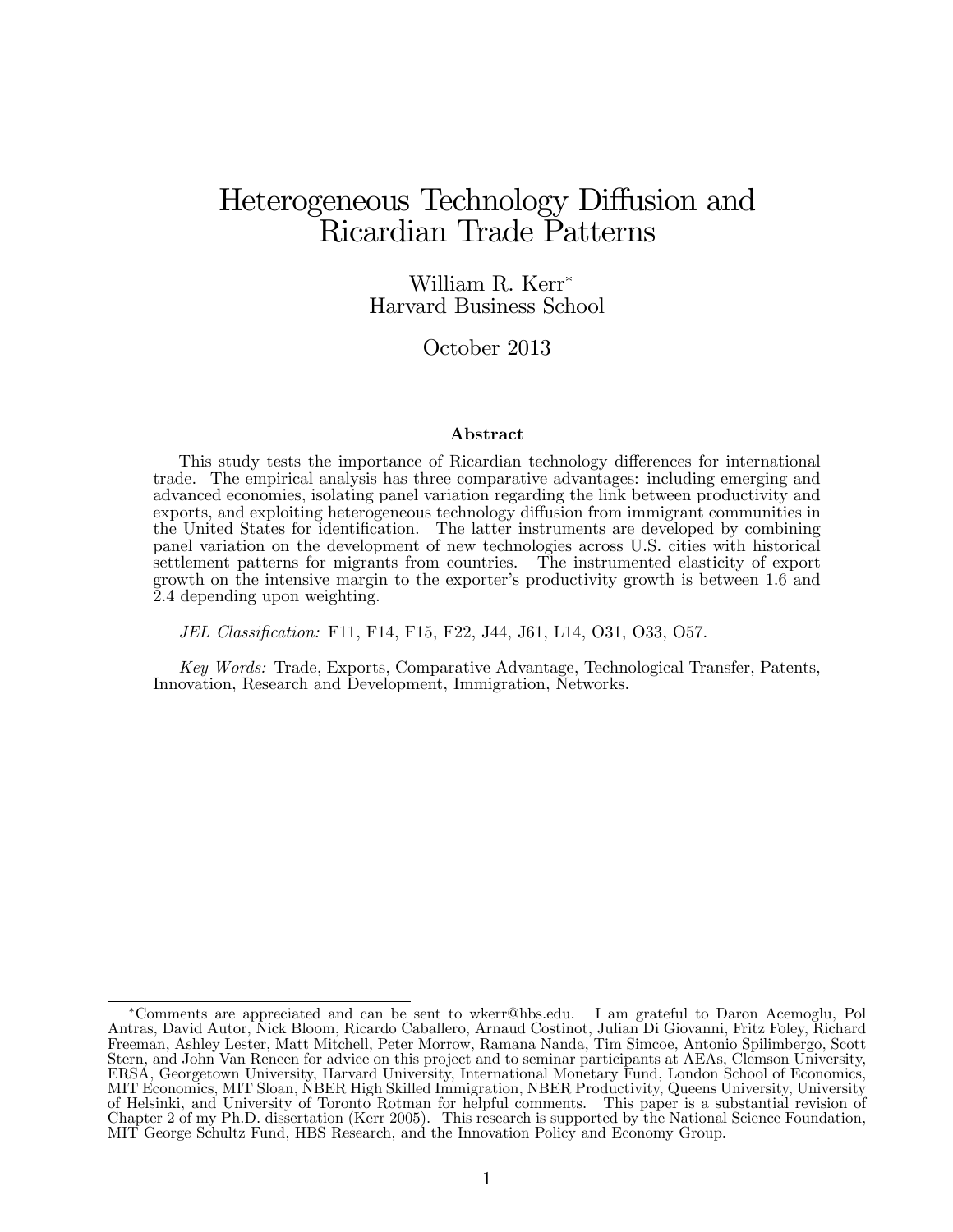# Heterogeneous Technology Diffusion and Ricardian Trade Patterns

William R. Kerr*
Harvard Business School

October 2013

### Abstract

This study tests the importance of Ricardian technology differences for international trade. The empirical analysis has three comparative advantages: including emerging and advanced economies, isolating panel variation regarding the link between productivity and exports, and exploiting heterogeneous technology diffusion from immigrant communities in the United States for identification. The latter instruments are developed by combining panel variation on the development of new technologies across U.S. cities with historical settlement patterns for migrants from countries. The instrumented elasticity of export growth on the intensive margin to the exporter's productivity growth is between 1.6 and 2.4 depending upon weighting.

*JEL Classification:* F11, F14, F15, F22, J44, J61, L14, O31, O33, O57.

*Key Words:* Trade, Exports, Comparative Advantage, Technological Transfer, Patents, Innovation, Research and Development, Immigration, Networks.

---

*Comments are appreciated and can be sent to wkerr@hbs.edu. I am grateful to Daron Acemoglu, Pol Antras, David Autor, Nick Bloom, Ricardo Caballero, Arnaud Costinot, Julian Di Giovanni, Fritz Foley, Richard Freeman, Ashley Lester, Matt Mitchell, Peter Morrow, Ramana Nanda, Tim Simcoe, Antonio Spilimbergo, Scott Stern, and John Van Reneen for advice on this project and to seminar participants at AEAs, Clemson University, ERSA, Georgetown University, Harvard University, International Monetary Fund, London School of Economics, MIT Economics, MIT Sloan, NBER High Skilled Immigration, NBER Productivity, Queens University, University of Helsinki, and University of Toronto Rotman for helpful comments. This paper is a substantial revision of Chapter 2 of my Ph.D. dissertation (Kerr 2005). This research is supported by the National Science Foundation, MIT George Schultz Fund, HBS Research, and the Innovation Policy and Economy Group.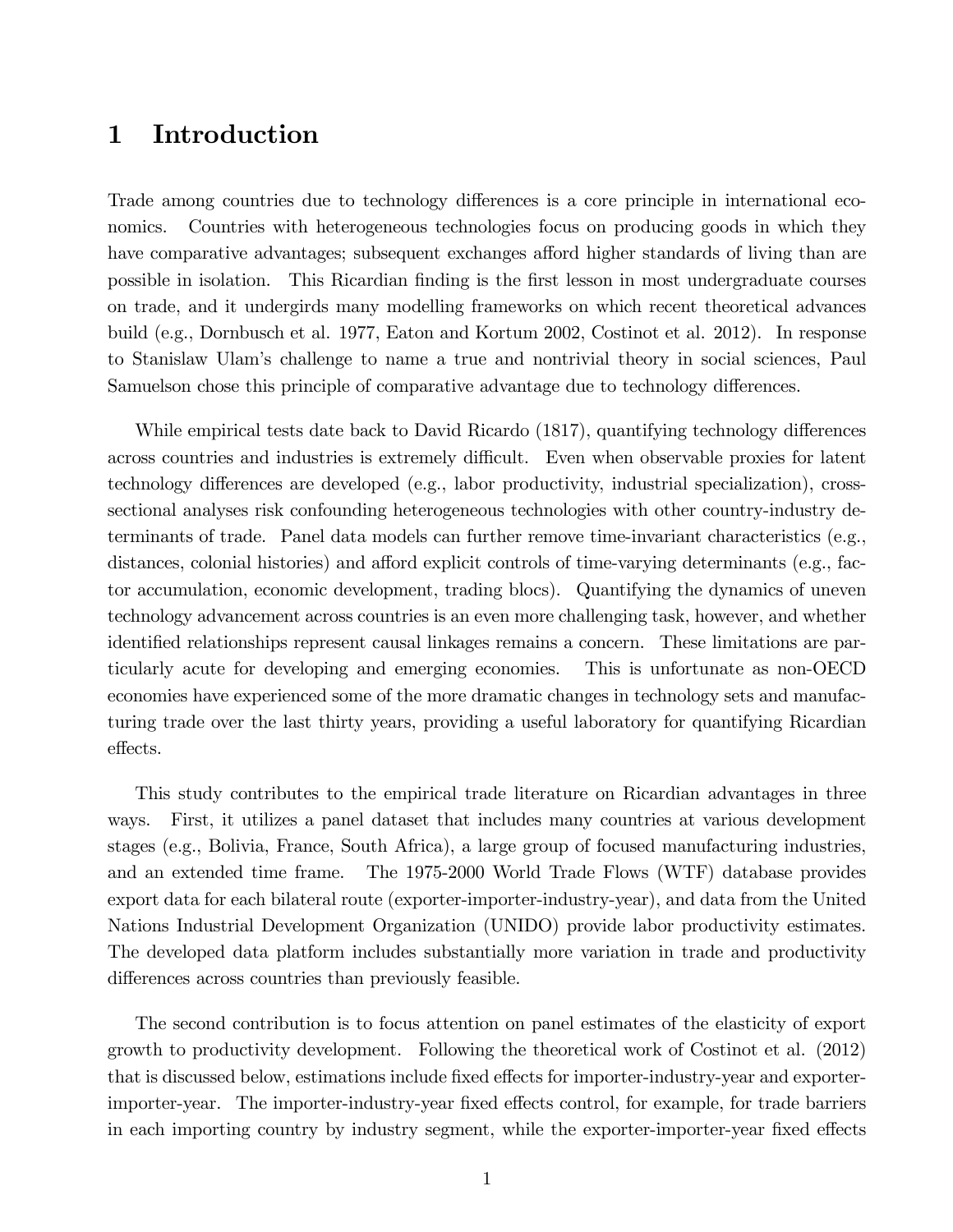# 1 Introduction

Trade among countries due to technology differences is a core principle in international economics. Countries with heterogeneous technologies focus on producing goods in which they have comparative advantages; subsequent exchanges afford higher standards of living than are possible in isolation. This Ricardian finding is the first lesson in most undergraduate courses on trade, and it undergirds many modelling frameworks on which recent theoretical advances build (e.g., Dornbusch et al. 1977, Eaton and Kortum 2002, Costinot et al. 2012). In response to Stanislaw Ulam's challenge to name a true and nontrivial theory in social sciences, Paul Samuelson chose this principle of comparative advantage due to technology differences.

While empirical tests date back to David Ricardo (1817), quantifying technology differences across countries and industries is extremely difficult. Even when observable proxies for latent technology differences are developed (e.g., labor productivity, industrial specialization), cross-sectional analyses risk confounding heterogeneous technologies with other country-industry determinants of trade. Panel data models can further remove time-invariant characteristics (e.g., distances, colonial histories) and afford explicit controls of time-varying determinants (e.g., factor accumulation, economic development, trading blocs). Quantifying the dynamics of uneven technology advancement across countries is an even more challenging task, however, and whether identified relationships represent causal linkages remains a concern. These limitations are particularly acute for developing and emerging economies. This is unfortunate as non-OECD economies have experienced some of the more dramatic changes in technology sets and manufacturing trade over the last thirty years, providing a useful laboratory for quantifying Ricardian effects.

This study contributes to the empirical trade literature on Ricardian advantages in three ways. First, it utilizes a panel dataset that includes many countries at various development stages (e.g., Bolivia, France, South Africa), a large group of focused manufacturing industries, and an extended time frame. The 1975-2000 World Trade Flows (WTF) database provides export data for each bilateral route (exporter-importer-industry-year), and data from the United Nations Industrial Development Organization (UNIDO) provide labor productivity estimates. The developed data platform includes substantially more variation in trade and productivity differences across countries than previously feasible.

The second contribution is to focus attention on panel estimates of the elasticity of export growth to productivity development. Following the theoretical work of Costinot et al. (2012) that is discussed below, estimations include fixed effects for importer-industry-year and exporter-importer-year. The importer-industry-year fixed effects control, for example, for trade barriers in each importing country by industry segment, while the exporter-importer-year fixed effects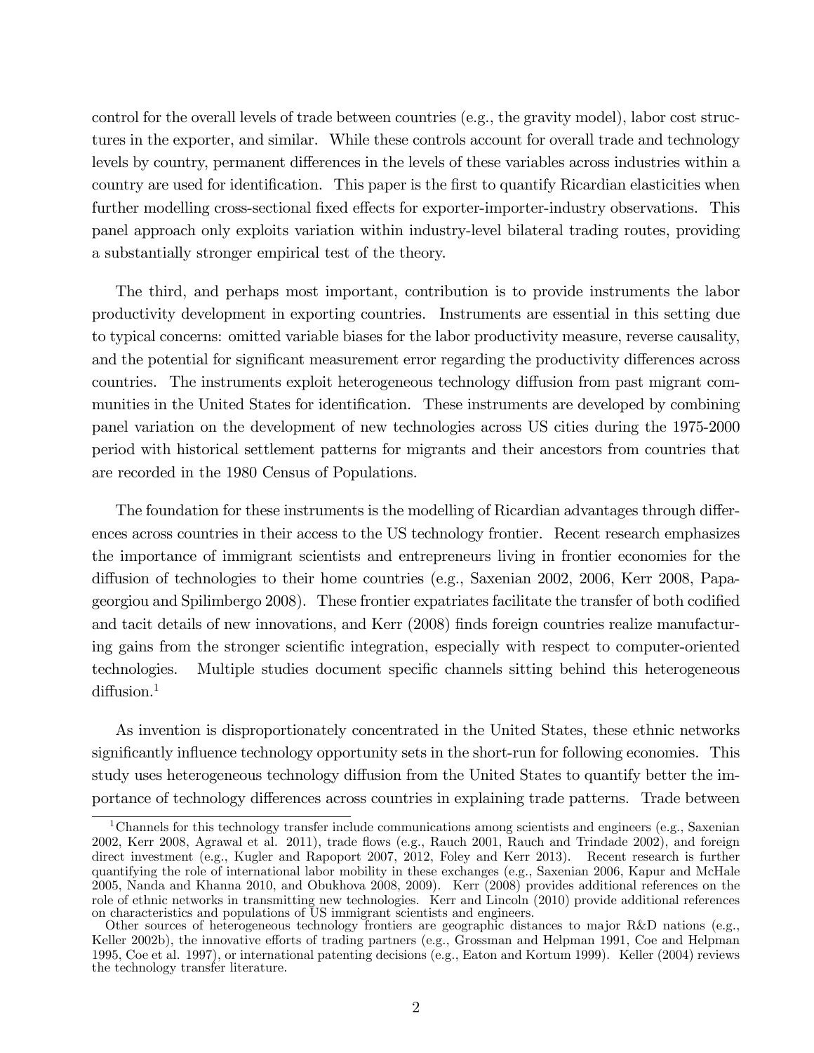control for the overall levels of trade between countries (e.g., the gravity model), labor cost structures in the exporter, and similar. While these controls account for overall trade and technology levels by country, permanent differences in the levels of these variables across industries within a country are used for identification. This paper is the first to quantify Ricardian elasticities when further modelling cross-sectional fixed effects for exporter-importer-industry observations. This panel approach only exploits variation within industry-level bilateral trading routes, providing a substantially stronger empirical test of the theory.

The third, and perhaps most important, contribution is to provide instruments the labor productivity development in exporting countries. Instruments are essential in this setting due to typical concerns: omitted variable biases for the labor productivity measure, reverse causality, and the potential for significant measurement error regarding the productivity differences across countries. The instruments exploit heterogeneous technology diffusion from past migrant communities in the United States for identification. These instruments are developed by combining panel variation on the development of new technologies across US cities during the 1975-2000 period with historical settlement patterns for migrants and their ancestors from countries that are recorded in the 1980 Census of Populations.

The foundation for these instruments is the modelling of Ricardian advantages through differences across countries in their access to the US technology frontier. Recent research emphasizes the importance of immigrant scientists and entrepreneurs living in frontier economies for the diffusion of technologies to their home countries (e.g., Saxenian 2002, 2006, Kerr 2008, Papageorgiou and Spilimbergo 2008). These frontier expatriates facilitate the transfer of both codified and tacit details of new innovations, and Kerr (2008) finds foreign countries realize manufacturing gains from the stronger scientific integration, especially with respect to computer-oriented technologies. Multiple studies document specific channels sitting behind this heterogeneous diffusion.[1]

As invention is disproportionately concentrated in the United States, these ethnic networks significantly influence technology opportunity sets in the short-run for following economies. This study uses heterogeneous technology diffusion from the United States to quantify better the importance of technology differences across countries in explaining trade patterns. Trade between

[1]Channels for this technology transfer include communications among scientists and engineers (e.g., Saxenian 2002, Kerr 2008, Agrawal et al. 2011), trade flows (e.g., Rauch 2001, Rauch and Trindade 2002), and foreign direct investment (e.g., Kugler and Rapoport 2007, 2012, Foley and Kerr 2013). Recent research is further quantifying the role of international labor mobility in these exchanges (e.g., Saxenian 2006, Kapur and McHale 2005, Nanda and Khanna 2010, and Obukhova 2008, 2009). Kerr (2008) provides additional references on the role of ethnic networks in transmitting new technologies. Kerr and Lincoln (2010) provide additional references on characteristics and populations of US immigrant scientists and engineers.

Other sources of heterogeneous technology frontiers are geographic distances to major R&D nations (e.g., Keller 2002b), the innovative efforts of trading partners (e.g., Grossman and Helpman 1991, Coe and Helpman 1995, Coe et al. 1997), or international patenting decisions (e.g., Eaton and Kortum 1999). Keller (2004) reviews the technology transfer literature.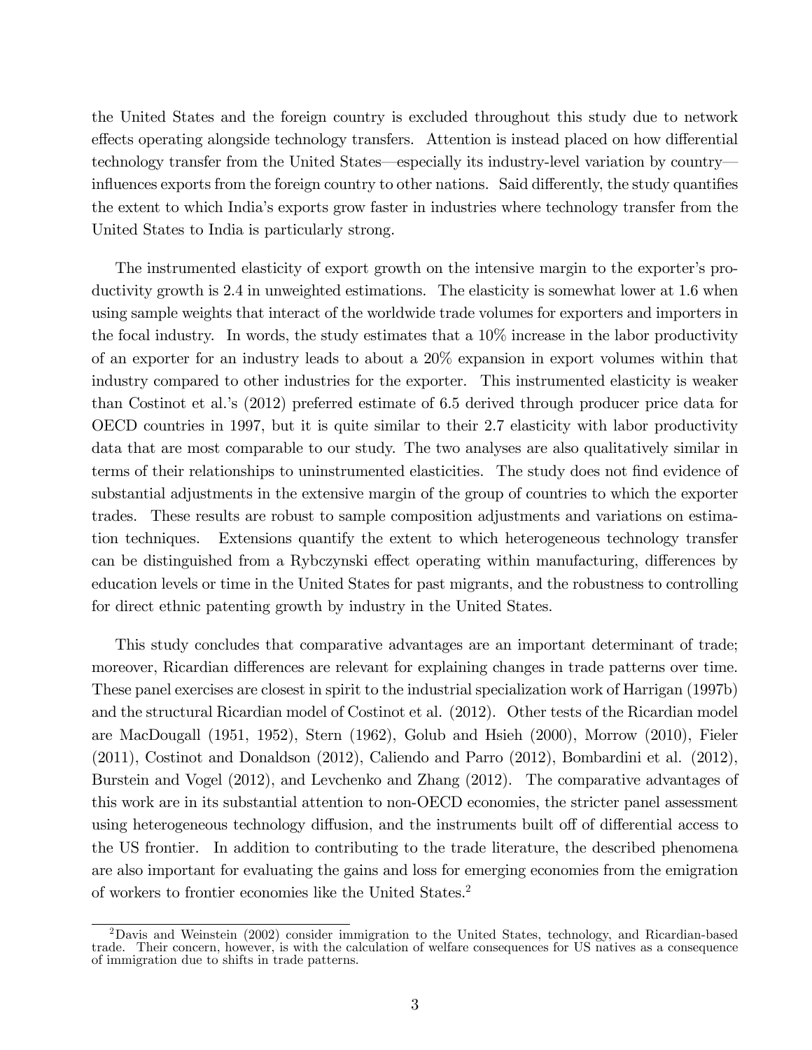the United States and the foreign country is excluded throughout this study due to network effects operating alongside technology transfers. Attention is instead placed on how differential technology transfer from the United States—especially its industry-level variation by country—influences exports from the foreign country to other nations. Said differently, the study quantifies the extent to which India's exports grow faster in industries where technology transfer from the United States to India is particularly strong.

The instrumented elasticity of export growth on the intensive margin to the exporter's productivity growth is 2.4 in unweighted estimations. The elasticity is somewhat lower at 1.6 when using sample weights that interact of the worldwide trade volumes for exporters and importers in the focal industry. In words, the study estimates that a 10% increase in the labor productivity of an exporter for an industry leads to about a 20% expansion in export volumes within that industry compared to other industries for the exporter. This instrumented elasticity is weaker than Costinot et al.'s (2012) preferred estimate of 6.5 derived through producer price data for OECD countries in 1997, but it is quite similar to their 2.7 elasticity with labor productivity data that are most comparable to our study. The two analyses are also qualitatively similar in terms of their relationships to uninstrumented elasticities. The study does not find evidence of substantial adjustments in the extensive margin of the group of countries to which the exporter trades. These results are robust to sample composition adjustments and variations on estimation techniques. Extensions quantify the extent to which heterogeneous technology transfer can be distinguished from a Rybczynski effect operating within manufacturing, differences by education levels or time in the United States for past migrants, and the robustness to controlling for direct ethnic patenting growth by industry in the United States.

This study concludes that comparative advantages are an important determinant of trade; moreover, Ricardian differences are relevant for explaining changes in trade patterns over time. These panel exercises are closest in spirit to the industrial specialization work of Harrigan (1997b) and the structural Ricardian model of Costinot et al. (2012). Other tests of the Ricardian model are MacDougall (1951, 1952), Stern (1962), Golub and Hsieh (2000), Morrow (2010), Fieler (2011), Costinot and Donaldson (2012), Caliendo and Parro (2012), Bombardini et al. (2012), Burstein and Vogel (2012), and Levchenko and Zhang (2012). The comparative advantages of this work are in its substantial attention to non-OECD economies, the stricter panel assessment using heterogeneous technology diffusion, and the instruments built off of differential access to the US frontier. In addition to contributing to the trade literature, the described phenomena are also important for evaluating the gains and loss for emerging economies from the emigration of workers to frontier economies like the United States.[2]

[2] Davis and Weinstein (2002) consider immigration to the United States, technology, and Ricardian-based trade. Their concern, however, is with the calculation of welfare consequences for US natives as a consequence of immigration due to shifts in trade patterns.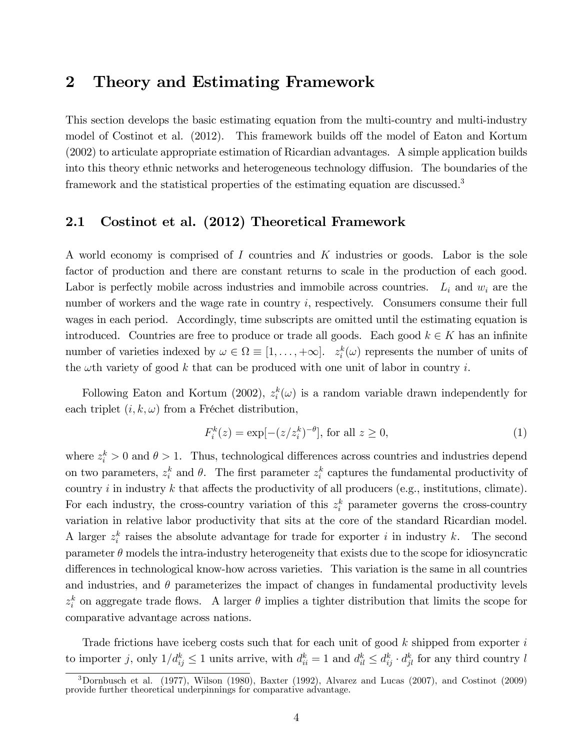## 2 Theory and Estimating Framework

This section develops the basic estimating equation from the multi-country and multi-industry model of Costinot et al. (2012). This framework builds off the model of Eaton and Kortum (2002) to articulate appropriate estimation of Ricardian advantages. A simple application builds into this theory ethnic networks and heterogeneous technology diffusion. The boundaries of the framework and the statistical properties of the estimating equation are discussed.[3]

### 2.1 Costinot et al. (2012) Theoretical Framework

A world economy is comprised of $I$ countries and $K$ industries or goods. Labor is the sole factor of production and there are constant returns to scale in the production of each good. Labor is perfectly mobile across industries and immobile across countries. $L_i$ and $w_i$ are the number of workers and the wage rate in country $i$, respectively. Consumers consume their full wages in each period. Accordingly, time subscripts are omitted until the estimating equation is introduced. Countries are free to produce or trade all goods. Each good $k \in K$ has an infinite number of varieties indexed by $\omega \in \Omega \equiv [1, \ldots, +\infty]$. $z_i^k(\omega)$ represents the number of units of the $\omega$th variety of good $k$ that can be produced with one unit of labor in country $i$.

Following Eaton and Kortum (2002), $z_i^k(\omega)$ is a random variable drawn independently for each triplet $(i, k, \omega)$ from a Fréchet distribution,

$$F_i^k(z) = \exp[-(z/z_i^k)^{-\theta}], \text{ for all } z \geq 0, \tag{1}$$

where $z_i^k > 0$ and $\theta > 1$. Thus, technological differences across countries and industries depend on two parameters, $z_i^k$ and $\theta$. The first parameter $z_i^k$ captures the fundamental productivity of country $i$ in industry $k$ that affects the productivity of all producers (e.g., institutions, climate). For each industry, the cross-country variation of this $z_i^k$ parameter governs the cross-country variation in relative labor productivity that sits at the core of the standard Ricardian model. A larger $z_i^k$ raises the absolute advantage for trade for exporter $i$ in industry $k$. The second parameter $\theta$ models the intra-industry heterogeneity that exists due to the scope for idiosyncratic differences in technological know-how across varieties. This variation is the same in all countries and industries, and $\theta$ parameterizes the impact of changes in fundamental productivity levels $z_i^k$ on aggregate trade flows. A larger $\theta$ implies a tighter distribution that limits the scope for comparative advantage across nations.

Trade frictions have iceberg costs such that for each unit of good $k$ shipped from exporter $i$ to importer $j$, only $1/d_{ij}^k \leq 1$ units arrive, with $d_{ii}^k = 1$ and $d_{il}^k \leq d_{ij}^k \cdot d_{jl}^k$ for any third country $l$

[3] Dornbusch et al. (1977), Wilson (1980), Baxter (1992), Alvarez and Lucas (2007), and Costinot (2009) provide further theoretical underpinnings for comparative advantage.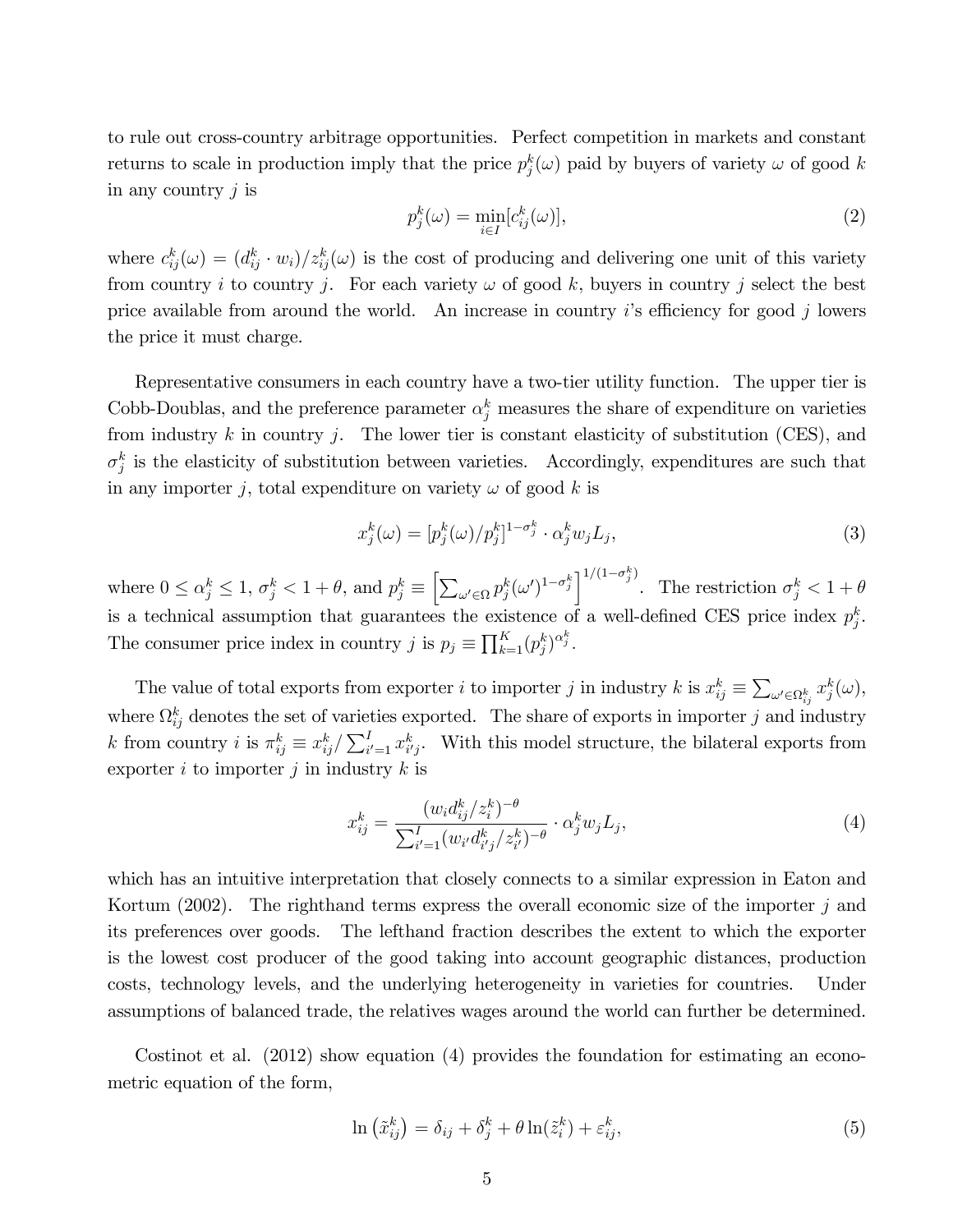to rule out cross-country arbitrage opportunities. Perfect competition in markets and constant returns to scale in production imply that the price $p_j^k(\omega)$ paid by buyers of variety $\omega$ of good $k$ in any country $j$ is

$$p_j^k(\omega) = \min_{i \in I}[c_{ij}^k(\omega)], \tag{2}$$

where $c_{ij}^k(\omega) = (d_{ij}^k \cdot w_i)/z_{ij}^k(\omega)$ is the cost of producing and delivering one unit of this variety from country $i$ to country $j$. For each variety $\omega$ of good $k$, buyers in country $j$ select the best price available from around the world. An increase in country $i$'s efficiency for good $j$ lowers the price it must charge.

Representative consumers in each country have a two-tier utility function. The upper tier is Cobb-Doublas, and the preference parameter $\alpha_j^k$ measures the share of expenditure on varieties from industry $k$ in country $j$. The lower tier is constant elasticity of substitution (CES), and $\sigma_j^k$ is the elasticity of substitution between varieties. Accordingly, expenditures are such that in any importer $j$, total expenditure on variety $\omega$ of good $k$ is

$$x_j^k(\omega) = [p_j^k(\omega)/p_j^k]^{1-\sigma_j^k} \cdot \alpha_j^k w_j L_j, \tag{3}$$

where $0 \leq \alpha_j^k \leq 1$, $\sigma_j^k < 1 + \theta$, and $p_j^k \equiv \left[\sum_{\omega' \in \Omega} p_j^k(\omega')^{1-\sigma_j^k}\right]^{1/(1-\sigma_j^k)}$. The restriction $\sigma_j^k < 1 + \theta$ is a technical assumption that guarantees the existence of a well-defined CES price index $p_j^k$. The consumer price index in country $j$ is $p_j \equiv \prod_{k=1}^K (p_j^k)^{\alpha_j^k}$.

The value of total exports from exporter $i$ to importer $j$ in industry $k$ is $x_{ij}^k \equiv \sum_{\omega' \in \Omega_{ij}^k} x_j^k(\omega)$, where $\Omega_{ij}^k$ denotes the set of varieties exported. The share of exports in importer $j$ and industry $k$ from country $i$ is $\pi_{ij}^k \equiv x_{ij}^k / \sum_{i'=1}^I x_{i'j}^k$. With this model structure, the bilateral exports from exporter $i$ to importer $j$ in industry $k$ is

$$x_{ij}^k = \frac{(w_i d_{ij}^k / z_i^k)^{-\theta}}{\sum_{i'=1}^I (w_{i'} d_{i'j}^k / z_{i'}^k)^{-\theta}} \cdot \alpha_j^k w_j L_j, \tag{4}$$

which has an intuitive interpretation that closely connects to a similar expression in Eaton and Kortum (2002). The righthand terms express the overall economic size of the importer $j$ and its preferences over goods. The lefthand fraction describes the extent to which the exporter is the lowest cost producer of the good taking into account geographic distances, production costs, technology levels, and the underlying heterogeneity in varieties for countries. Under assumptions of balanced trade, the relatives wages around the world can further be determined.

Costinot et al. (2012) show equation (4) provides the foundation for estimating an econometric equation of the form,

$$\ln\left(\tilde{x}_{ij}^k\right) = \delta_{ij} + \delta_j^k + \theta \ln(\tilde{z}_i^k) + \varepsilon_{ij}^k, \tag{5}$$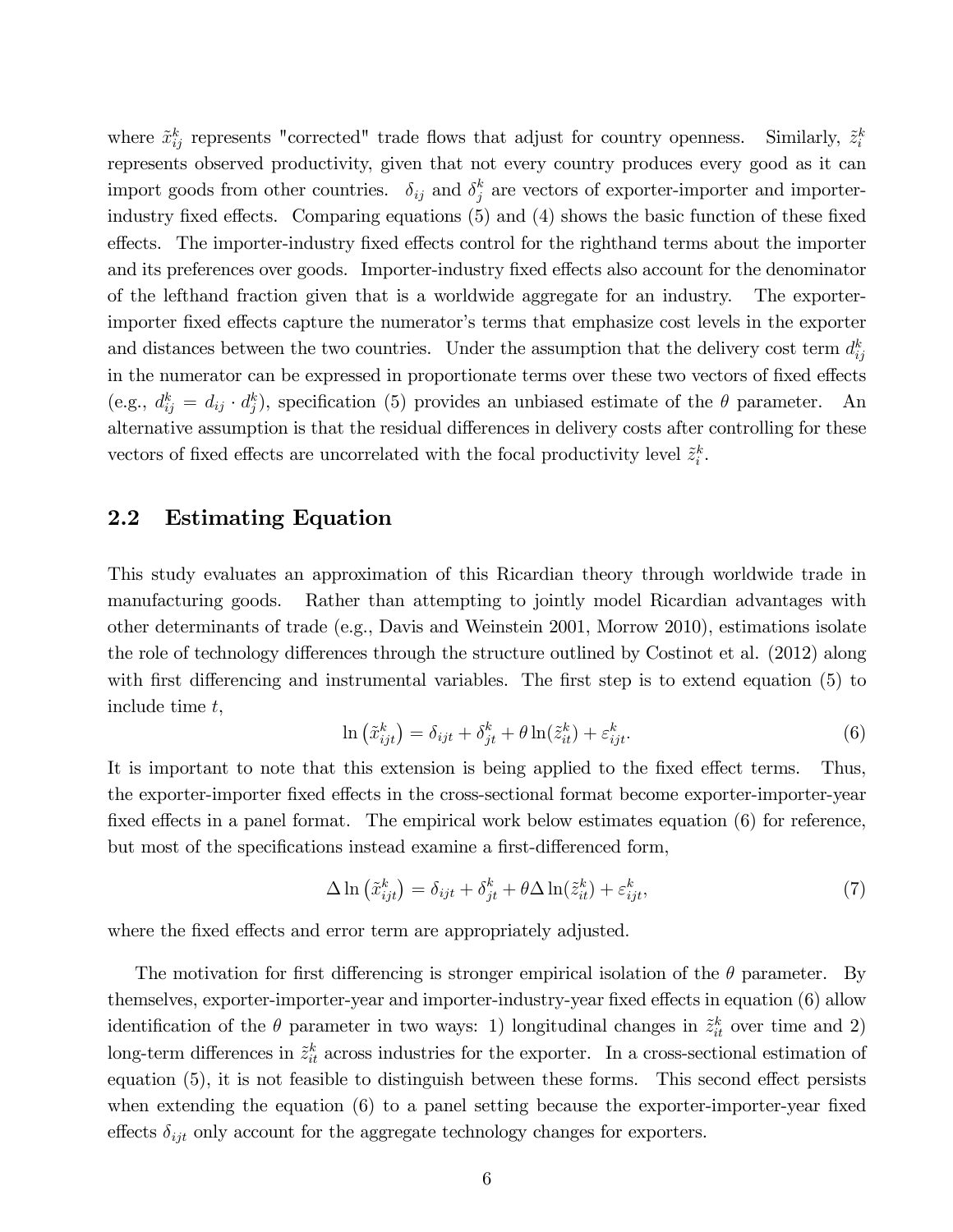where $\tilde{x}_{ij}^k$ represents "corrected" trade flows that adjust for country openness. Similarly, $\tilde{z}_i^k$ represents observed productivity, given that not every country produces every good as it can import goods from other countries. $\delta_{ij}$ and $\delta_j^k$ are vectors of exporter-importer and importer-industry fixed effects. Comparing equations (5) and (4) shows the basic function of these fixed effects. The importer-industry fixed effects control for the righthand terms about the importer and its preferences over goods. Importer-industry fixed effects also account for the denominator of the lefthand fraction given that is a worldwide aggregate for an industry. The exporter-importer fixed effects capture the numerator's terms that emphasize cost levels in the exporter and distances between the two countries. Under the assumption that the delivery cost term $d_{ij}^k$ in the numerator can be expressed in proportionate terms over these two vectors of fixed effects (e.g., $d_{ij}^k = d_{ij} \cdot d_j^k$), specification (5) provides an unbiased estimate of the $\theta$ parameter. An alternative assumption is that the residual differences in delivery costs after controlling for these vectors of fixed effects are uncorrelated with the focal productivity level $\tilde{z}_i^k$.

## 2.2 Estimating Equation

This study evaluates an approximation of this Ricardian theory through worldwide trade in manufacturing goods. Rather than attempting to jointly model Ricardian advantages with other determinants of trade (e.g., Davis and Weinstein 2001, Morrow 2010), estimations isolate the role of technology differences through the structure outlined by Costinot et al. (2012) along with first differencing and instrumental variables. The first step is to extend equation (5) to include time $t$,

$$\ln\left(\tilde{x}_{ijt}^k\right) = \delta_{ijt} + \delta_{jt}^k + \theta \ln(\tilde{z}_{it}^k) + \varepsilon_{ijt}^k. \tag{6}$$

It is important to note that this extension is being applied to the fixed effect terms. Thus, the exporter-importer fixed effects in the cross-sectional format become exporter-importer-year fixed effects in a panel format. The empirical work below estimates equation (6) for reference, but most of the specifications instead examine a first-differenced form,

$$\Delta \ln\left(\tilde{x}_{ijt}^k\right) = \delta_{ijt} + \delta_{jt}^k + \theta \Delta \ln(\tilde{z}_{it}^k) + \varepsilon_{ijt}^k, \tag{7}$$

where the fixed effects and error term are appropriately adjusted.

The motivation for first differencing is stronger empirical isolation of the $\theta$ parameter. By themselves, exporter-importer-year and importer-industry-year fixed effects in equation (6) allow identification of the $\theta$ parameter in two ways: 1) longitudinal changes in $\tilde{z}_{it}^k$ over time and 2) long-term differences in $\tilde{z}_{it}^k$ across industries for the exporter. In a cross-sectional estimation of equation (5), it is not feasible to distinguish between these forms. This second effect persists when extending the equation (6) to a panel setting because the exporter-importer-year fixed effects $\delta_{ijt}$ only account for the aggregate technology changes for exporters.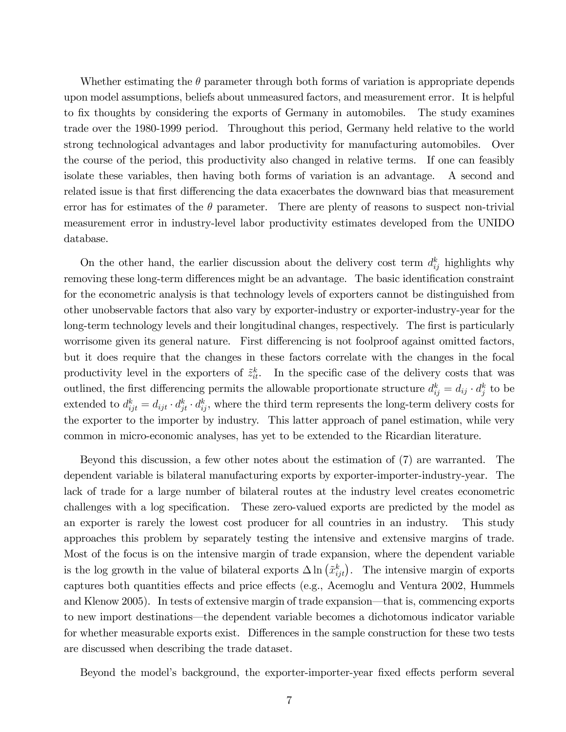Whether estimating the $\theta$ parameter through both forms of variation is appropriate depends upon model assumptions, beliefs about unmeasured factors, and measurement error. It is helpful to fix thoughts by considering the exports of Germany in automobiles. The study examines trade over the 1980-1999 period. Throughout this period, Germany held relative to the world strong technological advantages and labor productivity for manufacturing automobiles. Over the course of the period, this productivity also changed in relative terms. If one can feasibly isolate these variables, then having both forms of variation is an advantage. A second and related issue is that first differencing the data exacerbates the downward bias that measurement error has for estimates of the $\theta$ parameter. There are plenty of reasons to suspect non-trivial measurement error in industry-level labor productivity estimates developed from the UNIDO database.

On the other hand, the earlier discussion about the delivery cost term $d_{ij}^k$ highlights why removing these long-term differences might be an advantage. The basic identification constraint for the econometric analysis is that technology levels of exporters cannot be distinguished from other unobservable factors that also vary by exporter-industry or exporter-industry-year for the long-term technology levels and their longitudinal changes, respectively. The first is particularly worrisome given its general nature. First differencing is not foolproof against omitted factors, but it does require that the changes in these factors correlate with the changes in the focal productivity level in the exporters of $\tilde{z}_{it}^k$. In the specific case of the delivery costs that was outlined, the first differencing permits the allowable proportionate structure $d_{ij}^k = d_{ij} \cdot d_j^k$ to be extended to $d_{ijt}^k = d_{ijt} \cdot d_{jt}^k \cdot d_{ij}^k$, where the third term represents the long-term delivery costs for the exporter to the importer by industry. This latter approach of panel estimation, while very common in micro-economic analyses, has yet to be extended to the Ricardian literature.

Beyond this discussion, a few other notes about the estimation of (7) are warranted. The dependent variable is bilateral manufacturing exports by exporter-importer-industry-year. The lack of trade for a large number of bilateral routes at the industry level creates econometric challenges with a log specification. These zero-valued exports are predicted by the model as an exporter is rarely the lowest cost producer for all countries in an industry. This study approaches this problem by separately testing the intensive and extensive margins of trade. Most of the focus is on the intensive margin of trade expansion, where the dependent variable is the log growth in the value of bilateral exports $\Delta \ln \left(\tilde{x}_{ijt}^k\right)$. The intensive margin of exports captures both quantities effects and price effects (e.g., Acemoglu and Ventura 2002, Hummels and Klenow 2005). In tests of extensive margin of trade expansion—that is, commencing exports to new import destinations—the dependent variable becomes a dichotomous indicator variable for whether measurable exports exist. Differences in the sample construction for these two tests are discussed when describing the trade dataset.

Beyond the model's background, the exporter-importer-year fixed effects perform several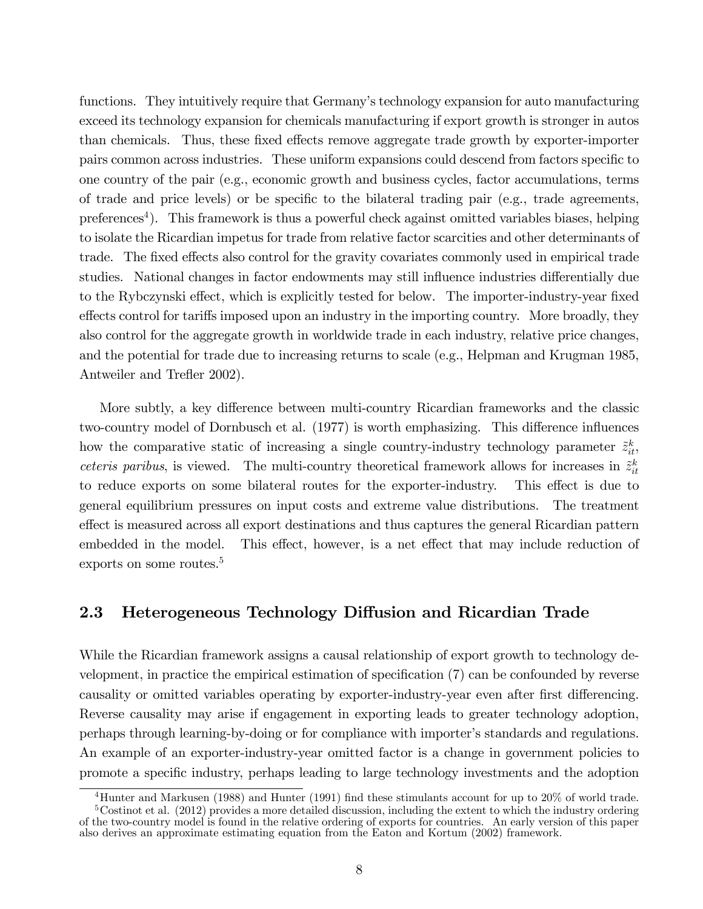functions. They intuitively require that Germany's technology expansion for auto manufacturing exceed its technology expansion for chemicals manufacturing if export growth is stronger in autos than chemicals. Thus, these fixed effects remove aggregate trade growth by exporter-importer pairs common across industries. These uniform expansions could descend from factors specific to one country of the pair (e.g., economic growth and business cycles, factor accumulations, terms of trade and price levels) or be specific to the bilateral trading pair (e.g., trade agreements, preferences[4]). This framework is thus a powerful check against omitted variables biases, helping to isolate the Ricardian impetus for trade from relative factor scarcities and other determinants of trade. The fixed effects also control for the gravity covariates commonly used in empirical trade studies. National changes in factor endowments may still influence industries differentially due to the Rybczynski effect, which is explicitly tested for below. The importer-industry-year fixed effects control for tariffs imposed upon an industry in the importing country. More broadly, they also control for the aggregate growth in worldwide trade in each industry, relative price changes, and the potential for trade due to increasing returns to scale (e.g., Helpman and Krugman 1985, Antweiler and Trefler 2002).

More subtly, a key difference between multi-country Ricardian frameworks and the classic two-country model of Dornbusch et al. (1977) is worth emphasizing. This difference influences how the comparative static of increasing a single country-industry technology parameter $\tilde{z}_{it}^{k}$, *ceteris paribus*, is viewed. The multi-country theoretical framework allows for increases in $\tilde{z}_{it}^{k}$ to reduce exports on some bilateral routes for the exporter-industry. This effect is due to general equilibrium pressures on input costs and extreme value distributions. The treatment effect is measured across all export destinations and thus captures the general Ricardian pattern embedded in the model. This effect, however, is a net effect that may include reduction of exports on some routes.[5]

## 2.3 Heterogeneous Technology Diffusion and Ricardian Trade

While the Ricardian framework assigns a causal relationship of export growth to technology development, in practice the empirical estimation of specification (7) can be confounded by reverse causality or omitted variables operating by exporter-industry-year even after first differencing. Reverse causality may arise if engagement in exporting leads to greater technology adoption, perhaps through learning-by-doing or for compliance with importer's standards and regulations. An example of an exporter-industry-year omitted factor is a change in government policies to promote a specific industry, perhaps leading to large technology investments and the adoption

[4] Hunter and Markusen (1988) and Hunter (1991) find these stimulants account for up to 20% of world trade.

[5] Costinot et al. (2012) provides a more detailed discussion, including the extent to which the industry ordering of the two-country model is found in the relative ordering of exports for countries. An early version of this paper also derives an approximate estimating equation from the Eaton and Kortum (2002) framework.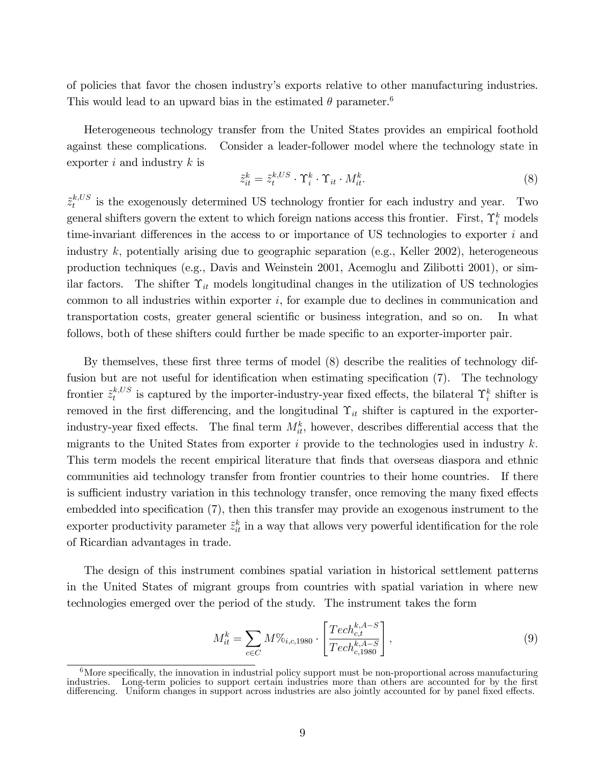of policies that favor the chosen industry's exports relative to other manufacturing industries. This would lead to an upward bias in the estimated $\theta$ parameter.[6]

Heterogeneous technology transfer from the United States provides an empirical foothold against these complications. Consider a leader-follower model where the technology state in exporter $i$ and industry $k$ is

$$\tilde{z}_{it}^{k} = \tilde{z}_{t}^{k,US} \cdot \Upsilon_{i}^{k} \cdot \Upsilon_{it} \cdot M_{it}^{k}. \tag{8}$$

$\tilde{z}_{t}^{k,US}$ is the exogenously determined US technology frontier for each industry and year. Two general shifters govern the extent to which foreign nations access this frontier. First, $\Upsilon_{i}^{k}$ models time-invariant differences in the access to or importance of US technologies to exporter $i$ and industry $k$, potentially arising due to geographic separation (e.g., Keller 2002), heterogeneous production techniques (e.g., Davis and Weinstein 2001, Acemoglu and Zilibotti 2001), or similar factors. The shifter $\Upsilon_{it}$ models longitudinal changes in the utilization of US technologies common to all industries within exporter $i$, for example due to declines in communication and transportation costs, greater general scientific or business integration, and so on. In what follows, both of these shifters could further be made specific to an exporter-importer pair.

By themselves, these first three terms of model (8) describe the realities of technology diffusion but are not useful for identification when estimating specification (7). The technology frontier $\tilde{z}_{t}^{k,US}$ is captured by the importer-industry-year fixed effects, the bilateral $\Upsilon_{i}^{k}$ shifter is removed in the first differencing, and the longitudinal $\Upsilon_{it}$ shifter is captured in the exporter-industry-year fixed effects. The final term $M_{it}^{k}$, however, describes differential access that the migrants to the United States from exporter $i$ provide to the technologies used in industry $k$. This term models the recent empirical literature that finds that overseas diaspora and ethnic communities aid technology transfer from frontier countries to their home countries. If there is sufficient industry variation in this technology transfer, once removing the many fixed effects embedded into specification (7), then this transfer may provide an exogenous instrument to the exporter productivity parameter $\tilde{z}_{it}^{k}$ in a way that allows very powerful identification for the role of Ricardian advantages in trade.

The design of this instrument combines spatial variation in historical settlement patterns in the United States of migrant groups from countries with spatial variation in where new technologies emerged over the period of the study. The instrument takes the form

$$M_{it}^{k} = \sum_{c \in C} M\%_{i,c,1980} \cdot \left[ \frac{Tech_{c,t}^{k,A-S}}{Tech_{c,1980}^{k,A-S}} \right], \tag{9}$$

---

[6] More specifically, the innovation in industrial policy support must be non-proportional across manufacturing industries. Long-term policies to support certain industries more than others are accounted for by the first differencing. Uniform changes in support across industries are also jointly accounted for by panel fixed effects.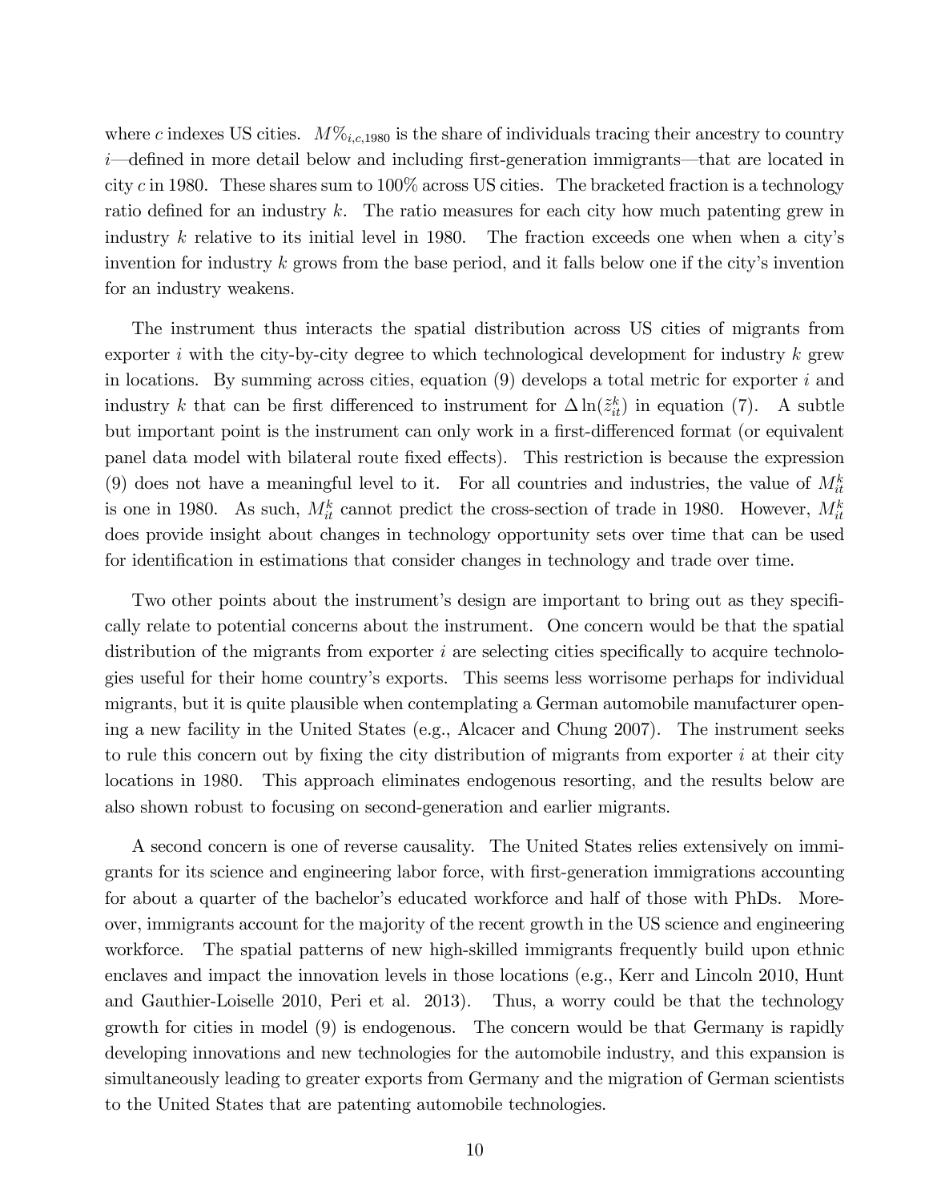where $c$ indexes US cities. $M\%_{i,c,1980}$ is the share of individuals tracing their ancestry to country $i$—defined in more detail below and including first-generation immigrants—that are located in city $c$ in 1980. These shares sum to 100% across US cities. The bracketed fraction is a technology ratio defined for an industry $k$. The ratio measures for each city how much patenting grew in industry $k$ relative to its initial level in 1980. The fraction exceeds one when when a city's invention for industry $k$ grows from the base period, and it falls below one if the city's invention for an industry weakens.

The instrument thus interacts the spatial distribution across US cities of migrants from exporter $i$ with the city-by-city degree to which technological development for industry $k$ grew in locations. By summing across cities, equation (9) develops a total metric for exporter $i$ and industry $k$ that can be first differenced to instrument for $\Delta \ln(\tilde{z}_{it}^{k})$ in equation (7). A subtle but important point is the instrument can only work in a first-differenced format (or equivalent panel data model with bilateral route fixed effects). This restriction is because the expression (9) does not have a meaningful level to it. For all countries and industries, the value of $M_{it}^{k}$ is one in 1980. As such, $M_{it}^{k}$ cannot predict the cross-section of trade in 1980. However, $M_{it}^{k}$ does provide insight about changes in technology opportunity sets over time that can be used for identification in estimations that consider changes in technology and trade over time.

Two other points about the instrument's design are important to bring out as they specifically relate to potential concerns about the instrument. One concern would be that the spatial distribution of the migrants from exporter $i$ are selecting cities specifically to acquire technologies useful for their home country's exports. This seems less worrisome perhaps for individual migrants, but it is quite plausible when contemplating a German automobile manufacturer opening a new facility in the United States (e.g., Alcacer and Chung 2007). The instrument seeks to rule this concern out by fixing the city distribution of migrants from exporter $i$ at their city locations in 1980. This approach eliminates endogenous resorting, and the results below are also shown robust to focusing on second-generation and earlier migrants.

A second concern is one of reverse causality. The United States relies extensively on immigrants for its science and engineering labor force, with first-generation immigrations accounting for about a quarter of the bachelor's educated workforce and half of those with PhDs. Moreover, immigrants account for the majority of the recent growth in the US science and engineering workforce. The spatial patterns of new high-skilled immigrants frequently build upon ethnic enclaves and impact the innovation levels in those locations (e.g., Kerr and Lincoln 2010, Hunt and Gauthier-Loiselle 2010, Peri et al. 2013). Thus, a worry could be that the technology growth for cities in model (9) is endogenous. The concern would be that Germany is rapidly developing innovations and new technologies for the automobile industry, and this expansion is simultaneously leading to greater exports from Germany and the migration of German scientists to the United States that are patenting automobile technologies.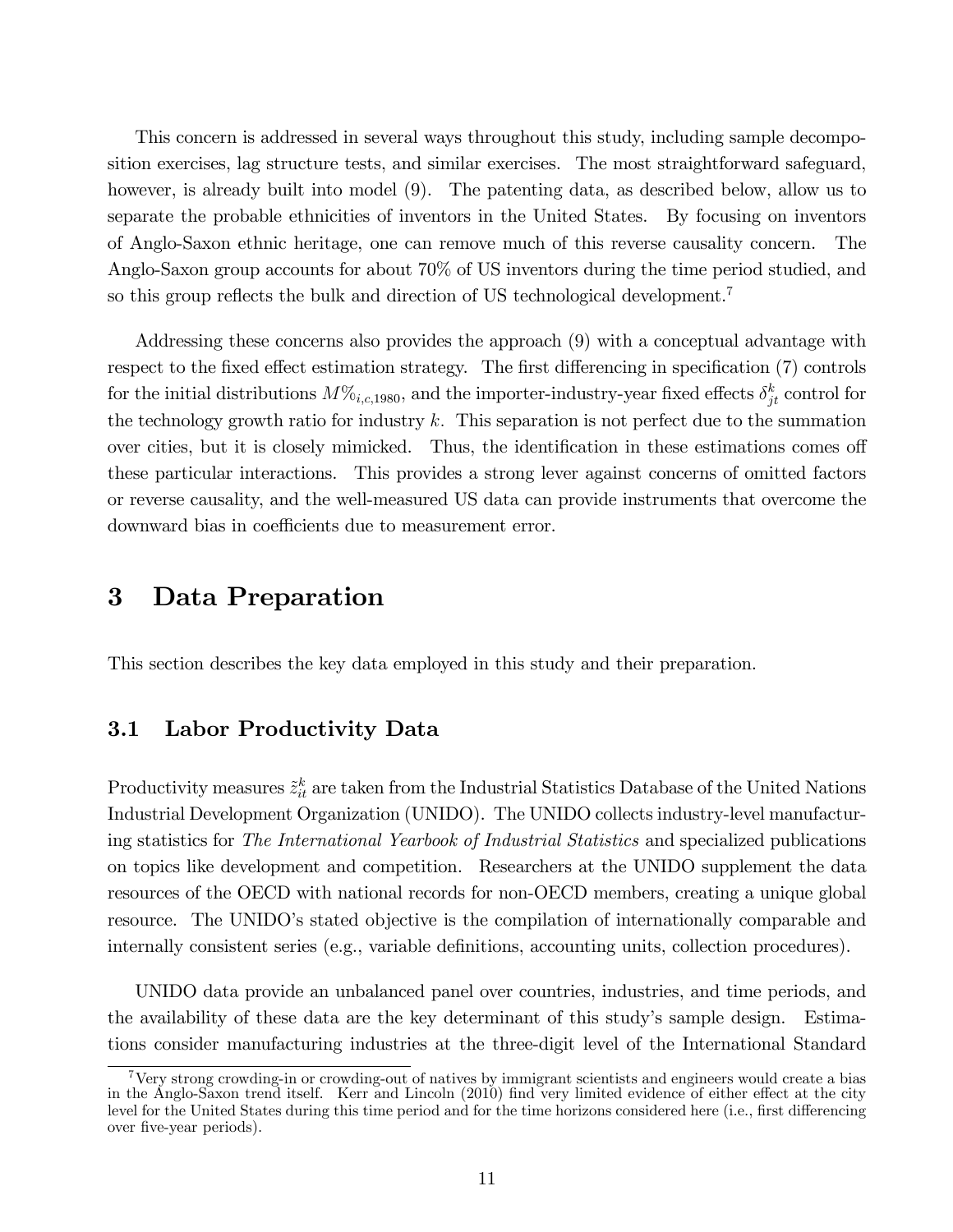This concern is addressed in several ways throughout this study, including sample decomposition exercises, lag structure tests, and similar exercises. The most straightforward safeguard, however, is already built into model (9). The patenting data, as described below, allow us to separate the probable ethnicities of inventors in the United States. By focusing on inventors of Anglo-Saxon ethnic heritage, one can remove much of this reverse causality concern. The Anglo-Saxon group accounts for about 70% of US inventors during the time period studied, and so this group reflects the bulk and direction of US technological development.[7]

Addressing these concerns also provides the approach (9) with a conceptual advantage with respect to the fixed effect estimation strategy. The first differencing in specification (7) controls for the initial distributions $M\%_{i,c,1980}$, and the importer-industry-year fixed effects $\delta_{jt}^{k}$ control for the technology growth ratio for industry $k$. This separation is not perfect due to the summation over cities, but it is closely mimicked. Thus, the identification in these estimations comes off these particular interactions. This provides a strong lever against concerns of omitted factors or reverse causality, and the well-measured US data can provide instruments that overcome the downward bias in coefficients due to measurement error.

# 3 Data Preparation

This section describes the key data employed in this study and their preparation.

## 3.1 Labor Productivity Data

Productivity measures $\tilde{z}_{it}^{k}$ are taken from the Industrial Statistics Database of the United Nations Industrial Development Organization (UNIDO). The UNIDO collects industry-level manufacturing statistics for *The International Yearbook of Industrial Statistics* and specialized publications on topics like development and competition. Researchers at the UNIDO supplement the data resources of the OECD with national records for non-OECD members, creating a unique global resource. The UNIDO's stated objective is the compilation of internationally comparable and internally consistent series (e.g., variable definitions, accounting units, collection procedures).

UNIDO data provide an unbalanced panel over countries, industries, and time periods, and the availability of these data are the key determinant of this study's sample design. Estimations consider manufacturing industries at the three-digit level of the International Standard

[7] Very strong crowding-in or crowding-out of natives by immigrant scientists and engineers would create a bias in the Anglo-Saxon trend itself. Kerr and Lincoln (2010) find very limited evidence of either effect at the city level for the United States during this time period and for the time horizons considered here (i.e., first differencing over five-year periods).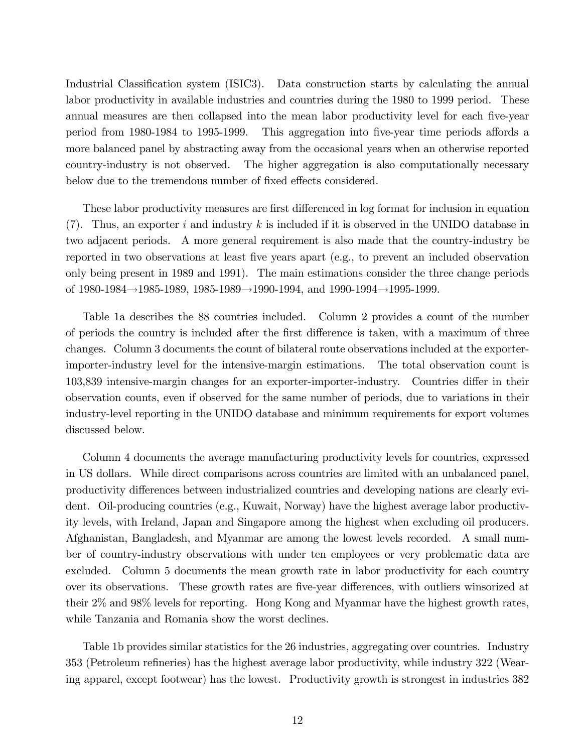Industrial Classification system (ISIC3). Data construction starts by calculating the annual labor productivity in available industries and countries during the 1980 to 1999 period. These annual measures are then collapsed into the mean labor productivity level for each five-year period from 1980-1984 to 1995-1999. This aggregation into five-year time periods affords a more balanced panel by abstracting away from the occasional years when an otherwise reported country-industry is not observed. The higher aggregation is also computationally necessary below due to the tremendous number of fixed effects considered.

These labor productivity measures are first differenced in log format for inclusion in equation (7). Thus, an exporter $i$ and industry $k$ is included if it is observed in the UNIDO database in two adjacent periods. A more general requirement is also made that the country-industry be reported in two observations at least five years apart (e.g., to prevent an included observation only being present in 1989 and 1991). The main estimations consider the three change periods of 1980-1984→1985-1989, 1985-1989→1990-1994, and 1990-1994→1995-1999.

Table 1a describes the 88 countries included. Column 2 provides a count of the number of periods the country is included after the first difference is taken, with a maximum of three changes. Column 3 documents the count of bilateral route observations included at the exporter-importer-industry level for the intensive-margin estimations. The total observation count is 103,839 intensive-margin changes for an exporter-importer-industry. Countries differ in their observation counts, even if observed for the same number of periods, due to variations in their industry-level reporting in the UNIDO database and minimum requirements for export volumes discussed below.

Column 4 documents the average manufacturing productivity levels for countries, expressed in US dollars. While direct comparisons across countries are limited with an unbalanced panel, productivity differences between industrialized countries and developing nations are clearly evident. Oil-producing countries (e.g., Kuwait, Norway) have the highest average labor productivity levels, with Ireland, Japan and Singapore among the highest when excluding oil producers. Afghanistan, Bangladesh, and Myanmar are among the lowest levels recorded. A small number of country-industry observations with under ten employees or very problematic data are excluded. Column 5 documents the mean growth rate in labor productivity for each country over its observations. These growth rates are five-year differences, with outliers winsorized at their 2% and 98% levels for reporting. Hong Kong and Myanmar have the highest growth rates, while Tanzania and Romania show the worst declines.

Table 1b provides similar statistics for the 26 industries, aggregating over countries. Industry 353 (Petroleum refineries) has the highest average labor productivity, while industry 322 (Wearing apparel, except footwear) has the lowest. Productivity growth is strongest in industries 382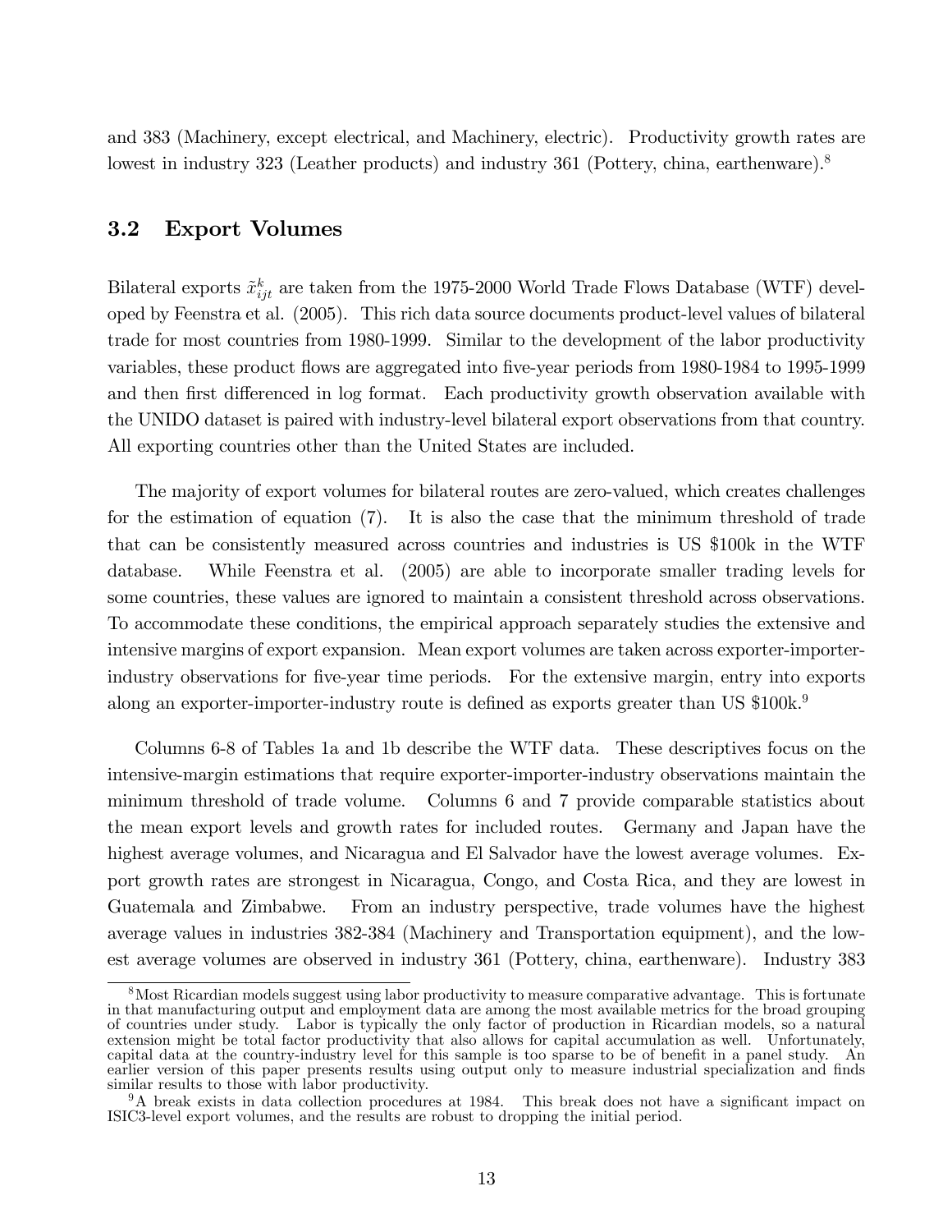and 383 (Machinery, except electrical, and Machinery, electric). Productivity growth rates are lowest in industry 323 (Leather products) and industry 361 (Pottery, china, earthenware).[8]

## 3.2 Export Volumes

Bilateral exports $\tilde{x}_{ijt}^{k}$ are taken from the 1975-2000 World Trade Flows Database (WTF) developed by Feenstra et al. (2005). This rich data source documents product-level values of bilateral trade for most countries from 1980-1999. Similar to the development of the labor productivity variables, these product flows are aggregated into five-year periods from 1980-1984 to 1995-1999 and then first differenced in log format. Each productivity growth observation available with the UNIDO dataset is paired with industry-level bilateral export observations from that country. All exporting countries other than the United States are included.

The majority of export volumes for bilateral routes are zero-valued, which creates challenges for the estimation of equation (7). It is also the case that the minimum threshold of trade that can be consistently measured across countries and industries is US \$100k in the WTF database. While Feenstra et al. (2005) are able to incorporate smaller trading levels for some countries, these values are ignored to maintain a consistent threshold across observations. To accommodate these conditions, the empirical approach separately studies the extensive and intensive margins of export expansion. Mean export volumes are taken across exporter-importer-industry observations for five-year time periods. For the extensive margin, entry into exports along an exporter-importer-industry route is defined as exports greater than US \$100k.[9]

Columns 6-8 of Tables 1a and 1b describe the WTF data. These descriptives focus on the intensive-margin estimations that require exporter-importer-industry observations maintain the minimum threshold of trade volume. Columns 6 and 7 provide comparable statistics about the mean export levels and growth rates for included routes. Germany and Japan have the highest average volumes, and Nicaragua and El Salvador have the lowest average volumes. Export growth rates are strongest in Nicaragua, Congo, and Costa Rica, and they are lowest in Guatemala and Zimbabwe. From an industry perspective, trade volumes have the highest average values in industries 382-384 (Machinery and Transportation equipment), and the lowest average volumes are observed in industry 361 (Pottery, china, earthenware). Industry 383

[8] Most Ricardian models suggest using labor productivity to measure comparative advantage. This is fortunate in that manufacturing output and employment data are among the most available metrics for the broad grouping of countries under study. Labor is typically the only factor of production in Ricardian models, so a natural extension might be total factor productivity that also allows for capital accumulation as well. Unfortunately, capital data at the country-industry level for this sample is too sparse to be of benefit in a panel study. An earlier version of this paper presents results using output only to measure industrial specialization and finds similar results to those with labor productivity.

[9] A break exists in data collection procedures at 1984. This break does not have a significant impact on ISIC3-level export volumes, and the results are robust to dropping the initial period.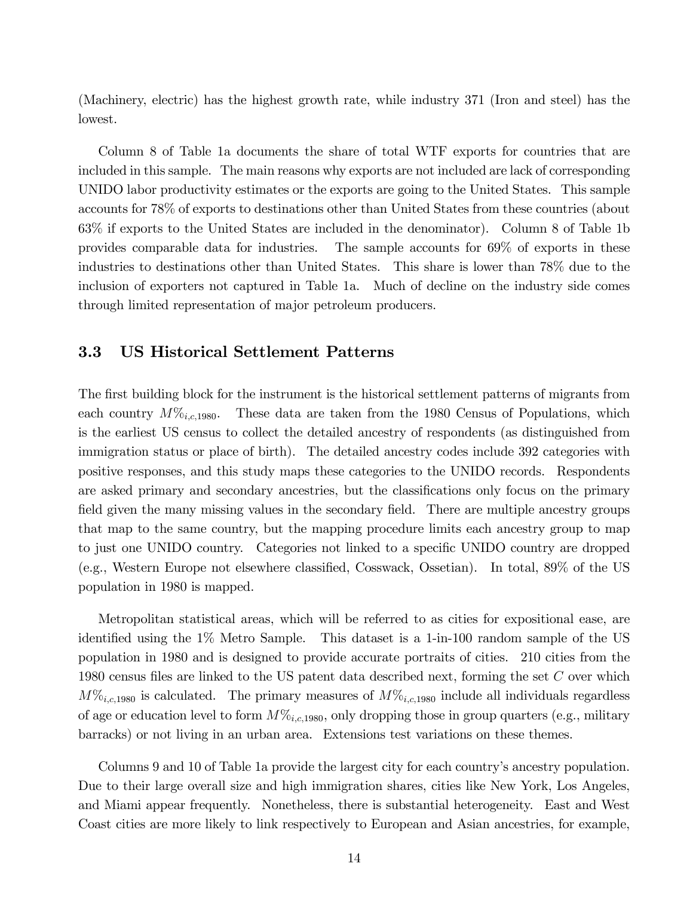(Machinery, electric) has the highest growth rate, while industry 371 (Iron and steel) has the lowest.

Column 8 of Table 1a documents the share of total WTF exports for countries that are included in this sample. The main reasons why exports are not included are lack of corresponding UNIDO labor productivity estimates or the exports are going to the United States. This sample accounts for 78% of exports to destinations other than United States from these countries (about 63% if exports to the United States are included in the denominator). Column 8 of Table 1b provides comparable data for industries. The sample accounts for 69% of exports in these industries to destinations other than United States. This share is lower than 78% due to the inclusion of exporters not captured in Table 1a. Much of decline on the industry side comes through limited representation of major petroleum producers.

### 3.3 US Historical Settlement Patterns

The first building block for the instrument is the historical settlement patterns of migrants from each country $M\%_{i,c,1980}$. These data are taken from the 1980 Census of Populations, which is the earliest US census to collect the detailed ancestry of respondents (as distinguished from immigration status or place of birth). The detailed ancestry codes include 392 categories with positive responses, and this study maps these categories to the UNIDO records. Respondents are asked primary and secondary ancestries, but the classifications only focus on the primary field given the many missing values in the secondary field. There are multiple ancestry groups that map to the same country, but the mapping procedure limits each ancestry group to map to just one UNIDO country. Categories not linked to a specific UNIDO country are dropped (e.g., Western Europe not elsewhere classified, Cosswack, Ossetian). In total, 89% of the US population in 1980 is mapped.

Metropolitan statistical areas, which will be referred to as cities for expositional ease, are identified using the 1% Metro Sample. This dataset is a 1-in-100 random sample of the US population in 1980 and is designed to provide accurate portraits of cities. 210 cities from the 1980 census files are linked to the US patent data described next, forming the set $C$ over which $M\%_{i,c,1980}$ is calculated. The primary measures of $M\%_{i,c,1980}$ include all individuals regardless of age or education level to form $M\%_{i,c,1980}$, only dropping those in group quarters (e.g., military barracks) or not living in an urban area. Extensions test variations on these themes.

Columns 9 and 10 of Table 1a provide the largest city for each country's ancestry population. Due to their large overall size and high immigration shares, cities like New York, Los Angeles, and Miami appear frequently. Nonetheless, there is substantial heterogeneity. East and West Coast cities are more likely to link respectively to European and Asian ancestries, for example,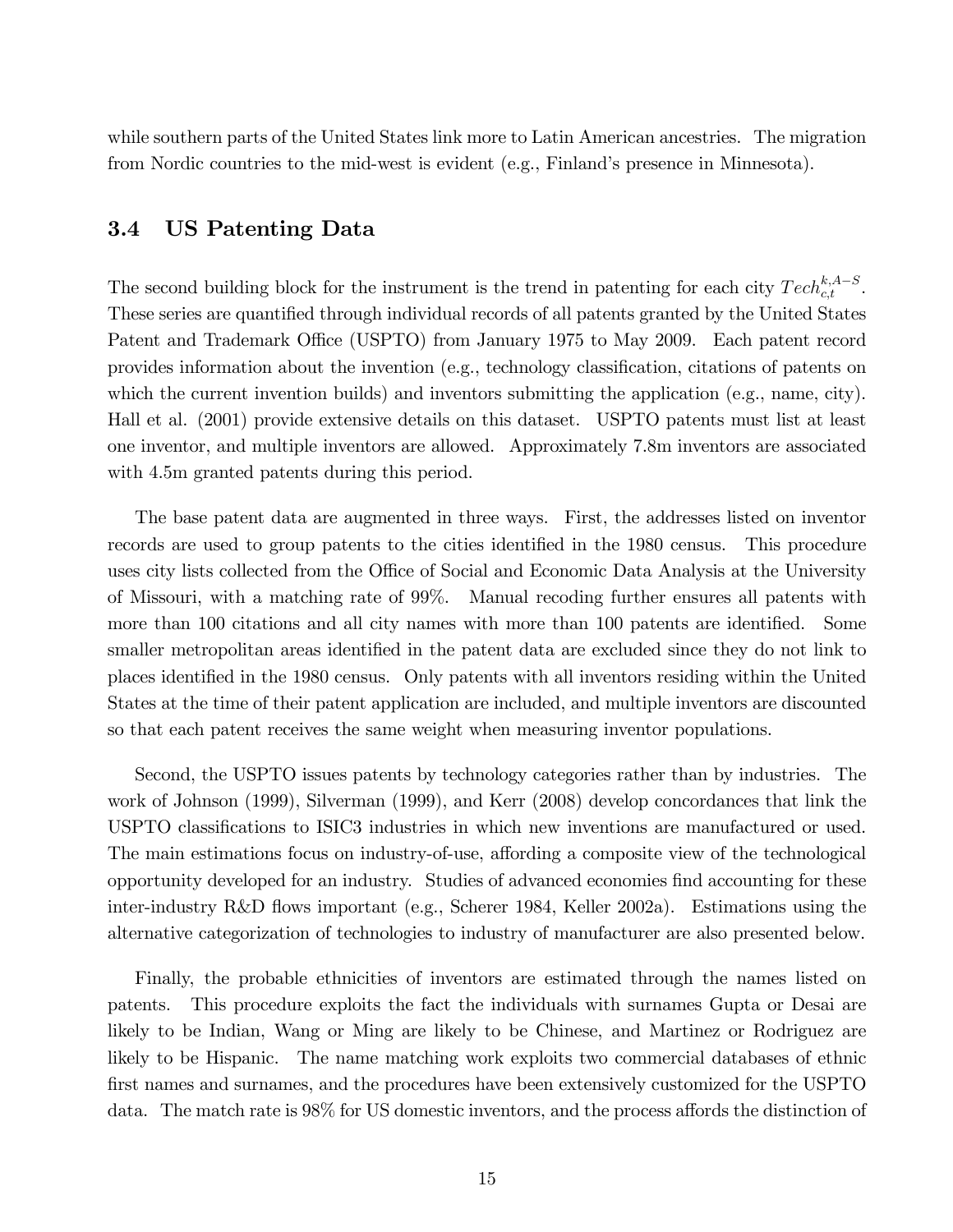while southern parts of the United States link more to Latin American ancestries. The migration from Nordic countries to the mid-west is evident (e.g., Finland's presence in Minnesota).

### 3.4 US Patenting Data

The second building block for the instrument is the trend in patenting for each city $Tech_{c,t}^{k,A-S}$. These series are quantified through individual records of all patents granted by the United States Patent and Trademark Office (USPTO) from January 1975 to May 2009. Each patent record provides information about the invention (e.g., technology classification, citations of patents on which the current invention builds) and inventors submitting the application (e.g., name, city). Hall et al. (2001) provide extensive details on this dataset. USPTO patents must list at least one inventor, and multiple inventors are allowed. Approximately 7.8m inventors are associated with 4.5m granted patents during this period.

The base patent data are augmented in three ways. First, the addresses listed on inventor records are used to group patents to the cities identified in the 1980 census. This procedure uses city lists collected from the Office of Social and Economic Data Analysis at the University of Missouri, with a matching rate of 99%. Manual recoding further ensures all patents with more than 100 citations and all city names with more than 100 patents are identified. Some smaller metropolitan areas identified in the patent data are excluded since they do not link to places identified in the 1980 census. Only patents with all inventors residing within the United States at the time of their patent application are included, and multiple inventors are discounted so that each patent receives the same weight when measuring inventor populations.

Second, the USPTO issues patents by technology categories rather than by industries. The work of Johnson (1999), Silverman (1999), and Kerr (2008) develop concordances that link the USPTO classifications to ISIC3 industries in which new inventions are manufactured or used. The main estimations focus on industry-of-use, affording a composite view of the technological opportunity developed for an industry. Studies of advanced economies find accounting for these inter-industry R&D flows important (e.g., Scherer 1984, Keller 2002a). Estimations using the alternative categorization of technologies to industry of manufacturer are also presented below.

Finally, the probable ethnicities of inventors are estimated through the names listed on patents. This procedure exploits the fact the individuals with surnames Gupta or Desai are likely to be Indian, Wang or Ming are likely to be Chinese, and Martinez or Rodriguez are likely to be Hispanic. The name matching work exploits two commercial databases of ethnic first names and surnames, and the procedures have been extensively customized for the USPTO data. The match rate is 98% for US domestic inventors, and the process affords the distinction of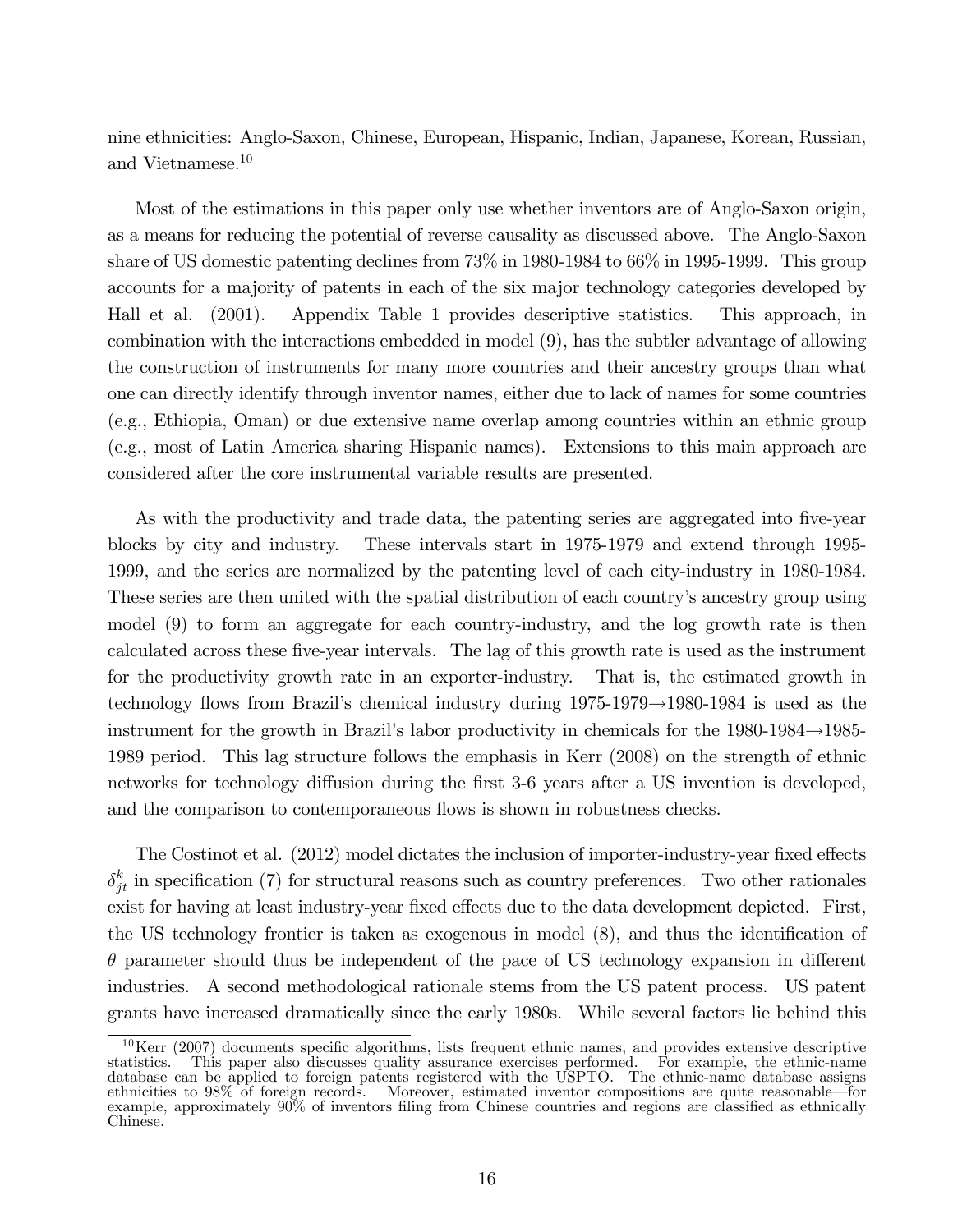nine ethnicities: Anglo-Saxon, Chinese, European, Hispanic, Indian, Japanese, Korean, Russian, and Vietnamese.[10]

Most of the estimations in this paper only use whether inventors are of Anglo-Saxon origin, as a means for reducing the potential of reverse causality as discussed above. The Anglo-Saxon share of US domestic patenting declines from 73% in 1980-1984 to 66% in 1995-1999. This group accounts for a majority of patents in each of the six major technology categories developed by Hall et al. (2001). Appendix Table 1 provides descriptive statistics. This approach, in combination with the interactions embedded in model (9), has the subtler advantage of allowing the construction of instruments for many more countries and their ancestry groups than what one can directly identify through inventor names, either due to lack of names for some countries (e.g., Ethiopia, Oman) or due extensive name overlap among countries within an ethnic group (e.g., most of Latin America sharing Hispanic names). Extensions to this main approach are considered after the core instrumental variable results are presented.

As with the productivity and trade data, the patenting series are aggregated into five-year blocks by city and industry. These intervals start in 1975-1979 and extend through 1995-1999, and the series are normalized by the patenting level of each city-industry in 1980-1984. These series are then united with the spatial distribution of each country's ancestry group using model (9) to form an aggregate for each country-industry, and the log growth rate is then calculated across these five-year intervals. The lag of this growth rate is used as the instrument for the productivity growth rate in an exporter-industry. That is, the estimated growth in technology flows from Brazil's chemical industry during 1975-1979→1980-1984 is used as the instrument for the growth in Brazil's labor productivity in chemicals for the 1980-1984→1985-1989 period. This lag structure follows the emphasis in Kerr (2008) on the strength of ethnic networks for technology diffusion during the first 3-6 years after a US invention is developed, and the comparison to contemporaneous flows is shown in robustness checks.

The Costinot et al. (2012) model dictates the inclusion of importer-industry-year fixed effects $\delta_{jt}^{k}$ in specification (7) for structural reasons such as country preferences. Two other rationales exist for having at least industry-year fixed effects due to the data development depicted. First, the US technology frontier is taken as exogenous in model (8), and thus the identification of $\theta$ parameter should thus be independent of the pace of US technology expansion in different industries. A second methodological rationale stems from the US patent process. US patent grants have increased dramatically since the early 1980s. While several factors lie behind this

[10] Kerr (2007) documents specific algorithms, lists frequent ethnic names, and provides extensive descriptive statistics. This paper also discusses quality assurance exercises performed. For example, the ethnic-name database can be applied to foreign patents registered with the USPTO. The ethnic-name database assigns ethnicities to 98% of foreign records. Moreover, estimated inventor compositions are quite reasonable—for example, approximately 90% of inventors filing from Chinese countries and regions are classified as ethnically Chinese.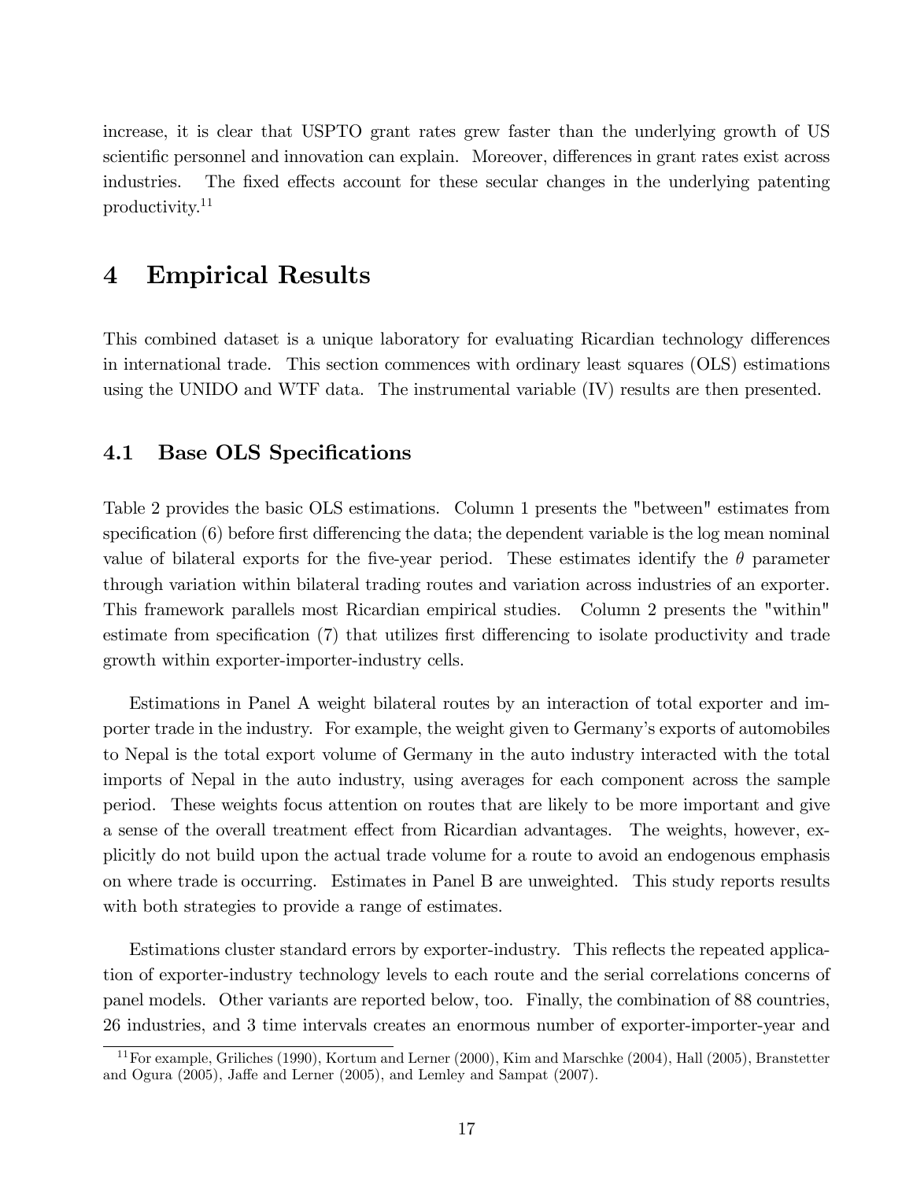increase, it is clear that USPTO grant rates grew faster than the underlying growth of US scientific personnel and innovation can explain. Moreover, differences in grant rates exist across industries. The fixed effects account for these secular changes in the underlying patenting productivity.[11]

# 4 Empirical Results

This combined dataset is a unique laboratory for evaluating Ricardian technology differences in international trade. This section commences with ordinary least squares (OLS) estimations using the UNIDO and WTF data. The instrumental variable (IV) results are then presented.

## 4.1 Base OLS Specifications

Table 2 provides the basic OLS estimations. Column 1 presents the "between" estimates from specification (6) before first differencing the data; the dependent variable is the log mean nominal value of bilateral exports for the five-year period. These estimates identify the $\theta$ parameter through variation within bilateral trading routes and variation across industries of an exporter. This framework parallels most Ricardian empirical studies. Column 2 presents the "within" estimate from specification (7) that utilizes first differencing to isolate productivity and trade growth within exporter-importer-industry cells.

Estimations in Panel A weight bilateral routes by an interaction of total exporter and importer trade in the industry. For example, the weight given to Germany's exports of automobiles to Nepal is the total export volume of Germany in the auto industry interacted with the total imports of Nepal in the auto industry, using averages for each component across the sample period. These weights focus attention on routes that are likely to be more important and give a sense of the overall treatment effect from Ricardian advantages. The weights, however, explicitly do not build upon the actual trade volume for a route to avoid an endogenous emphasis on where trade is occurring. Estimates in Panel B are unweighted. This study reports results with both strategies to provide a range of estimates.

Estimations cluster standard errors by exporter-industry. This reflects the repeated application of exporter-industry technology levels to each route and the serial correlations concerns of panel models. Other variants are reported below, too. Finally, the combination of 88 countries, 26 industries, and 3 time intervals creates an enormous number of exporter-importer-year and

[11] For example, Griliches (1990), Kortum and Lerner (2000), Kim and Marschke (2004), Hall (2005), Branstetter and Ogura (2005), Jaffe and Lerner (2005), and Lemley and Sampat (2007).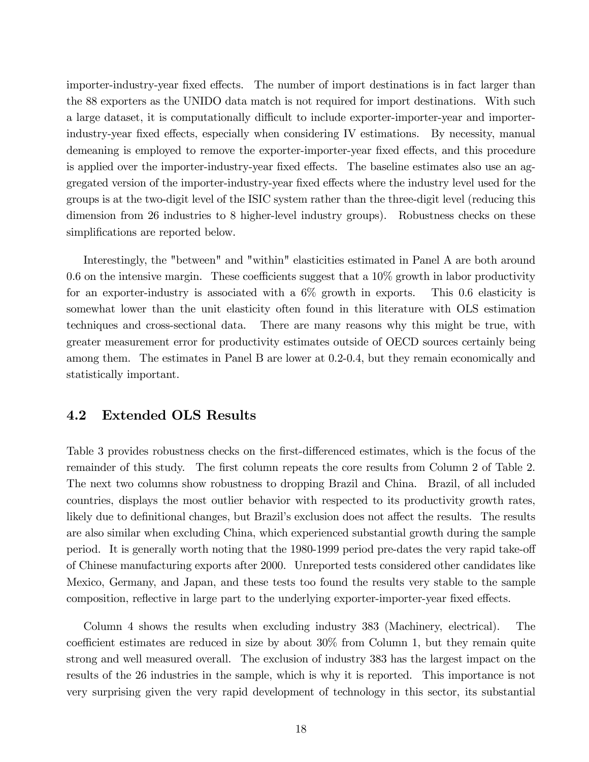importer-industry-year fixed effects. The number of import destinations is in fact larger than the 88 exporters as the UNIDO data match is not required for import destinations. With such a large dataset, it is computationally difficult to include exporter-importer-year and importer-industry-year fixed effects, especially when considering IV estimations. By necessity, manual demeaning is employed to remove the exporter-importer-year fixed effects, and this procedure is applied over the importer-industry-year fixed effects. The baseline estimates also use an aggregated version of the importer-industry-year fixed effects where the industry level used for the groups is at the two-digit level of the ISIC system rather than the three-digit level (reducing this dimension from 26 industries to 8 higher-level industry groups). Robustness checks on these simplifications are reported below.

Interestingly, the "between" and "within" elasticities estimated in Panel A are both around 0.6 on the intensive margin. These coefficients suggest that a 10% growth in labor productivity for an exporter-industry is associated with a 6% growth in exports. This 0.6 elasticity is somewhat lower than the unit elasticity often found in this literature with OLS estimation techniques and cross-sectional data. There are many reasons why this might be true, with greater measurement error for productivity estimates outside of OECD sources certainly being among them. The estimates in Panel B are lower at 0.2-0.4, but they remain economically and statistically important.

## 4.2 Extended OLS Results

Table 3 provides robustness checks on the first-differenced estimates, which is the focus of the remainder of this study. The first column repeats the core results from Column 2 of Table 2. The next two columns show robustness to dropping Brazil and China. Brazil, of all included countries, displays the most outlier behavior with respected to its productivity growth rates, likely due to definitional changes, but Brazil's exclusion does not affect the results. The results are also similar when excluding China, which experienced substantial growth during the sample period. It is generally worth noting that the 1980-1999 period pre-dates the very rapid take-off of Chinese manufacturing exports after 2000. Unreported tests considered other candidates like Mexico, Germany, and Japan, and these tests too found the results very stable to the sample composition, reflective in large part to the underlying exporter-importer-year fixed effects.

Column 4 shows the results when excluding industry 383 (Machinery, electrical). The coefficient estimates are reduced in size by about 30% from Column 1, but they remain quite strong and well measured overall. The exclusion of industry 383 has the largest impact on the results of the 26 industries in the sample, which is why it is reported. This importance is not very surprising given the very rapid development of technology in this sector, its substantial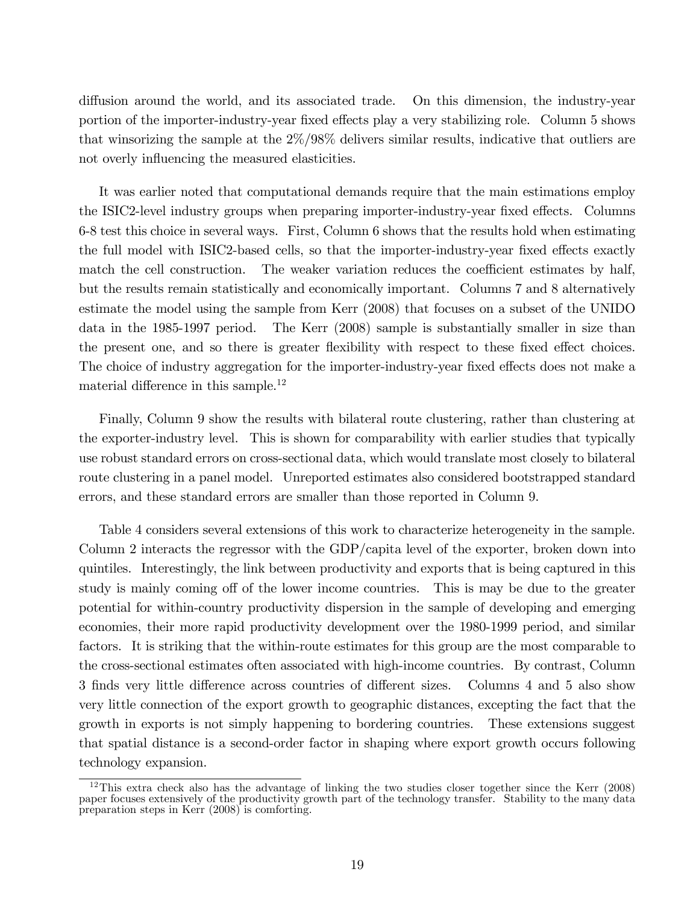diffusion around the world, and its associated trade. On this dimension, the industry-year portion of the importer-industry-year fixed effects play a very stabilizing role. Column 5 shows that winsorizing the sample at the 2%/98% delivers similar results, indicative that outliers are not overly influencing the measured elasticities.

It was earlier noted that computational demands require that the main estimations employ the ISIC2-level industry groups when preparing importer-industry-year fixed effects. Columns 6-8 test this choice in several ways. First, Column 6 shows that the results hold when estimating the full model with ISIC2-based cells, so that the importer-industry-year fixed effects exactly match the cell construction. The weaker variation reduces the coefficient estimates by half, but the results remain statistically and economically important. Columns 7 and 8 alternatively estimate the model using the sample from Kerr (2008) that focuses on a subset of the UNIDO data in the 1985-1997 period. The Kerr (2008) sample is substantially smaller in size than the present one, and so there is greater flexibility with respect to these fixed effect choices. The choice of industry aggregation for the importer-industry-year fixed effects does not make a material difference in this sample.[12]

Finally, Column 9 show the results with bilateral route clustering, rather than clustering at the exporter-industry level. This is shown for comparability with earlier studies that typically use robust standard errors on cross-sectional data, which would translate most closely to bilateral route clustering in a panel model. Unreported estimates also considered bootstrapped standard errors, and these standard errors are smaller than those reported in Column 9.

Table 4 considers several extensions of this work to characterize heterogeneity in the sample. Column 2 interacts the regressor with the GDP/capita level of the exporter, broken down into quintiles. Interestingly, the link between productivity and exports that is being captured in this study is mainly coming off of the lower income countries. This is may be due to the greater potential for within-country productivity dispersion in the sample of developing and emerging economies, their more rapid productivity development over the 1980-1999 period, and similar factors. It is striking that the within-route estimates for this group are the most comparable to the cross-sectional estimates often associated with high-income countries. By contrast, Column 3 finds very little difference across countries of different sizes. Columns 4 and 5 also show very little connection of the export growth to geographic distances, excepting the fact that the growth in exports is not simply happening to bordering countries. These extensions suggest that spatial distance is a second-order factor in shaping where export growth occurs following technology expansion.

[12] This extra check also has the advantage of linking the two studies closer together since the Kerr (2008) paper focuses extensively of the productivity growth part of the technology transfer. Stability to the many data preparation steps in Kerr (2008) is comforting.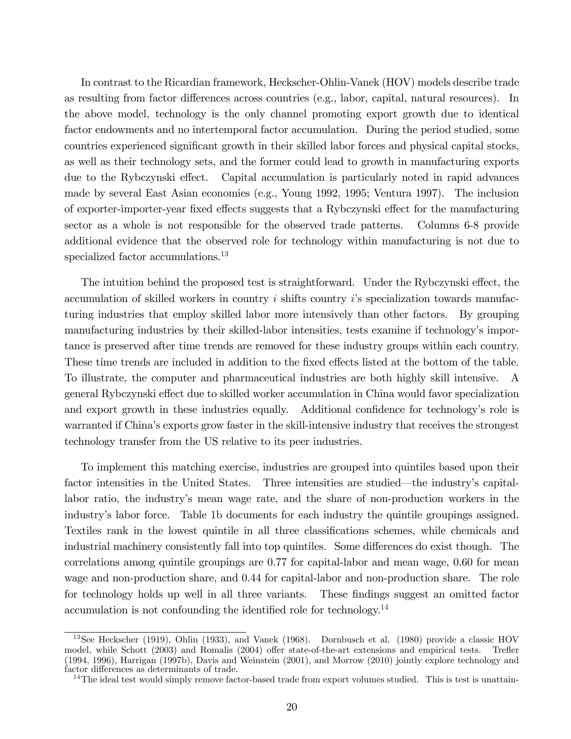In contrast to the Ricardian framework, Heckscher-Ohlin-Vanek (HOV) models describe trade as resulting from factor differences across countries (e.g., labor, capital, natural resources). In the above model, technology is the only channel promoting export growth due to identical factor endowments and no intertemporal factor accumulation. During the period studied, some countries experienced significant growth in their skilled labor forces and physical capital stocks, as well as their technology sets, and the former could lead to growth in manufacturing exports due to the Rybczynski effect. Capital accumulation is particularly noted in rapid advances made by several East Asian economies (e.g., Young 1992, 1995; Ventura 1997). The inclusion of exporter-importer-year fixed effects suggests that a Rybczynski effect for the manufacturing sector as a whole is not responsible for the observed trade patterns. Columns 6-8 provide additional evidence that the observed role for technology within manufacturing is not due to specialized factor accumulations.[13]

The intuition behind the proposed test is straightforward. Under the Rybczynski effect, the accumulation of skilled workers in country $i$ shifts country $i$'s specialization towards manufacturing industries that employ skilled labor more intensively than other factors. By grouping manufacturing industries by their skilled-labor intensities, tests examine if technology's importance is preserved after time trends are removed for these industry groups within each country. These time trends are included in addition to the fixed effects listed at the bottom of the table. To illustrate, the computer and pharmaceutical industries are both highly skill intensive. A general Rybczynski effect due to skilled worker accumulation in China would favor specialization and export growth in these industries equally. Additional confidence for technology's role is warranted if China's exports grow faster in the skill-intensive industry that receives the strongest technology transfer from the US relative to its peer industries.

To implement this matching exercise, industries are grouped into quintiles based upon their factor intensities in the United States. Three intensities are studied—the industry's capital-labor ratio, the industry's mean wage rate, and the share of non-production workers in the industry's labor force. Table 1b documents for each industry the quintile groupings assigned. Textiles rank in the lowest quintile in all three classifications schemes, while chemicals and industrial machinery consistently fall into top quintiles. Some differences do exist though. The correlations among quintile groupings are 0.77 for capital-labor and mean wage, 0.60 for mean wage and non-production share, and 0.44 for capital-labor and non-production share. The role for technology holds up well in all three variants. These findings suggest an omitted factor accumulation is not confounding the identified role for technology.[14]

---

[13] See Heckscher (1919), Ohlin (1933), and Vanek (1968). Dornbusch et al. (1980) provide a classic HOV model, while Schott (2003) and Romalis (2004) offer state-of-the-art extensions and empirical tests. Trefler (1994, 1996), Harrigan (1997b), Davis and Weinstein (2001), and Morrow (2010) jointly explore technology and factor differences as determinants of trade.

[14] The ideal test would simply remove factor-based trade from export volumes studied. This is test is unattain-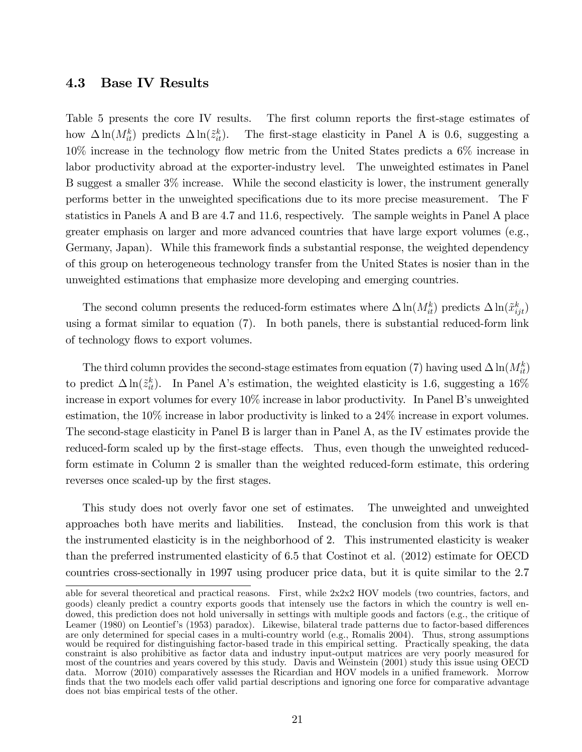### 4.3 Base IV Results

Table 5 presents the core IV results. The first column reports the first-stage estimates of how $\Delta \ln(M_{it}^k)$ predicts $\Delta \ln(\tilde{z}_{it}^k)$. The first-stage elasticity in Panel A is 0.6, suggesting a 10% increase in the technology flow metric from the United States predicts a 6% increase in labor productivity abroad at the exporter-industry level. The unweighted estimates in Panel B suggest a smaller 3% increase. While the second elasticity is lower, the instrument generally performs better in the unweighted specifications due to its more precise measurement. The F statistics in Panels A and B are 4.7 and 11.6, respectively. The sample weights in Panel A place greater emphasis on larger and more advanced countries that have large export volumes (e.g., Germany, Japan). While this framework finds a substantial response, the weighted dependency of this group on heterogeneous technology transfer from the United States is nosier than in the unweighted estimations that emphasize more developing and emerging countries.

The second column presents the reduced-form estimates where $\Delta \ln(M_{it}^k)$ predicts $\Delta \ln(\tilde{x}_{ijt}^k)$ using a format similar to equation (7). In both panels, there is substantial reduced-form link of technology flows to export volumes.

The third column provides the second-stage estimates from equation (7) having used $\Delta \ln(M_{it}^k)$ to predict $\Delta \ln(\tilde{z}_{it}^k)$. In Panel A's estimation, the weighted elasticity is 1.6, suggesting a 16% increase in export volumes for every 10% increase in labor productivity. In Panel B's unweighted estimation, the 10% increase in labor productivity is linked to a 24% increase in export volumes. The second-stage elasticity in Panel B is larger than in Panel A, as the IV estimates provide the reduced-form scaled up by the first-stage effects. Thus, even though the unweighted reduced-form estimate in Column 2 is smaller than the weighted reduced-form estimate, this ordering reverses once scaled-up by the first stages.

This study does not overly favor one set of estimates. The unweighted and unweighted approaches both have merits and liabilities. Instead, the conclusion from this work is that the instrumented elasticity is in the neighborhood of 2. This instrumented elasticity is weaker than the preferred instrumented elasticity of 6.5 that Costinot et al. (2012) estimate for OECD countries cross-sectionally in 1997 using producer price data, but it is quite similar to the 2.7

able for several theoretical and practical reasons. First, while 2x2x2 HOV models (two countries, factors, and goods) cleanly predict a country exports goods that intensely use the factors in which the country is well endowed, this prediction does not hold universally in settings with multiple goods and factors (e.g., the critique of Leamer (1980) on Leontief's (1953) paradox). Likewise, bilateral trade patterns due to factor-based differences are only determined for special cases in a multi-country world (e.g., Romalis 2004). Thus, strong assumptions would be required for distinguishing factor-based trade in this empirical setting. Practically speaking, the data constraint is also prohibitive as factor data and industry input-output matrices are very poorly measured for most of the countries and years covered by this study. Davis and Weinstein (2001) study this issue using OECD data. Morrow (2010) comparatively assesses the Ricardian and HOV models in a unified framework. Morrow finds that the two models each offer valid partial descriptions and ignoring one force for comparative advantage does not bias empirical tests of the other.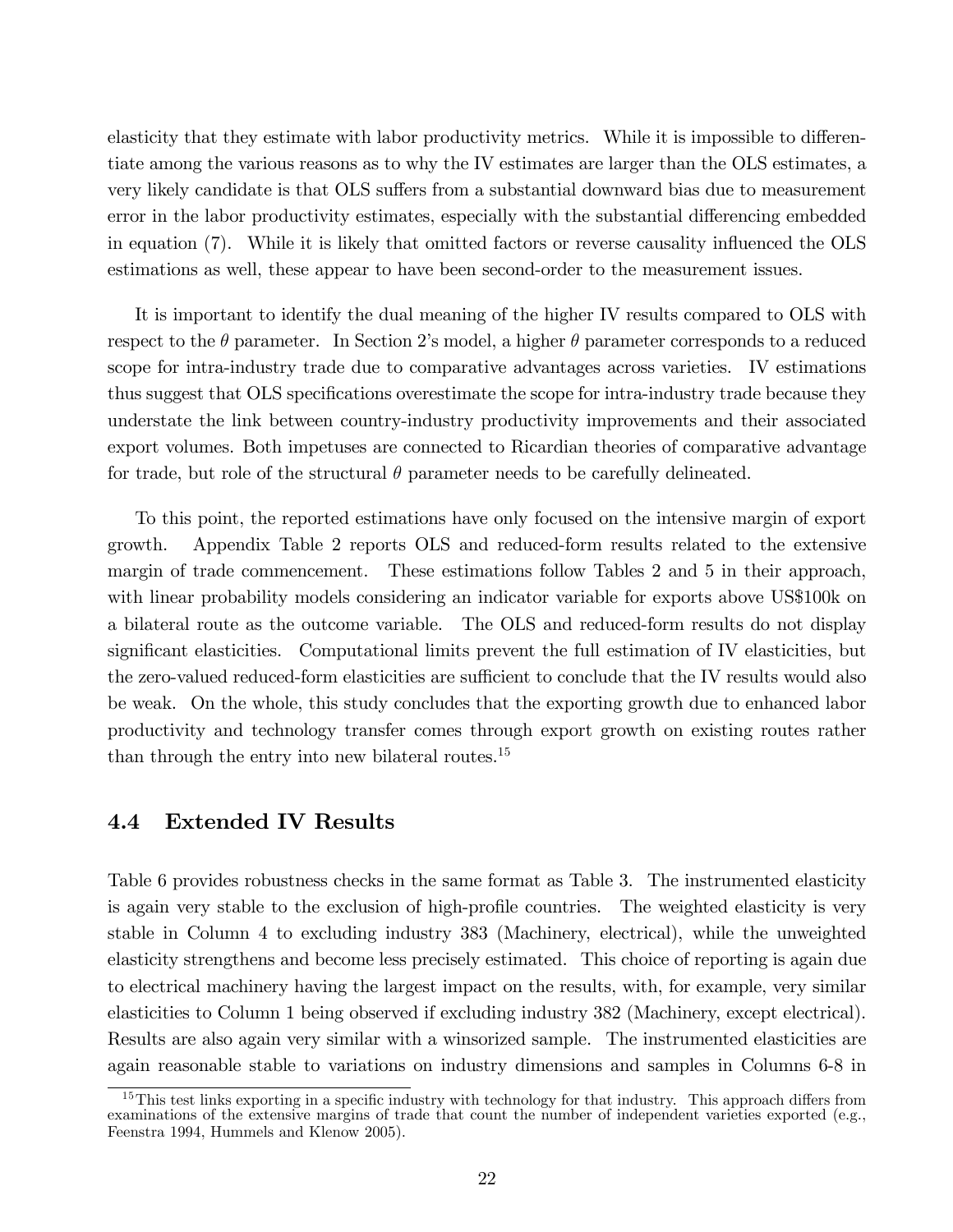elasticity that they estimate with labor productivity metrics. While it is impossible to differentiate among the various reasons as to why the IV estimates are larger than the OLS estimates, a very likely candidate is that OLS suffers from a substantial downward bias due to measurement error in the labor productivity estimates, especially with the substantial differencing embedded in equation (7). While it is likely that omitted factors or reverse causality influenced the OLS estimations as well, these appear to have been second-order to the measurement issues.

It is important to identify the dual meaning of the higher IV results compared to OLS with respect to the $\theta$ parameter. In Section 2's model, a higher $\theta$ parameter corresponds to a reduced scope for intra-industry trade due to comparative advantages across varieties. IV estimations thus suggest that OLS specifications overestimate the scope for intra-industry trade because they understate the link between country-industry productivity improvements and their associated export volumes. Both impetuses are connected to Ricardian theories of comparative advantage for trade, but role of the structural $\theta$ parameter needs to be carefully delineated.

To this point, the reported estimations have only focused on the intensive margin of export growth. Appendix Table 2 reports OLS and reduced-form results related to the extensive margin of trade commencement. These estimations follow Tables 2 and 5 in their approach, with linear probability models considering an indicator variable for exports above US$100k on a bilateral route as the outcome variable. The OLS and reduced-form results do not display significant elasticities. Computational limits prevent the full estimation of IV elasticities, but the zero-valued reduced-form elasticities are sufficient to conclude that the IV results would also be weak. On the whole, this study concludes that the exporting growth due to enhanced labor productivity and technology transfer comes through export growth on existing routes rather than through the entry into new bilateral routes.[15]

## 4.4 Extended IV Results

Table 6 provides robustness checks in the same format as Table 3. The instrumented elasticity is again very stable to the exclusion of high-profile countries. The weighted elasticity is very stable in Column 4 to excluding industry 383 (Machinery, electrical), while the unweighted elasticity strengthens and become less precisely estimated. This choice of reporting is again due to electrical machinery having the largest impact on the results, with, for example, very similar elasticities to Column 1 being observed if excluding industry 382 (Machinery, except electrical). Results are also again very similar with a winsorized sample. The instrumented elasticities are again reasonable stable to variations on industry dimensions and samples in Columns 6-8 in

[15] This test links exporting in a specific industry with technology for that industry. This approach differs from examinations of the extensive margins of trade that count the number of independent varieties exported (e.g., Feenstra 1994, Hummels and Klenow 2005).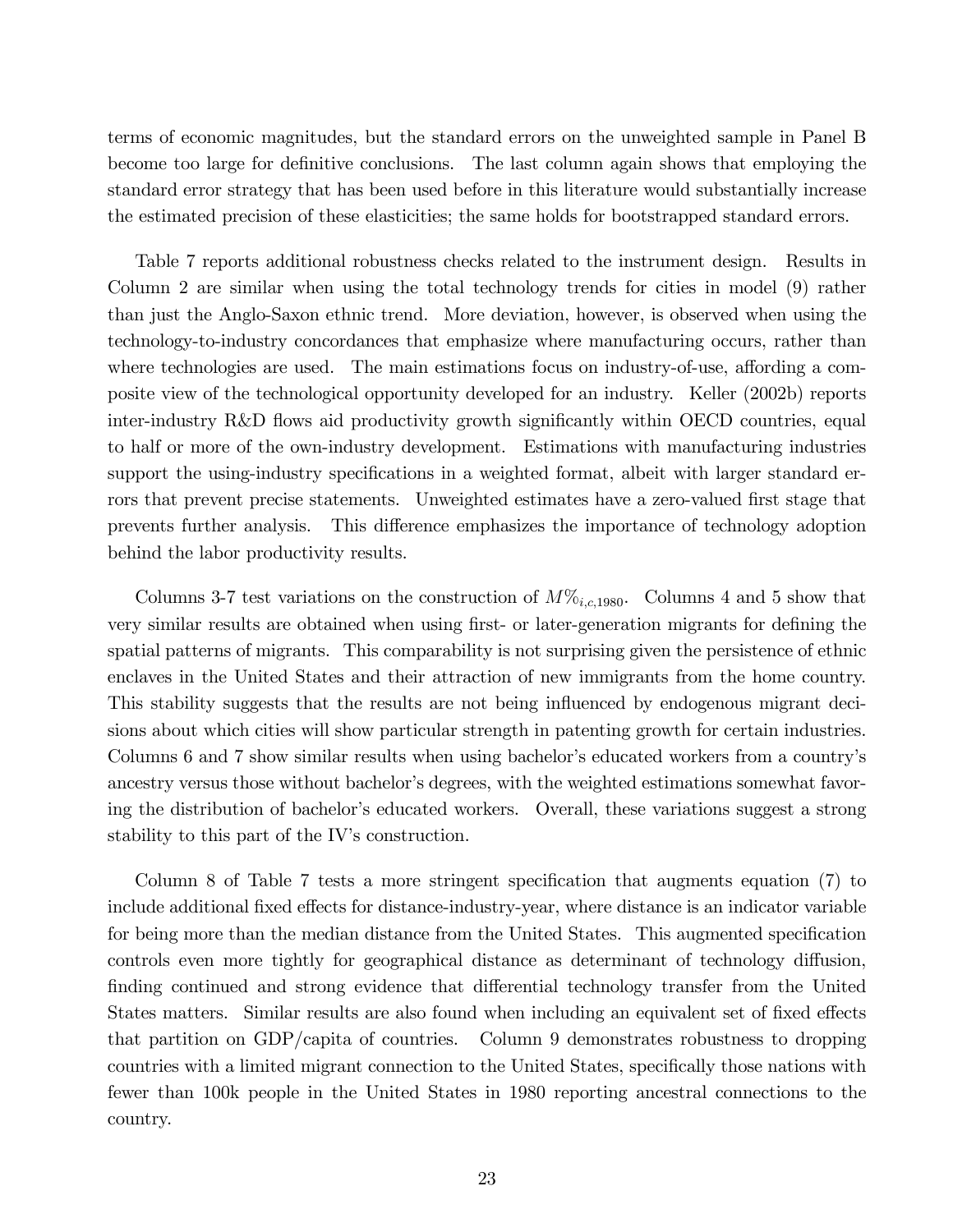terms of economic magnitudes, but the standard errors on the unweighted sample in Panel B become too large for definitive conclusions. The last column again shows that employing the standard error strategy that has been used before in this literature would substantially increase the estimated precision of these elasticities; the same holds for bootstrapped standard errors.

Table 7 reports additional robustness checks related to the instrument design. Results in Column 2 are similar when using the total technology trends for cities in model (9) rather than just the Anglo-Saxon ethnic trend. More deviation, however, is observed when using the technology-to-industry concordances that emphasize where manufacturing occurs, rather than where technologies are used. The main estimations focus on industry-of-use, affording a composite view of the technological opportunity developed for an industry. Keller (2002b) reports inter-industry R&D flows aid productivity growth significantly within OECD countries, equal to half or more of the own-industry development. Estimations with manufacturing industries support the using-industry specifications in a weighted format, albeit with larger standard errors that prevent precise statements. Unweighted estimates have a zero-valued first stage that prevents further analysis. This difference emphasizes the importance of technology adoption behind the labor productivity results.

Columns 3-7 test variations on the construction of $M\%_{i,c,1980}$. Columns 4 and 5 show that very similar results are obtained when using first- or later-generation migrants for defining the spatial patterns of migrants. This comparability is not surprising given the persistence of ethnic enclaves in the United States and their attraction of new immigrants from the home country. This stability suggests that the results are not being influenced by endogenous migrant decisions about which cities will show particular strength in patenting growth for certain industries. Columns 6 and 7 show similar results when using bachelor's educated workers from a country's ancestry versus those without bachelor's degrees, with the weighted estimations somewhat favoring the distribution of bachelor's educated workers. Overall, these variations suggest a strong stability to this part of the IV's construction.

Column 8 of Table 7 tests a more stringent specification that augments equation (7) to include additional fixed effects for distance-industry-year, where distance is an indicator variable for being more than the median distance from the United States. This augmented specification controls even more tightly for geographical distance as determinant of technology diffusion, finding continued and strong evidence that differential technology transfer from the United States matters. Similar results are also found when including an equivalent set of fixed effects that partition on GDP/capita of countries. Column 9 demonstrates robustness to dropping countries with a limited migrant connection to the United States, specifically those nations with fewer than 100k people in the United States in 1980 reporting ancestral connections to the country.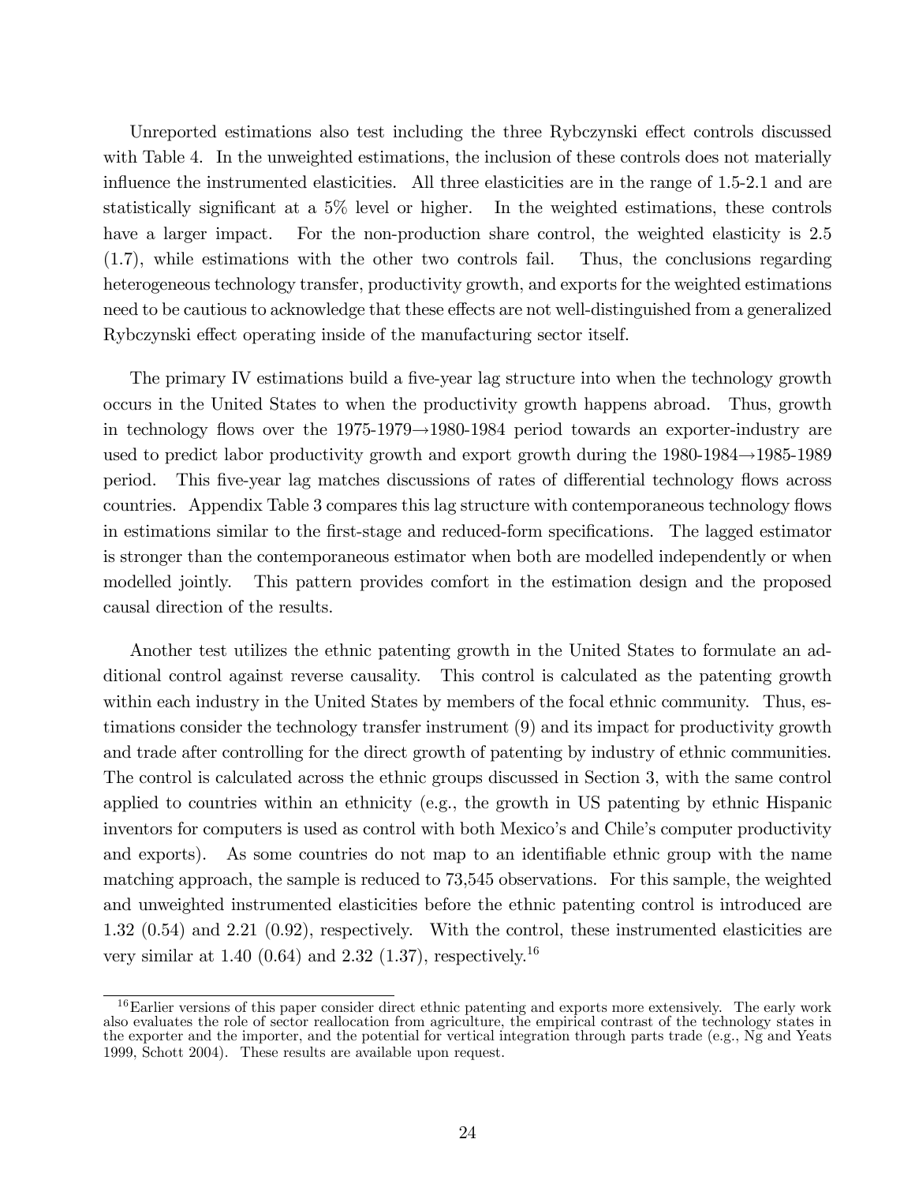Unreported estimations also test including the three Rybczynski effect controls discussed with Table 4. In the unweighted estimations, the inclusion of these controls does not materially influence the instrumented elasticities. All three elasticities are in the range of 1.5-2.1 and are statistically significant at a 5% level or higher. In the weighted estimations, these controls have a larger impact. For the non-production share control, the weighted elasticity is 2.5 (1.7), while estimations with the other two controls fail. Thus, the conclusions regarding heterogeneous technology transfer, productivity growth, and exports for the weighted estimations need to be cautious to acknowledge that these effects are not well-distinguished from a generalized Rybczynski effect operating inside of the manufacturing sector itself.

The primary IV estimations build a five-year lag structure into when the technology growth occurs in the United States to when the productivity growth happens abroad. Thus, growth in technology flows over the 1975-1979→1980-1984 period towards an exporter-industry are used to predict labor productivity growth and export growth during the 1980-1984→1985-1989 period. This five-year lag matches discussions of rates of differential technology flows across countries. Appendix Table 3 compares this lag structure with contemporaneous technology flows in estimations similar to the first-stage and reduced-form specifications. The lagged estimator is stronger than the contemporaneous estimator when both are modelled independently or when modelled jointly. This pattern provides comfort in the estimation design and the proposed causal direction of the results.

Another test utilizes the ethnic patenting growth in the United States to formulate an additional control against reverse causality. This control is calculated as the patenting growth within each industry in the United States by members of the focal ethnic community. Thus, estimations consider the technology transfer instrument (9) and its impact for productivity growth and trade after controlling for the direct growth of patenting by industry of ethnic communities. The control is calculated across the ethnic groups discussed in Section 3, with the same control applied to countries within an ethnicity (e.g., the growth in US patenting by ethnic Hispanic inventors for computers is used as control with both Mexico's and Chile's computer productivity and exports). As some countries do not map to an identifiable ethnic group with the name matching approach, the sample is reduced to 73,545 observations. For this sample, the weighted and unweighted instrumented elasticities before the ethnic patenting control is introduced are 1.32 (0.54) and 2.21 (0.92), respectively. With the control, these instrumented elasticities are very similar at 1.40 (0.64) and 2.32 (1.37), respectively.[16]

[16] Earlier versions of this paper consider direct ethnic patenting and exports more extensively. The early work also evaluates the role of sector reallocation from agriculture, the empirical contrast of the technology states in the exporter and the importer, and the potential for vertical integration through parts trade (e.g., Ng and Yeats 1999, Schott 2004). These results are available upon request.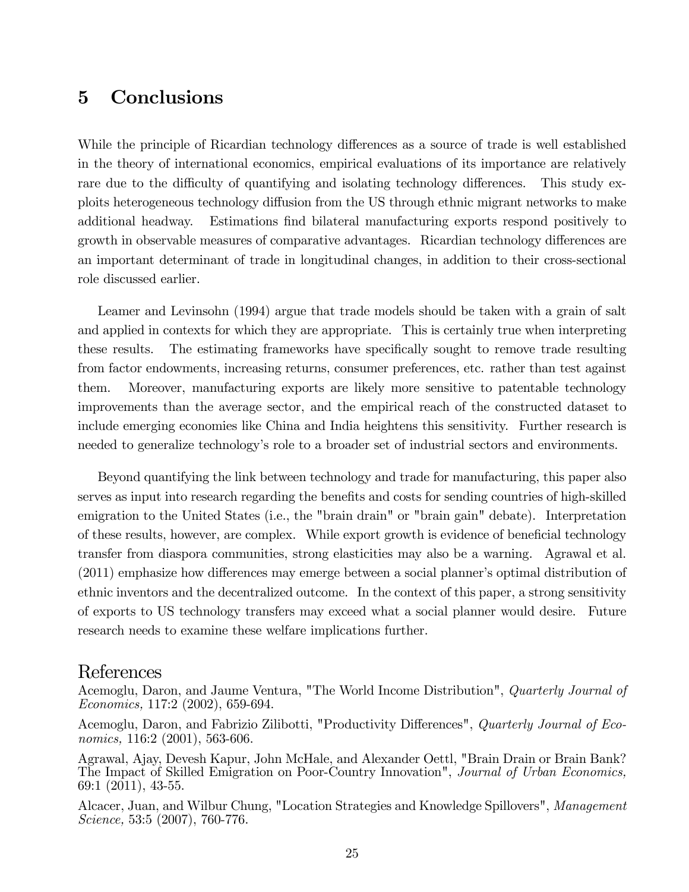## 5 Conclusions

While the principle of Ricardian technology differences as a source of trade is well established in the theory of international economics, empirical evaluations of its importance are relatively rare due to the difficulty of quantifying and isolating technology differences. This study exploits heterogeneous technology diffusion from the US through ethnic migrant networks to make additional headway. Estimations find bilateral manufacturing exports respond positively to growth in observable measures of comparative advantages. Ricardian technology differences are an important determinant of trade in longitudinal changes, in addition to their cross-sectional role discussed earlier.

Leamer and Levinsohn (1994) argue that trade models should be taken with a grain of salt and applied in contexts for which they are appropriate. This is certainly true when interpreting these results. The estimating frameworks have specifically sought to remove trade resulting from factor endowments, increasing returns, consumer preferences, etc. rather than test against them. Moreover, manufacturing exports are likely more sensitive to patentable technology improvements than the average sector, and the empirical reach of the constructed dataset to include emerging economies like China and India heightens this sensitivity. Further research is needed to generalize technology's role to a broader set of industrial sectors and environments.

Beyond quantifying the link between technology and trade for manufacturing, this paper also serves as input into research regarding the benefits and costs for sending countries of high-skilled emigration to the United States (i.e., the "brain drain" or "brain gain" debate). Interpretation of these results, however, are complex. While export growth is evidence of beneficial technology transfer from diaspora communities, strong elasticities may also be a warning. Agrawal et al. (2011) emphasize how differences may emerge between a social planner's optimal distribution of ethnic inventors and the decentralized outcome. In the context of this paper, a strong sensitivity of exports to US technology transfers may exceed what a social planner would desire. Future research needs to examine these welfare implications further.

# References

Acemoglu, Daron, and Jaume Ventura, "The World Income Distribution", *Quarterly Journal of Economics,* 117:2 (2002), 659-694.

Acemoglu, Daron, and Fabrizio Zilibotti, "Productivity Differences", *Quarterly Journal of Economics,* 116:2 (2001), 563-606.

Agrawal, Ajay, Devesh Kapur, John McHale, and Alexander Oettl, "Brain Drain or Brain Bank? The Impact of Skilled Emigration on Poor-Country Innovation", *Journal of Urban Economics,* 69:1 (2011), 43-55.

Alcacer, Juan, and Wilbur Chung, "Location Strategies and Knowledge Spillovers", *Management Science,* 53:5 (2007), 760-776.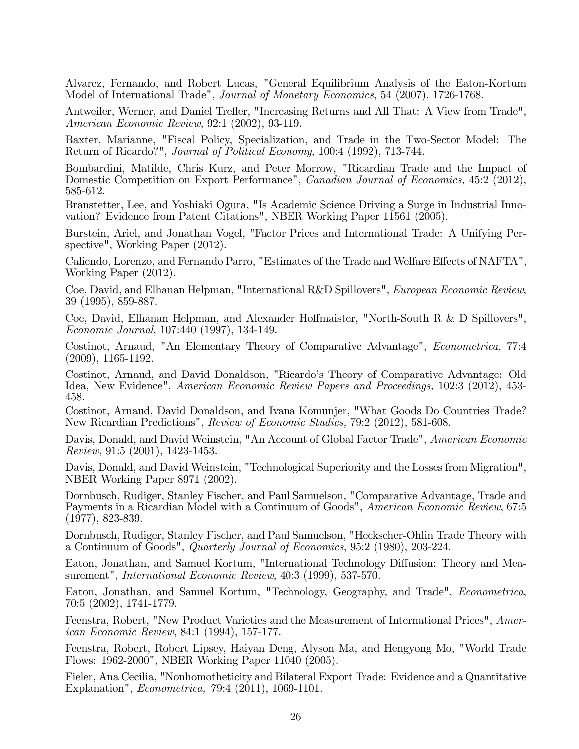Alvarez, Fernando, and Robert Lucas, "General Equilibrium Analysis of the Eaton-Kortum Model of International Trade", *Journal of Monetary Economics*, 54 (2007), 1726-1768.

Antweiler, Werner, and Daniel Trefler, "Increasing Returns and All That: A View from Trade", *American Economic Review*, 92:1 (2002), 93-119.

Baxter, Marianne, "Fiscal Policy, Specialization, and Trade in the Two-Sector Model: The Return of Ricardo?", *Journal of Political Economy*, 100:4 (1992), 713-744.

Bombardini, Matilde, Chris Kurz, and Peter Morrow, "Ricardian Trade and the Impact of Domestic Competition on Export Performance", *Canadian Journal of Economics,* 45:2 (2012), 585-612.

Branstetter, Lee, and Yoshiaki Ogura, "Is Academic Science Driving a Surge in Industrial Innovation? Evidence from Patent Citations", NBER Working Paper 11561 (2005).

Burstein, Ariel, and Jonathan Vogel, "Factor Prices and International Trade: A Unifying Perspective", Working Paper (2012).

Caliendo, Lorenzo, and Fernando Parro, "Estimates of the Trade and Welfare Effects of NAFTA", Working Paper (2012).

Coe, David, and Elhanan Helpman, "International R&D Spillovers", *European Economic Review*, 39 (1995), 859-887.

Coe, David, Elhanan Helpman, and Alexander Hoffmaister, "North-South R & D Spillovers", *Economic Journal*, 107:440 (1997), 134-149.

Costinot, Arnaud, "An Elementary Theory of Comparative Advantage", *Econometrica,* 77:4 (2009), 1165-1192.

Costinot, Arnaud, and David Donaldson, "Ricardo's Theory of Comparative Advantage: Old Idea, New Evidence", *American Economic Review Papers and Proceedings,* 102:3 (2012), 453-458.

Costinot, Arnaud, David Donaldson, and Ivana Komunjer, "What Goods Do Countries Trade? New Ricardian Predictions", *Review of Economic Studies,* 79:2 (2012), 581-608.

Davis, Donald, and David Weinstein, "An Account of Global Factor Trade", *American Economic Review*, 91:5 (2001), 1423-1453.

Davis, Donald, and David Weinstein, "Technological Superiority and the Losses from Migration", NBER Working Paper 8971 (2002).

Dornbusch, Rudiger, Stanley Fischer, and Paul Samuelson, "Comparative Advantage, Trade and Payments in a Ricardian Model with a Continuum of Goods", *American Economic Review*, 67:5 (1977), 823-839.

Dornbusch, Rudiger, Stanley Fischer, and Paul Samuelson, "Heckscher-Ohlin Trade Theory with a Continuum of Goods", *Quarterly Journal of Economics*, 95:2 (1980), 203-224.

Eaton, Jonathan, and Samuel Kortum, "International Technology Diffusion: Theory and Measurement", *International Economic Review*, 40:3 (1999), 537-570.

Eaton, Jonathan, and Samuel Kortum, "Technology, Geography, and Trade", *Econometrica*, 70:5 (2002), 1741-1779.

Feenstra, Robert, "New Product Varieties and the Measurement of International Prices", *American Economic Review*, 84:1 (1994), 157-177.

Feenstra, Robert, Robert Lipsey, Haiyan Deng, Alyson Ma, and Hengyong Mo, "World Trade Flows: 1962-2000", NBER Working Paper 11040 (2005).

Fieler, Ana Cecilia, "Nonhomotheticity and Bilateral Export Trade: Evidence and a Quantitative Explanation", *Econometrica,* 79:4 (2011), 1069-1101.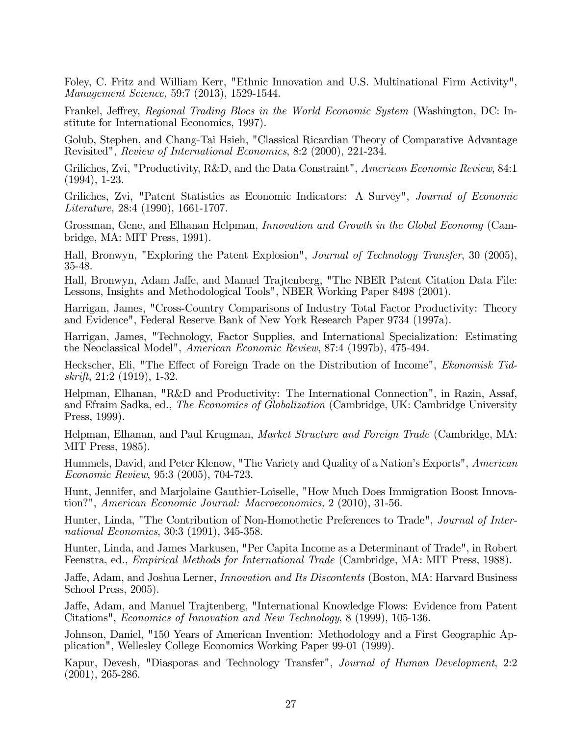Foley, C. Fritz and William Kerr, "Ethnic Innovation and U.S. Multinational Firm Activity", *Management Science,* 59:7 (2013), 1529-1544.

Frankel, Jeffrey, *Regional Trading Blocs in the World Economic System* (Washington, DC: Institute for International Economics, 1997).

Golub, Stephen, and Chang-Tai Hsieh, "Classical Ricardian Theory of Comparative Advantage Revisited", *Review of International Economics*, 8:2 (2000), 221-234.

Griliches, Zvi, "Productivity, R&D, and the Data Constraint", *American Economic Review*, 84:1 (1994), 1-23.

Griliches, Zvi, "Patent Statistics as Economic Indicators: A Survey", *Journal of Economic Literature,* 28:4 (1990), 1661-1707.

Grossman, Gene, and Elhanan Helpman, *Innovation and Growth in the Global Economy* (Cambridge, MA: MIT Press, 1991).

Hall, Bronwyn, "Exploring the Patent Explosion", *Journal of Technology Transfer*, 30 (2005), 35-48.

Hall, Bronwyn, Adam Jaffe, and Manuel Trajtenberg, "The NBER Patent Citation Data File: Lessons, Insights and Methodological Tools", NBER Working Paper 8498 (2001).

Harrigan, James, "Cross-Country Comparisons of Industry Total Factor Productivity: Theory and Evidence", Federal Reserve Bank of New York Research Paper 9734 (1997a).

Harrigan, James, "Technology, Factor Supplies, and International Specialization: Estimating the Neoclassical Model", *American Economic Review*, 87:4 (1997b), 475-494.

Heckscher, Eli, "The Effect of Foreign Trade on the Distribution of Income", *Ekonomisk Tidskrift*, 21:2 (1919), 1-32.

Helpman, Elhanan, "R&D and Productivity: The International Connection", in Razin, Assaf, and Efraim Sadka, ed., *The Economics of Globalization* (Cambridge, UK: Cambridge University Press, 1999).

Helpman, Elhanan, and Paul Krugman, *Market Structure and Foreign Trade* (Cambridge, MA: MIT Press, 1985).

Hummels, David, and Peter Klenow, "The Variety and Quality of a Nation's Exports", *American Economic Review*, 95:3 (2005), 704-723.

Hunt, Jennifer, and Marjolaine Gauthier-Loiselle, "How Much Does Immigration Boost Innovation?", *American Economic Journal: Macroeconomics,* 2 (2010), 31-56.

Hunter, Linda, "The Contribution of Non-Homothetic Preferences to Trade", *Journal of International Economics*, 30:3 (1991), 345-358.

Hunter, Linda, and James Markusen, "Per Capita Income as a Determinant of Trade", in Robert Feenstra, ed., *Empirical Methods for International Trade* (Cambridge, MA: MIT Press, 1988).

Jaffe, Adam, and Joshua Lerner, *Innovation and Its Discontents* (Boston, MA: Harvard Business School Press, 2005).

Jaffe, Adam, and Manuel Trajtenberg, "International Knowledge Flows: Evidence from Patent Citations", *Economics of Innovation and New Technology*, 8 (1999), 105-136.

Johnson, Daniel, "150 Years of American Invention: Methodology and a First Geographic Application", Wellesley College Economics Working Paper 99-01 (1999).

Kapur, Devesh, "Diasporas and Technology Transfer", *Journal of Human Development*, 2:2 (2001), 265-286.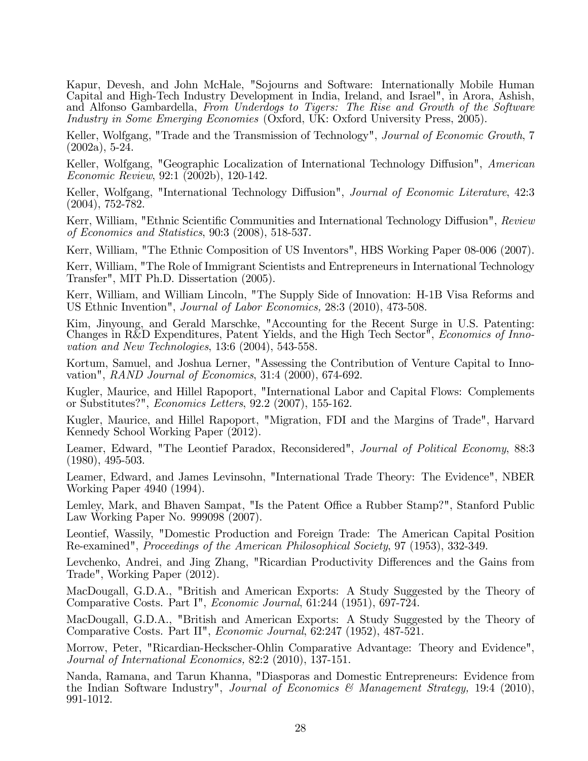Kapur, Devesh, and John McHale, "Sojourns and Software: Internationally Mobile Human Capital and High-Tech Industry Development in India, Ireland, and Israel", in Arora, Ashish, and Alfonso Gambardella, *From Underdogs to Tigers: The Rise and Growth of the Software Industry in Some Emerging Economies* (Oxford, UK: Oxford University Press, 2005).

Keller, Wolfgang, "Trade and the Transmission of Technology", *Journal of Economic Growth*, 7 (2002a), 5-24.

Keller, Wolfgang, "Geographic Localization of International Technology Diffusion", *American Economic Review*, 92:1 (2002b), 120-142.

Keller, Wolfgang, "International Technology Diffusion", *Journal of Economic Literature*, 42:3 (2004), 752-782.

Kerr, William, "Ethnic Scientific Communities and International Technology Diffusion", *Review of Economics and Statistics*, 90:3 (2008), 518-537.

Kerr, William, "The Ethnic Composition of US Inventors", HBS Working Paper 08-006 (2007).

Kerr, William, "The Role of Immigrant Scientists and Entrepreneurs in International Technology Transfer", MIT Ph.D. Dissertation (2005).

Kerr, William, and William Lincoln, "The Supply Side of Innovation: H-1B Visa Reforms and US Ethnic Invention", *Journal of Labor Economics,* 28:3 (2010), 473-508.

Kim, Jinyoung, and Gerald Marschke, "Accounting for the Recent Surge in U.S. Patenting: Changes in R&D Expenditures, Patent Yields, and the High Tech Sector", *Economics of Innovation and New Technologies*, 13:6 (2004), 543-558.

Kortum, Samuel, and Joshua Lerner, "Assessing the Contribution of Venture Capital to Innovation", *RAND Journal of Economics*, 31:4 (2000), 674-692.

Kugler, Maurice, and Hillel Rapoport, "International Labor and Capital Flows: Complements or Substitutes?", *Economics Letters*, 92.2 (2007), 155-162.

Kugler, Maurice, and Hillel Rapoport, "Migration, FDI and the Margins of Trade", Harvard Kennedy School Working Paper (2012).

Leamer, Edward, "The Leontief Paradox, Reconsidered", *Journal of Political Economy*, 88:3 (1980), 495-503.

Leamer, Edward, and James Levinsohn, "International Trade Theory: The Evidence", NBER Working Paper 4940 (1994).

Lemley, Mark, and Bhaven Sampat, "Is the Patent Office a Rubber Stamp?", Stanford Public Law Working Paper No. 999098 (2007).

Leontief, Wassily, "Domestic Production and Foreign Trade: The American Capital Position Re-examined", *Proceedings of the American Philosophical Society*, 97 (1953), 332-349.

Levchenko, Andrei, and Jing Zhang, "Ricardian Productivity Differences and the Gains from Trade", Working Paper (2012).

MacDougall, G.D.A., "British and American Exports: A Study Suggested by the Theory of Comparative Costs. Part I", *Economic Journal*, 61:244 (1951), 697-724.

MacDougall, G.D.A., "British and American Exports: A Study Suggested by the Theory of Comparative Costs. Part II", *Economic Journal*, 62:247 (1952), 487-521.

Morrow, Peter, "Ricardian-Heckscher-Ohlin Comparative Advantage: Theory and Evidence", *Journal of International Economics,* 82:2 (2010), 137-151.

Nanda, Ramana, and Tarun Khanna, "Diasporas and Domestic Entrepreneurs: Evidence from the Indian Software Industry", *Journal of Economics & Management Strategy,* 19:4 (2010), 991-1012.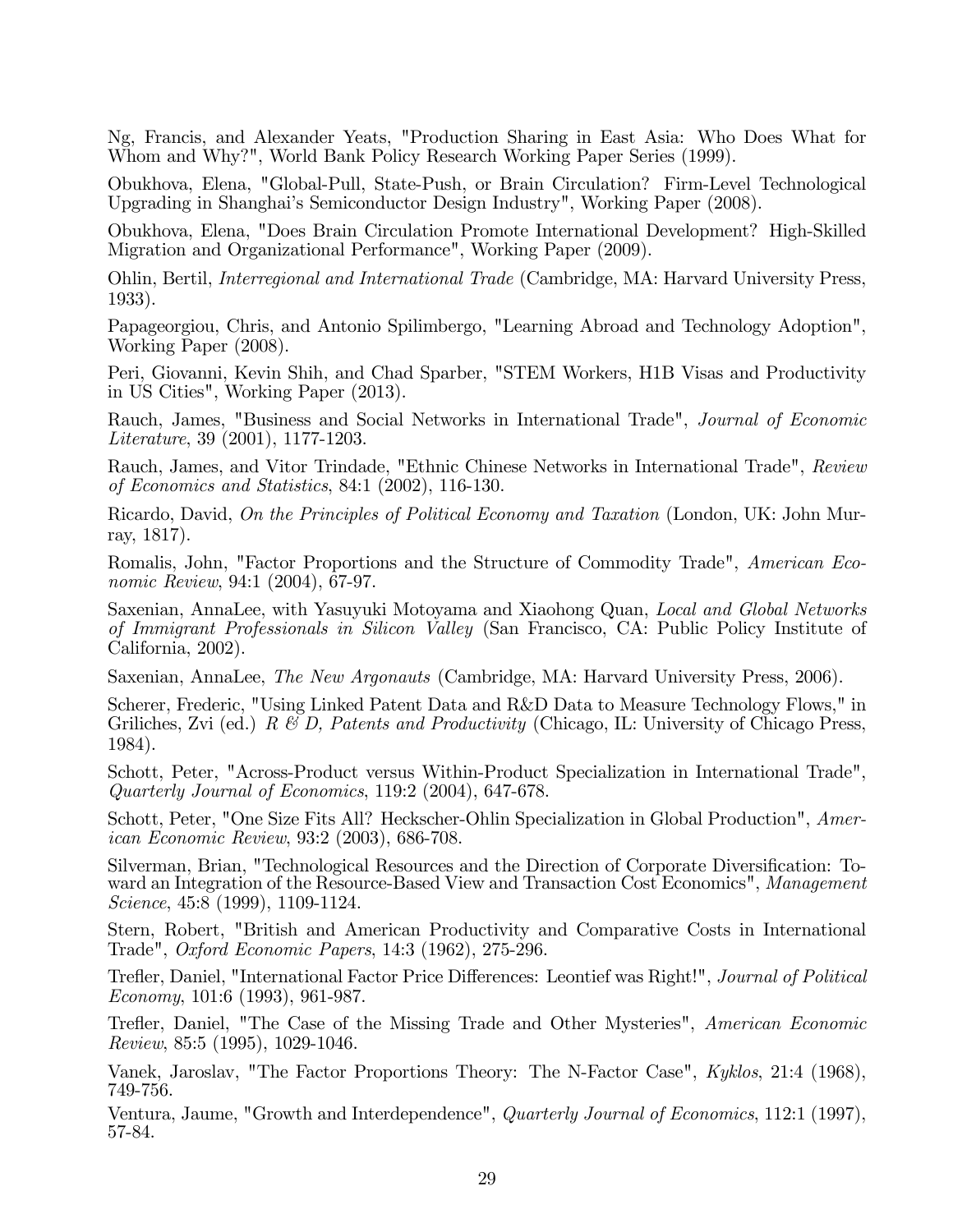Ng, Francis, and Alexander Yeats, "Production Sharing in East Asia: Who Does What for Whom and Why?", World Bank Policy Research Working Paper Series (1999).

Obukhova, Elena, "Global-Pull, State-Push, or Brain Circulation? Firm-Level Technological Upgrading in Shanghai's Semiconductor Design Industry", Working Paper (2008).

Obukhova, Elena, "Does Brain Circulation Promote International Development? High-Skilled Migration and Organizational Performance", Working Paper (2009).

Ohlin, Bertil, *Interregional and International Trade* (Cambridge, MA: Harvard University Press, 1933).

Papageorgiou, Chris, and Antonio Spilimbergo, "Learning Abroad and Technology Adoption", Working Paper (2008).

Peri, Giovanni, Kevin Shih, and Chad Sparber, "STEM Workers, H1B Visas and Productivity in US Cities", Working Paper (2013).

Rauch, James, "Business and Social Networks in International Trade", *Journal of Economic Literature*, 39 (2001), 1177-1203.

Rauch, James, and Vitor Trindade, "Ethnic Chinese Networks in International Trade", *Review of Economics and Statistics*, 84:1 (2002), 116-130.

Ricardo, David, *On the Principles of Political Economy and Taxation* (London, UK: John Murray, 1817).

Romalis, John, "Factor Proportions and the Structure of Commodity Trade", *American Economic Review*, 94:1 (2004), 67-97.

Saxenian, AnnaLee, with Yasuyuki Motoyama and Xiaohong Quan, *Local and Global Networks of Immigrant Professionals in Silicon Valley* (San Francisco, CA: Public Policy Institute of California, 2002).

Saxenian, AnnaLee, *The New Argonauts* (Cambridge, MA: Harvard University Press, 2006).

Scherer, Frederic, "Using Linked Patent Data and R&D Data to Measure Technology Flows," in Griliches, Zvi (ed.) *R & D, Patents and Productivity* (Chicago, IL: University of Chicago Press, 1984).

Schott, Peter, "Across-Product versus Within-Product Specialization in International Trade", *Quarterly Journal of Economics*, 119:2 (2004), 647-678.

Schott, Peter, "One Size Fits All? Heckscher-Ohlin Specialization in Global Production", *American Economic Review*, 93:2 (2003), 686-708.

Silverman, Brian, "Technological Resources and the Direction of Corporate Diversification: Toward an Integration of the Resource-Based View and Transaction Cost Economics", *Management Science*, 45:8 (1999), 1109-1124.

Stern, Robert, "British and American Productivity and Comparative Costs in International Trade", *Oxford Economic Papers*, 14:3 (1962), 275-296.

Trefler, Daniel, "International Factor Price Differences: Leontief was Right!", *Journal of Political Economy*, 101:6 (1993), 961-987.

Trefler, Daniel, "The Case of the Missing Trade and Other Mysteries", *American Economic Review*, 85:5 (1995), 1029-1046.

Vanek, Jaroslav, "The Factor Proportions Theory: The N-Factor Case", *Kyklos*, 21:4 (1968), 749-756.

Ventura, Jaume, "Growth and Interdependence", *Quarterly Journal of Economics*, 112:1 (1997), 57-84.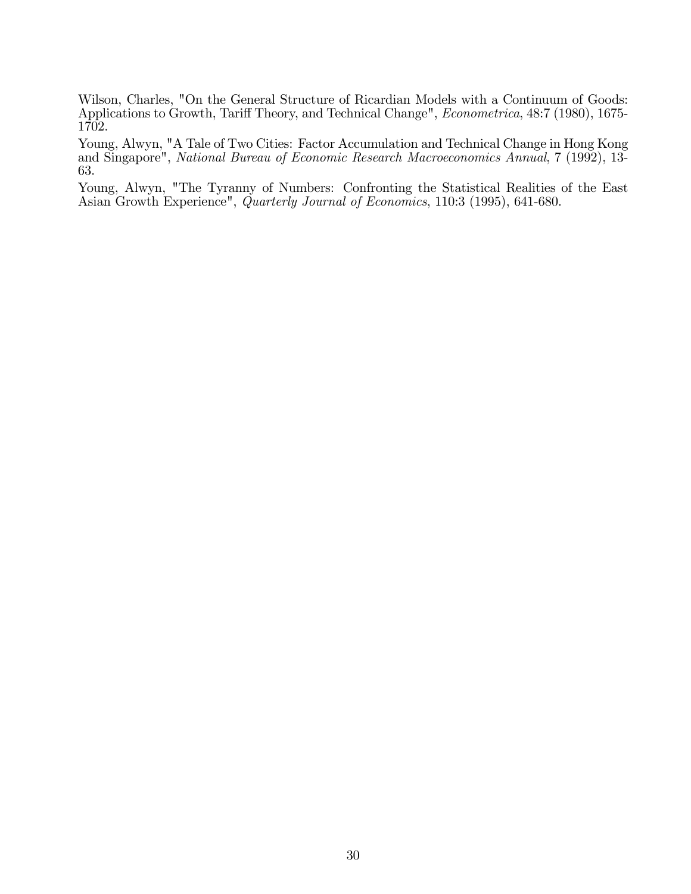Wilson, Charles, "On the General Structure of Ricardian Models with a Continuum of Goods: Applications to Growth, Tariff Theory, and Technical Change", *Econometrica*, 48:7 (1980), 1675-1702.

Young, Alwyn, "A Tale of Two Cities: Factor Accumulation and Technical Change in Hong Kong and Singapore", *National Bureau of Economic Research Macroeconomics Annual*, 7 (1992), 13-63.

Young, Alwyn, "The Tyranny of Numbers: Confronting the Statistical Realities of the East Asian Growth Experience", *Quarterly Journal of Economics*, 110:3 (1995), 641-680.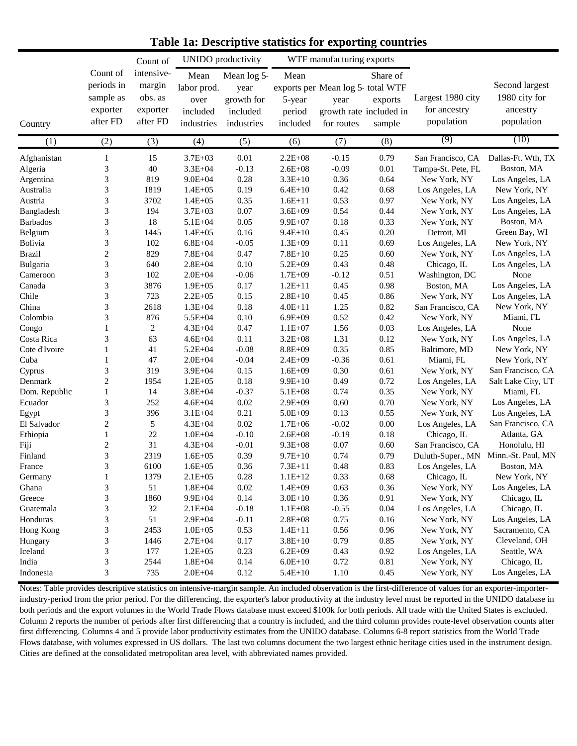# Table 1a: Descriptive statistics for exporting countries

| Country | Count of periods in sample as exporter after FD | Count of intensive-margin obs. as exporter after FD | UNIDO productivity: Mean labor prod. over included industries | UNIDO productivity: Mean log 5-year growth for included industries | WTF manufacturing exports: Mean exports per 5-year period included | WTF manufacturing exports: Mean log 5-year growth rate for routes | WTF manufacturing exports: Share of total WTF exports included in sample | Largest 1980 city for ancestry population | Second largest 1980 city for ancestry population |
|---|---|---|---|---|---|---|---|---|---|
| (1) | (2) | (3) | (4) | (5) | (6) | (7) | (8) | (9) | (10) |
| Afghanistan | 1 | 15 | 3.7E+03 | 0.01 | 2.2E+08 | -0.15 | 0.79 | San Francisco, CA | Dallas-Ft. Wth, TX |
| Algeria | 3 | 40 | 3.3E+04 | -0.13 | 2.6E+08 | -0.09 | 0.01 | Tampa-St. Pete, FL | Boston, MA |
| Argentina | 3 | 819 | 9.0E+04 | 0.28 | 3.3E+10 | 0.36 | 0.64 | New York, NY | Los Angeles, LA |
| Australia | 3 | 1819 | 1.4E+05 | 0.19 | 6.4E+10 | 0.42 | 0.68 | Los Angeles, LA | New York, NY |
| Austria | 3 | 3702 | 1.4E+05 | 0.35 | 1.6E+11 | 0.53 | 0.97 | New York, NY | Los Angeles, LA |
| Bangladesh | 3 | 194 | 3.7E+03 | 0.07 | 3.6E+09 | 0.54 | 0.44 | New York, NY | Los Angeles, LA |
| Barbados | 3 | 18 | 5.1E+04 | 0.05 | 9.9E+07 | 0.18 | 0.33 | New York, NY | Boston, MA |
| Belgium | 3 | 1445 | 1.4E+05 | 0.16 | 9.4E+10 | 0.45 | 0.20 | Detroit, MI | Green Bay, WI |
| Bolivia | 3 | 102 | 6.8E+04 | -0.05 | 1.3E+09 | 0.11 | 0.69 | Los Angeles, LA | New York, NY |
| Brazil | 2 | 829 | 7.8E+04 | 0.47 | 7.8E+10 | 0.25 | 0.60 | New York, NY | Los Angeles, LA |
| Bulgaria | 3 | 640 | 2.8E+04 | 0.10 | 5.2E+09 | 0.43 | 0.48 | Chicago, IL | Los Angeles, LA |
| Cameroon | 3 | 102 | 2.0E+04 | -0.06 | 1.7E+09 | -0.12 | 0.51 | Washington, DC | None |
| Canada | 3 | 3876 | 1.9E+05 | 0.17 | 1.2E+11 | 0.45 | 0.98 | Boston, MA | Los Angeles, LA |
| Chile | 3 | 723 | 2.2E+05 | 0.15 | 2.8E+10 | 0.45 | 0.86 | New York, NY | Los Angeles, LA |
| China | 3 | 2618 | 1.3E+04 | 0.18 | 4.0E+11 | 1.25 | 0.82 | San Francisco, CA | New York, NY |
| Colombia | 3 | 876 | 5.5E+04 | 0.10 | 6.9E+09 | 0.52 | 0.42 | New York, NY | Miami, FL |
| Congo | 1 | 2 | 4.3E+04 | 0.47 | 1.1E+07 | 1.56 | 0.03 | Los Angeles, LA | None |
| Costa Rica | 3 | 63 | 4.6E+04 | 0.11 | 3.2E+08 | 1.31 | 0.12 | New York, NY | Los Angeles, LA |
| Cote d'Ivoire | 1 | 41 | 5.2E+04 | -0.08 | 8.8E+09 | 0.35 | 0.85 | Baltimore, MD | New York, NY |
| Cuba | 1 | 47 | 2.0E+04 | -0.04 | 2.4E+09 | -0.36 | 0.61 | Miami, FL | New York, NY |
| Cyprus | 3 | 319 | 3.9E+04 | 0.15 | 1.6E+09 | 0.30 | 0.61 | New York, NY | San Francisco, CA |
| Denmark | 2 | 1954 | 1.2E+05 | 0.18 | 9.9E+10 | 0.49 | 0.72 | Los Angeles, LA | Salt Lake City, UT |
| Dom. Republic | 1 | 14 | 3.8E+04 | -0.37 | 5.1E+08 | 0.74 | 0.35 | New York, NY | Miami, FL |
| Ecuador | 3 | 252 | 4.6E+04 | 0.02 | 2.9E+09 | 0.60 | 0.70 | New York, NY | Los Angeles, LA |
| Egypt | 3 | 396 | 3.1E+04 | 0.21 | 5.0E+09 | 0.13 | 0.55 | New York, NY | Los Angeles, LA |
| El Salvador | 2 | 5 | 4.3E+04 | 0.02 | 1.7E+06 | -0.02 | 0.00 | Los Angeles, LA | San Francisco, CA |
| Ethiopia | 1 | 22 | 1.0E+04 | -0.10 | 2.6E+08 | -0.19 | 0.18 | Chicago, IL | Atlanta, GA |
| Fiji | 2 | 31 | 4.3E+04 | -0.01 | 9.3E+08 | 0.07 | 0.60 | San Francisco, CA | Honolulu, HI |
| Finland | 3 | 2319 | 1.6E+05 | 0.39 | 9.7E+10 | 0.74 | 0.79 | Duluth-Super., MN | Minn.-St. Paul, MN |
| France | 3 | 6100 | 1.6E+05 | 0.36 | 7.3E+11 | 0.48 | 0.83 | Los Angeles, LA | Boston, MA |
| Germany | 1 | 1379 | 2.1E+05 | 0.28 | 1.1E+12 | 0.33 | 0.68 | Chicago, IL | New York, NY |
| Ghana | 3 | 51 | 1.8E+04 | 0.02 | 1.4E+09 | 0.63 | 0.36 | New York, NY | Los Angeles, LA |
| Greece | 3 | 1860 | 9.9E+04 | 0.14 | 3.0E+10 | 0.36 | 0.91 | New York, NY | Chicago, IL |
| Guatemala | 3 | 32 | 2.1E+04 | -0.18 | 1.1E+08 | -0.55 | 0.04 | Los Angeles, LA | Chicago, IL |
| Honduras | 3 | 51 | 2.9E+04 | -0.11 | 2.8E+08 | 0.75 | 0.16 | New York, NY | Los Angeles, LA |
| Hong Kong | 3 | 2453 | 1.0E+05 | 0.53 | 1.4E+11 | 0.56 | 0.96 | New York, NY | Sacramento, CA |
| Hungary | 3 | 1446 | 2.7E+04 | 0.17 | 3.8E+10 | 0.79 | 0.85 | New York, NY | Cleveland, OH |
| Iceland | 3 | 177 | 1.2E+05 | 0.23 | 6.2E+09 | 0.43 | 0.92 | Los Angeles, LA | Seattle, WA |
| India | 3 | 2544 | 1.8E+04 | 0.14 | 6.0E+10 | 0.72 | 0.81 | New York, NY | Chicago, IL |
| Indonesia | 3 | 735 | 2.0E+04 | 0.12 | 5.4E+10 | 1.10 | 0.45 | New York, NY | Los Angeles, LA |

Notes: Table provides descriptive statistics on intensive-margin sample. An included observation is the first-difference of values for an exporter-importer-industry-period from the prior period. For the differencing, the exporter's labor productivity at the industry level must be reported in the UNIDO database in both periods and the export volumes in the World Trade Flows database must exceed $100k for both periods. All trade with the United States is excluded. Column 2 reports the number of periods after first differencing that a country is included, and the third column provides route-level observation counts after first differencing. Columns 4 and 5 provide labor productivity estimates from the UNIDO database. Columns 6-8 report statistics from the World Trade Flows database, with volumes expressed in US dollars. The last two columns document the two largest ethnic heritage cities used in the instrument design. Cities are defined at the consolidated metropolitan area level, with abbreviated names provided.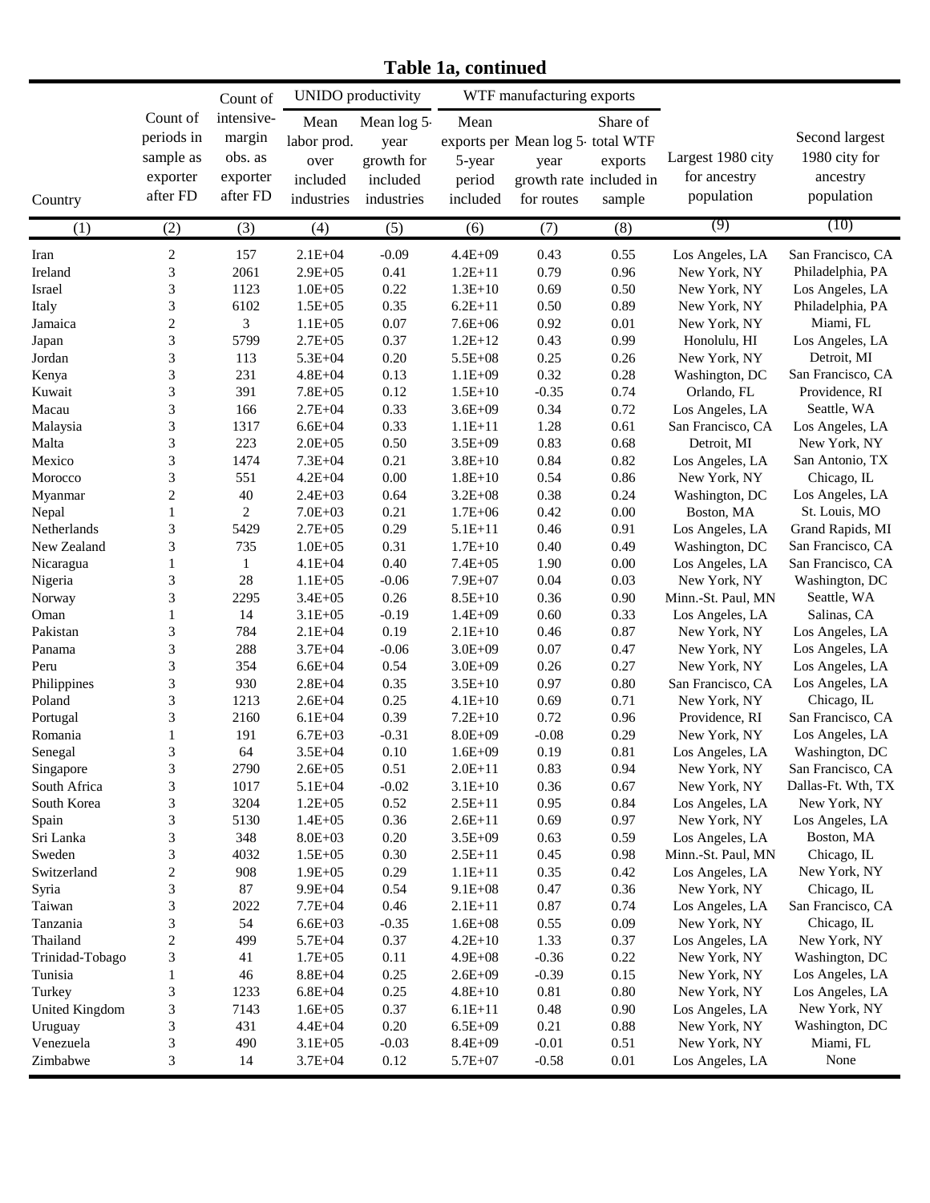# Table 1a, continued

| Country | Count of periods in sample as exporter after FD | Count of intensive-margin obs. as exporter after FD | UNIDO productivity: Mean labor prod. over included industries | UNIDO productivity: Mean log 5-year growth for included industries | WTF manufacturing exports: Mean exports per 5-year period included | WTF manufacturing exports: Mean log 5-year growth rate for routes | WTF manufacturing exports: Share of total WTF exports included in sample | Largest 1980 city for ancestry population | Second largest 1980 city for ancestry population |
|---|---|---|---|---|---|---|---|---|---|
| (1) | (2) | (3) | (4) | (5) | (6) | (7) | (8) | (9) | (10) |
| Iran | 2 | 157 | 2.1E+04 | -0.09 | 4.4E+09 | 0.43 | 0.55 | Los Angeles, LA | San Francisco, CA |
| Ireland | 3 | 2061 | 2.9E+05 | 0.41 | 1.2E+11 | 0.79 | 0.96 | New York, NY | Philadelphia, PA |
| Israel | 3 | 1123 | 1.0E+05 | 0.22 | 1.3E+10 | 0.69 | 0.50 | New York, NY | Los Angeles, LA |
| Italy | 3 | 6102 | 1.5E+05 | 0.35 | 6.2E+11 | 0.50 | 0.89 | New York, NY | Philadelphia, PA |
| Jamaica | 2 | 3 | 1.1E+05 | 0.07 | 7.6E+06 | 0.92 | 0.01 | New York, NY | Miami, FL |
| Japan | 3 | 5799 | 2.7E+05 | 0.37 | 1.2E+12 | 0.43 | 0.99 | Honolulu, HI | Los Angeles, LA |
| Jordan | 3 | 113 | 5.3E+04 | 0.20 | 5.5E+08 | 0.25 | 0.26 | New York, NY | Detroit, MI |
| Kenya | 3 | 231 | 4.8E+04 | 0.13 | 1.1E+09 | 0.32 | 0.28 | Washington, DC | San Francisco, CA |
| Kuwait | 3 | 391 | 7.8E+05 | 0.12 | 1.5E+10 | -0.35 | 0.74 | Orlando, FL | Providence, RI |
| Macau | 3 | 166 | 2.7E+04 | 0.33 | 3.6E+09 | 0.34 | 0.72 | Los Angeles, LA | Seattle, WA |
| Malaysia | 3 | 1317 | 6.6E+04 | 0.33 | 1.1E+11 | 1.28 | 0.61 | San Francisco, CA | Los Angeles, LA |
| Malta | 3 | 223 | 2.0E+05 | 0.50 | 3.5E+09 | 0.83 | 0.68 | Detroit, MI | New York, NY |
| Mexico | 3 | 1474 | 7.3E+04 | 0.21 | 3.8E+10 | 0.84 | 0.82 | Los Angeles, LA | San Antonio, TX |
| Morocco | 3 | 551 | 4.2E+04 | 0.00 | 1.8E+10 | 0.54 | 0.86 | New York, NY | Chicago, IL |
| Myanmar | 2 | 40 | 2.4E+03 | 0.64 | 3.2E+08 | 0.38 | 0.24 | Washington, DC | Los Angeles, LA |
| Nepal | 1 | 2 | 7.0E+03 | 0.21 | 1.7E+06 | 0.42 | 0.00 | Boston, MA | St. Louis, MO |
| Netherlands | 3 | 5429 | 2.7E+05 | 0.29 | 5.1E+11 | 0.46 | 0.91 | Los Angeles, LA | Grand Rapids, MI |
| New Zealand | 3 | 735 | 1.0E+05 | 0.31 | 1.7E+10 | 0.40 | 0.49 | Washington, DC | San Francisco, CA |
| Nicaragua | 1 | 1 | 4.1E+04 | 0.40 | 7.4E+05 | 1.90 | 0.00 | Los Angeles, LA | San Francisco, CA |
| Nigeria | 3 | 28 | 1.1E+05 | -0.06 | 7.9E+07 | 0.04 | 0.03 | New York, NY | Washington, DC |
| Norway | 3 | 2295 | 3.4E+05 | 0.26 | 8.5E+10 | 0.36 | 0.90 | Minn.-St. Paul, MN | Seattle, WA |
| Oman | 1 | 14 | 3.1E+05 | -0.19 | 1.4E+09 | 0.60 | 0.33 | Los Angeles, LA | Salinas, CA |
| Pakistan | 3 | 784 | 2.1E+04 | 0.19 | 2.1E+10 | 0.46 | 0.87 | New York, NY | Los Angeles, LA |
| Panama | 3 | 288 | 3.7E+04 | -0.06 | 3.0E+09 | 0.07 | 0.47 | New York, NY | Los Angeles, LA |
| Peru | 3 | 354 | 6.6E+04 | 0.54 | 3.0E+09 | 0.26 | 0.27 | New York, NY | Los Angeles, LA |
| Philippines | 3 | 930 | 2.8E+04 | 0.35 | 3.5E+10 | 0.97 | 0.80 | San Francisco, CA | Los Angeles, LA |
| Poland | 3 | 1213 | 2.6E+04 | 0.25 | 4.1E+10 | 0.69 | 0.71 | New York, NY | Chicago, IL |
| Portugal | 3 | 2160 | 6.1E+04 | 0.39 | 7.2E+10 | 0.72 | 0.96 | Providence, RI | San Francisco, CA |
| Romania | 1 | 191 | 6.7E+03 | -0.31 | 8.0E+09 | -0.08 | 0.29 | New York, NY | Los Angeles, LA |
| Senegal | 3 | 64 | 3.5E+04 | 0.10 | 1.6E+09 | 0.19 | 0.81 | Los Angeles, LA | Washington, DC |
| Singapore | 3 | 2790 | 2.6E+05 | 0.51 | 2.0E+11 | 0.83 | 0.94 | New York, NY | San Francisco, CA |
| South Africa | 3 | 1017 | 5.1E+04 | -0.02 | 3.1E+10 | 0.36 | 0.67 | New York, NY | Dallas-Ft. Wth, TX |
| South Korea | 3 | 3204 | 1.2E+05 | 0.52 | 2.5E+11 | 0.95 | 0.84 | Los Angeles, LA | New York, NY |
| Spain | 3 | 5130 | 1.4E+05 | 0.36 | 2.6E+11 | 0.69 | 0.97 | New York, NY | Los Angeles, LA |
| Sri Lanka | 3 | 348 | 8.0E+03 | 0.20 | 3.5E+09 | 0.63 | 0.59 | Los Angeles, LA | Boston, MA |
| Sweden | 3 | 4032 | 1.5E+05 | 0.30 | 2.5E+11 | 0.45 | 0.98 | Minn.-St. Paul, MN | Chicago, IL |
| Switzerland | 2 | 908 | 1.9E+05 | 0.29 | 1.1E+11 | 0.35 | 0.42 | Los Angeles, LA | New York, NY |
| Syria | 3 | 87 | 9.9E+04 | 0.54 | 9.1E+08 | 0.47 | 0.36 | New York, NY | Chicago, IL |
| Taiwan | 3 | 2022 | 7.7E+04 | 0.46 | 2.1E+11 | 0.87 | 0.74 | Los Angeles, LA | San Francisco, CA |
| Tanzania | 3 | 54 | 6.6E+03 | -0.35 | 1.6E+08 | 0.55 | 0.09 | New York, NY | Chicago, IL |
| Thailand | 2 | 499 | 5.7E+04 | 0.37 | 4.2E+10 | 1.33 | 0.37 | Los Angeles, LA | New York, NY |
| Trinidad-Tobago | 3 | 41 | 1.7E+05 | 0.11 | 4.9E+08 | -0.36 | 0.22 | New York, NY | Washington, DC |
| Tunisia | 1 | 46 | 8.8E+04 | 0.25 | 2.6E+09 | -0.39 | 0.15 | New York, NY | Los Angeles, LA |
| Turkey | 3 | 1233 | 6.8E+04 | 0.25 | 4.8E+10 | 0.81 | 0.80 | New York, NY | Los Angeles, LA |
| United Kingdom | 3 | 7143 | 1.6E+05 | 0.37 | 6.1E+11 | 0.48 | 0.90 | Los Angeles, LA | New York, NY |
| Uruguay | 3 | 431 | 4.4E+04 | 0.20 | 6.5E+09 | 0.21 | 0.88 | New York, NY | Washington, DC |
| Venezuela | 3 | 490 | 3.1E+05 | -0.03 | 8.4E+09 | -0.01 | 0.51 | New York, NY | Miami, FL |
| Zimbabwe | 3 | 14 | 3.7E+04 | 0.12 | 5.7E+07 | -0.58 | 0.01 | Los Angeles, LA | None |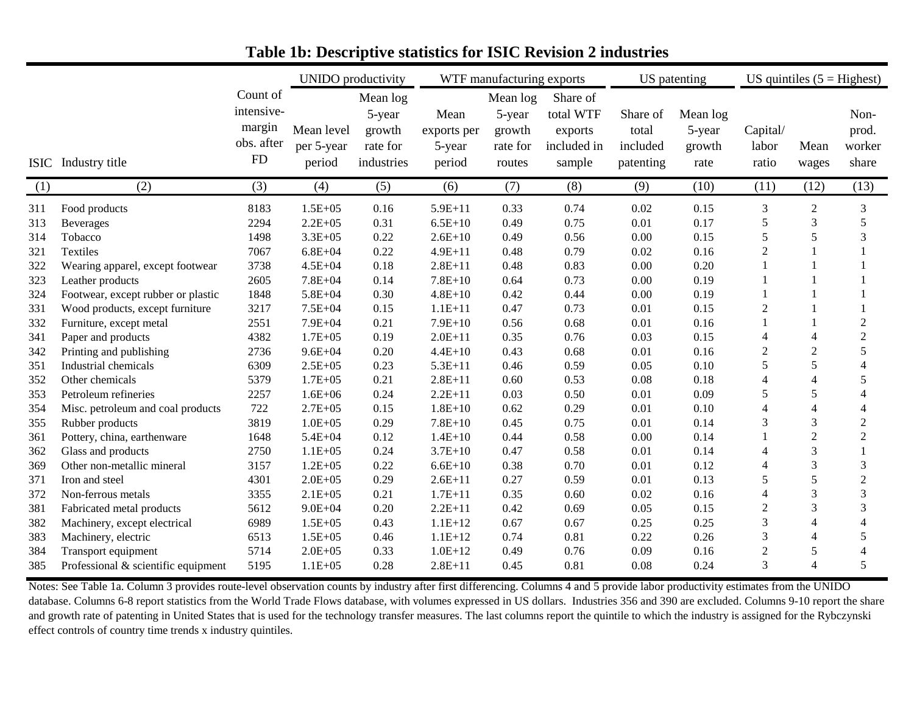# Table 1b: Descriptive statistics for ISIC Revision 2 industries

| | | | UNIDO productivity | | WTF manufacturing exports | | | US patenting | | US quintiles (5 = Highest) | | |
|---|---|---|---|---|---|---|---|---|---|---|---|---|
| ISIC | Industry title | Count of intensive-margin obs. after FD | Mean level per 5-year period | Mean log 5-year growth rate for industries | Mean exports per 5-year period | Mean log 5-year growth rate for routes | Share of total WTF exports included in sample | Share of total included patenting | Mean log 5-year growth rate | Capital/ labor ratio | Mean wages | Non-prod. worker share |
| (1) | (2) | (3) | (4) | (5) | (6) | (7) | (8) | (9) | (10) | (11) | (12) | (13) |
| 311 | Food products | 8183 | 1.5E+05 | 0.16 | 5.9E+11 | 0.33 | 0.74 | 0.02 | 0.15 | 3 | 2 | 3 |
| 313 | Beverages | 2294 | 2.2E+05 | 0.31 | 6.5E+10 | 0.49 | 0.75 | 0.01 | 0.17 | 5 | 3 | 5 |
| 314 | Tobacco | 1498 | 3.3E+05 | 0.22 | 2.6E+10 | 0.49 | 0.56 | 0.00 | 0.15 | 5 | 5 | 3 |
| 321 | Textiles | 7067 | 6.8E+04 | 0.22 | 4.9E+11 | 0.48 | 0.79 | 0.02 | 0.16 | 2 | 1 | 1 |
| 322 | Wearing apparel, except footwear | 3738 | 4.5E+04 | 0.18 | 2.8E+11 | 0.48 | 0.83 | 0.00 | 0.20 | 1 | 1 | 1 |
| 323 | Leather products | 2605 | 7.8E+04 | 0.14 | 7.8E+10 | 0.64 | 0.73 | 0.00 | 0.19 | 1 | 1 | 1 |
| 324 | Footwear, except rubber or plastic | 1848 | 5.8E+04 | 0.30 | 4.8E+10 | 0.42 | 0.44 | 0.00 | 0.19 | 1 | 1 | 1 |
| 331 | Wood products, except furniture | 3217 | 7.5E+04 | 0.15 | 1.1E+11 | 0.47 | 0.73 | 0.01 | 0.15 | 2 | 1 | 1 |
| 332 | Furniture, except metal | 2551 | 7.9E+04 | 0.21 | 7.9E+10 | 0.56 | 0.68 | 0.01 | 0.16 | 1 | 1 | 2 |
| 341 | Paper and products | 4382 | 1.7E+05 | 0.19 | 2.0E+11 | 0.35 | 0.76 | 0.03 | 0.15 | 4 | 4 | 2 |
| 342 | Printing and publishing | 2736 | 9.6E+04 | 0.20 | 4.4E+10 | 0.43 | 0.68 | 0.01 | 0.16 | 2 | 2 | 5 |
| 351 | Industrial chemicals | 6309 | 2.5E+05 | 0.23 | 5.3E+11 | 0.46 | 0.59 | 0.05 | 0.10 | 5 | 5 | 4 |
| 352 | Other chemicals | 5379 | 1.7E+05 | 0.21 | 2.8E+11 | 0.60 | 0.53 | 0.08 | 0.18 | 4 | 4 | 5 |
| 353 | Petroleum refineries | 2257 | 1.6E+06 | 0.24 | 2.2E+11 | 0.03 | 0.50 | 0.01 | 0.09 | 5 | 5 | 4 |
| 354 | Misc. petroleum and coal products | 722 | 2.7E+05 | 0.15 | 1.8E+10 | 0.62 | 0.29 | 0.01 | 0.10 | 4 | 4 | 4 |
| 355 | Rubber products | 3819 | 1.0E+05 | 0.29 | 7.8E+10 | 0.45 | 0.75 | 0.01 | 0.14 | 3 | 3 | 2 |
| 361 | Pottery, china, earthenware | 1648 | 5.4E+04 | 0.12 | 1.4E+10 | 0.44 | 0.58 | 0.00 | 0.14 | 1 | 2 | 2 |
| 362 | Glass and products | 2750 | 1.1E+05 | 0.24 | 3.7E+10 | 0.47 | 0.58 | 0.01 | 0.14 | 4 | 3 | 1 |
| 369 | Other non-metallic mineral | 3157 | 1.2E+05 | 0.22 | 6.6E+10 | 0.38 | 0.70 | 0.01 | 0.12 | 4 | 3 | 3 |
| 371 | Iron and steel | 4301 | 2.0E+05 | 0.29 | 2.6E+11 | 0.27 | 0.59 | 0.01 | 0.13 | 5 | 5 | 2 |
| 372 | Non-ferrous metals | 3355 | 2.1E+05 | 0.21 | 1.7E+11 | 0.35 | 0.60 | 0.02 | 0.16 | 4 | 3 | 3 |
| 381 | Fabricated metal products | 5612 | 9.0E+04 | 0.20 | 2.2E+11 | 0.42 | 0.69 | 0.05 | 0.15 | 2 | 3 | 3 |
| 382 | Machinery, except electrical | 6989 | 1.5E+05 | 0.43 | 1.1E+12 | 0.67 | 0.67 | 0.25 | 0.25 | 3 | 4 | 4 |
| 383 | Machinery, electric | 6513 | 1.5E+05 | 0.46 | 1.1E+12 | 0.74 | 0.81 | 0.22 | 0.26 | 3 | 4 | 5 |
| 384 | Transport equipment | 5714 | 2.0E+05 | 0.33 | 1.0E+12 | 0.49 | 0.76 | 0.09 | 0.16 | 2 | 5 | 4 |
| 385 | Professional & scientific equipment | 5195 | 1.1E+05 | 0.28 | 2.8E+11 | 0.45 | 0.81 | 0.08 | 0.24 | 3 | 4 | 5 |

Notes: See Table 1a. Column 3 provides route-level observation counts by industry after first differencing. Columns 4 and 5 provide labor productivity estimates from the UNIDO database. Columns 6-8 report statistics from the World Trade Flows database, with volumes expressed in US dollars. Industries 356 and 390 are excluded. Columns 9-10 report the share and growth rate of patenting in United States that is used for the technology transfer measures. The last columns report the quintile to which the industry is assigned for the Rybczynski effect controls of country time trends x industry quintiles.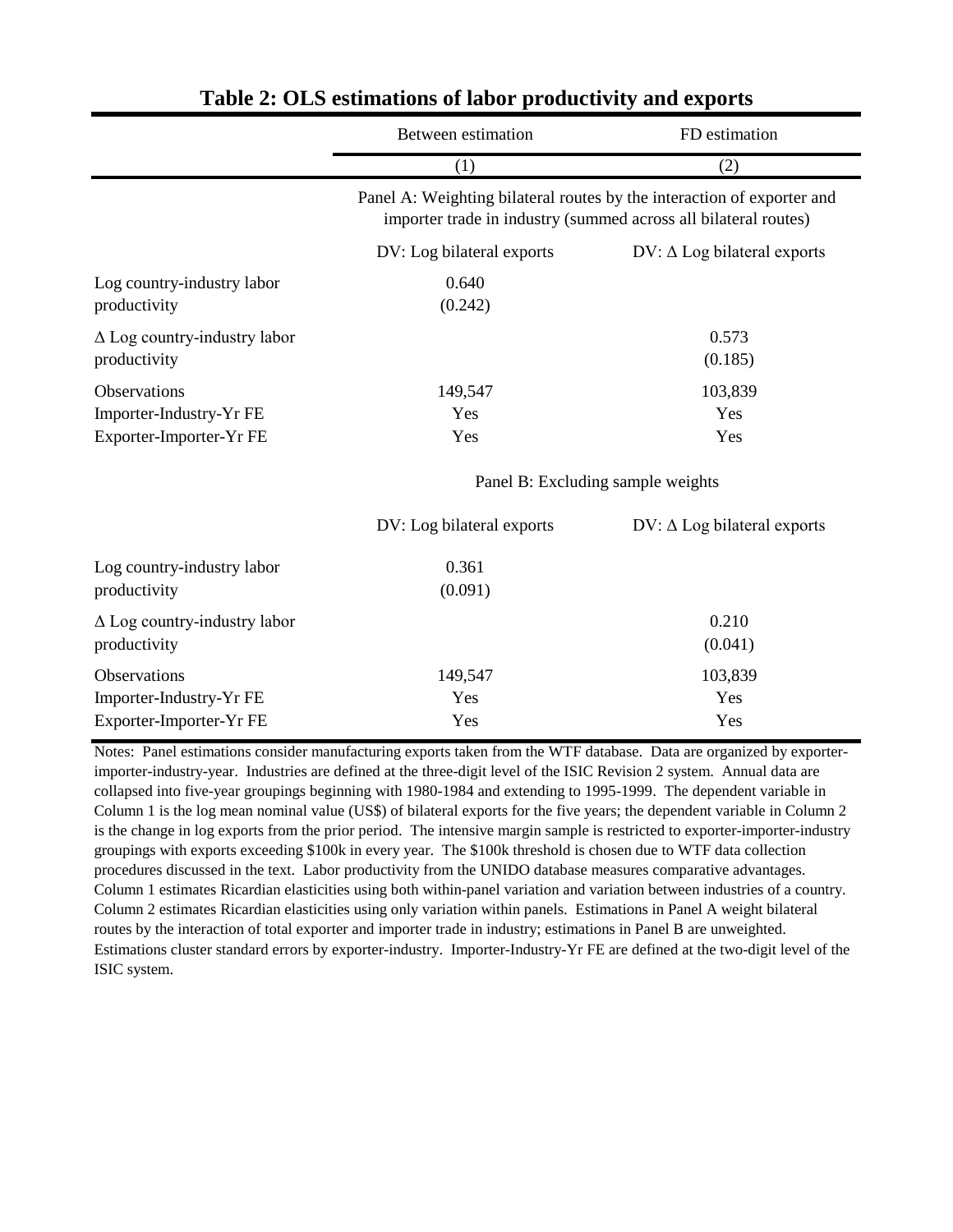**Table 2: OLS estimations of labor productivity and exports**

| | Between estimation | FD estimation |
|---|---|---|
| | (1) | (2) |
| | Panel A: Weighting bilateral routes by the interaction of exporter and importer trade in industry (summed across all bilateral routes) | |
| | DV: Log bilateral exports | DV: Δ Log bilateral exports |
| Log country-industry labor productivity | 0.640 | |
| | (0.242) | |
| Δ Log country-industry labor productivity | | 0.573 |
| | | (0.185) |
| Observations | 149,547 | 103,839 |
| Importer-Industry-Yr FE | Yes | Yes |
| Exporter-Importer-Yr FE | Yes | Yes |
| | Panel B: Excluding sample weights | |
| | DV: Log bilateral exports | DV: Δ Log bilateral exports |
| Log country-industry labor productivity | 0.361 | |
| | (0.091) | |
| Δ Log country-industry labor productivity | | 0.210 |
| | | (0.041) |
| Observations | 149,547 | 103,839 |
| Importer-Industry-Yr FE | Yes | Yes |
| Exporter-Importer-Yr FE | Yes | Yes |

Notes: Panel estimations consider manufacturing exports taken from the WTF database. Data are organized by exporter-importer-industry-year. Industries are defined at the three-digit level of the ISIC Revision 2 system. Annual data are collapsed into five-year groupings beginning with 1980-1984 and extending to 1995-1999. The dependent variable in Column 1 is the log mean nominal value (US$) of bilateral exports for the five years; the dependent variable in Column 2 is the change in log exports from the prior period. The intensive margin sample is restricted to exporter-importer-industry groupings with exports exceeding $100k in every year. The $100k threshold is chosen due to WTF data collection procedures discussed in the text. Labor productivity from the UNIDO database measures comparative advantages. Column 1 estimates Ricardian elasticities using both within-panel variation and variation between industries of a country. Column 2 estimates Ricardian elasticities using only variation within panels. Estimations in Panel A weight bilateral routes by the interaction of total exporter and importer trade in industry; estimations in Panel B are unweighted. Estimations cluster standard errors by exporter-industry. Importer-Industry-Yr FE are defined at the two-digit level of the ISIC system.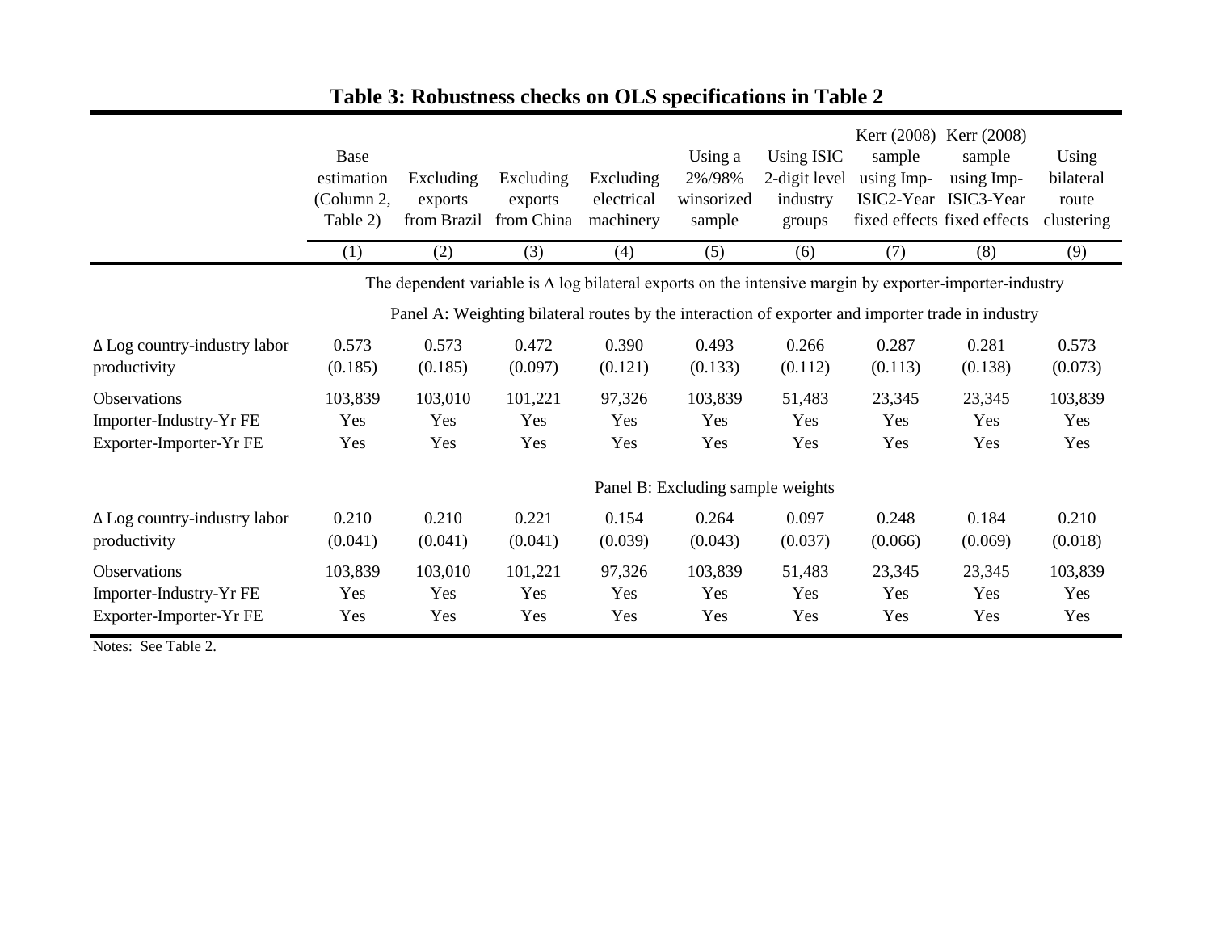# Table 3: Robustness checks on OLS specifications in Table 2

| | Base estimation (Column 2, Table 2) | Excluding exports from Brazil | Excluding exports from China | Excluding electrical machinery | Using a 2%/98% winsorized sample | Using ISIC 2-digit level industry groups | Kerr (2008) sample using Imp-ISIC2-Year fixed effects | Kerr (2008) sample using Imp-ISIC3-Year fixed effects | Using bilateral route clustering |
|---|---|---|---|---|---|---|---|---|---|
| | (1) | (2) | (3) | (4) | (5) | (6) | (7) | (8) | (9) |
| | The dependent variable is $\Delta$ log bilateral exports on the intensive margin by exporter-importer-industry | | | | | | | | |
| | Panel A: Weighting bilateral routes by the interaction of exporter and importer trade in industry | | | | | | | | |
| $\Delta$ Log country-industry labor productivity | 0.573 | 0.573 | 0.472 | 0.390 | 0.493 | 0.266 | 0.287 | 0.281 | 0.573 |
| | (0.185) | (0.185) | (0.097) | (0.121) | (0.133) | (0.112) | (0.113) | (0.138) | (0.073) |
| Observations | 103,839 | 103,010 | 101,221 | 97,326 | 103,839 | 51,483 | 23,345 | 23,345 | 103,839 |
| Importer-Industry-Yr FE | Yes | Yes | Yes | Yes | Yes | Yes | Yes | Yes | Yes |
| Exporter-Importer-Yr FE | Yes | Yes | Yes | Yes | Yes | Yes | Yes | Yes | Yes |
| | Panel B: Excluding sample weights | | | | | | | | |
| $\Delta$ Log country-industry labor productivity | 0.210 | 0.210 | 0.221 | 0.154 | 0.264 | 0.097 | 0.248 | 0.184 | 0.210 |
| | (0.041) | (0.041) | (0.041) | (0.039) | (0.043) | (0.037) | (0.066) | (0.069) | (0.018) |
| Observations | 103,839 | 103,010 | 101,221 | 97,326 | 103,839 | 51,483 | 23,345 | 23,345 | 103,839 |
| Importer-Industry-Yr FE | Yes | Yes | Yes | Yes | Yes | Yes | Yes | Yes | Yes |
| Exporter-Importer-Yr FE | Yes | Yes | Yes | Yes | Yes | Yes | Yes | Yes | Yes |

Notes: See Table 2.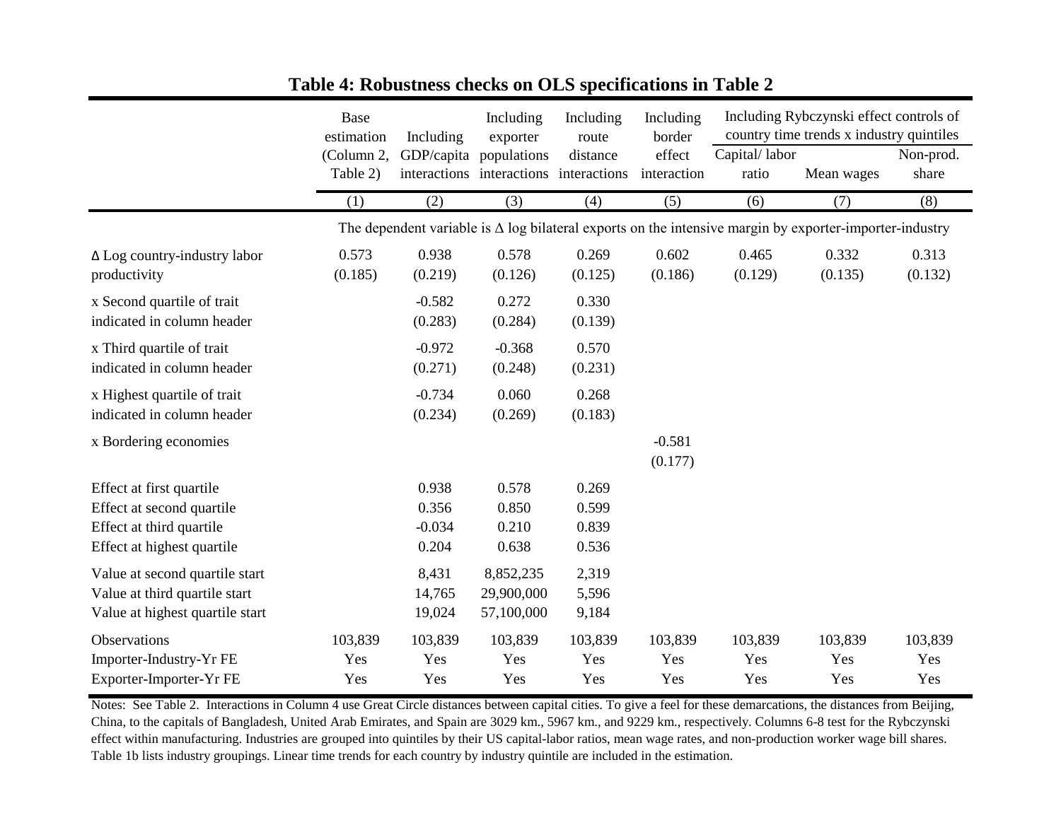## Table 4: Robustness checks on OLS specifications in Table 2

| | Base estimation (Column 2, Table 2) | Including GDP/capita interactions | Including exporter populations interactions | Including route distance interactions | Including border effect interaction | Including Rybczynski effect controls of country time trends x industry quintiles | | |
|---|---|---|---|---|---|---|---|---|
| | | | | | | Capital/ labor ratio | Mean wages | Non-prod. share |
| | (1) | (2) | (3) | (4) | (5) | (6) | (7) | (8) |
| | The dependent variable is Δ log bilateral exports on the intensive margin by exporter-importer-industry | | | | | | | |
| Δ Log country-industry labor productivity | 0.573 | 0.938 | 0.578 | 0.269 | 0.602 | 0.465 | 0.332 | 0.313 |
| | (0.185) | (0.219) | (0.126) | (0.125) | (0.186) | (0.129) | (0.135) | (0.132) |
| x Second quartile of trait indicated in column header | | -0.582 | 0.272 | 0.330 | | | | |
| | | (0.283) | (0.284) | (0.139) | | | | |
| x Third quartile of trait indicated in column header | | -0.972 | -0.368 | 0.570 | | | | |
| | | (0.271) | (0.248) | (0.231) | | | | |
| x Highest quartile of trait indicated in column header | | -0.734 | 0.060 | 0.268 | | | | |
| | | (0.234) | (0.269) | (0.183) | | | | |
| x Bordering economies | | | | | -0.581 | | | |
| | | | | | (0.177) | | | |
| Effect at first quartile | | 0.938 | 0.578 | 0.269 | | | | |
| Effect at second quartile | | 0.356 | 0.850 | 0.599 | | | | |
| Effect at third quartile | | -0.034 | 0.210 | 0.839 | | | | |
| Effect at highest quartile | | 0.204 | 0.638 | 0.536 | | | | |
| Value at second quartile start | | 8,431 | 8,852,235 | 2,319 | | | | |
| Value at third quartile start | | 14,765 | 29,900,000 | 5,596 | | | | |
| Value at highest quartile start | | 19,024 | 57,100,000 | 9,184 | | | | |
| Observations | 103,839 | 103,839 | 103,839 | 103,839 | 103,839 | 103,839 | 103,839 | 103,839 |
| Importer-Industry-Yr FE | Yes | Yes | Yes | Yes | Yes | Yes | Yes | Yes |
| Exporter-Importer-Yr FE | Yes | Yes | Yes | Yes | Yes | Yes | Yes | Yes |

Notes: See Table 2. Interactions in Column 4 use Great Circle distances between capital cities. To give a feel for these demarcations, the distances from Beijing, China, to the capitals of Bangladesh, United Arab Emirates, and Spain are 3029 km., 5967 km., and 9229 km., respectively. Columns 6-8 test for the Rybczynski effect within manufacturing. Industries are grouped into quintiles by their US capital-labor ratios, mean wage rates, and non-production worker wage bill shares. Table 1b lists industry groupings. Linear time trends for each country by industry quintile are included in the estimation.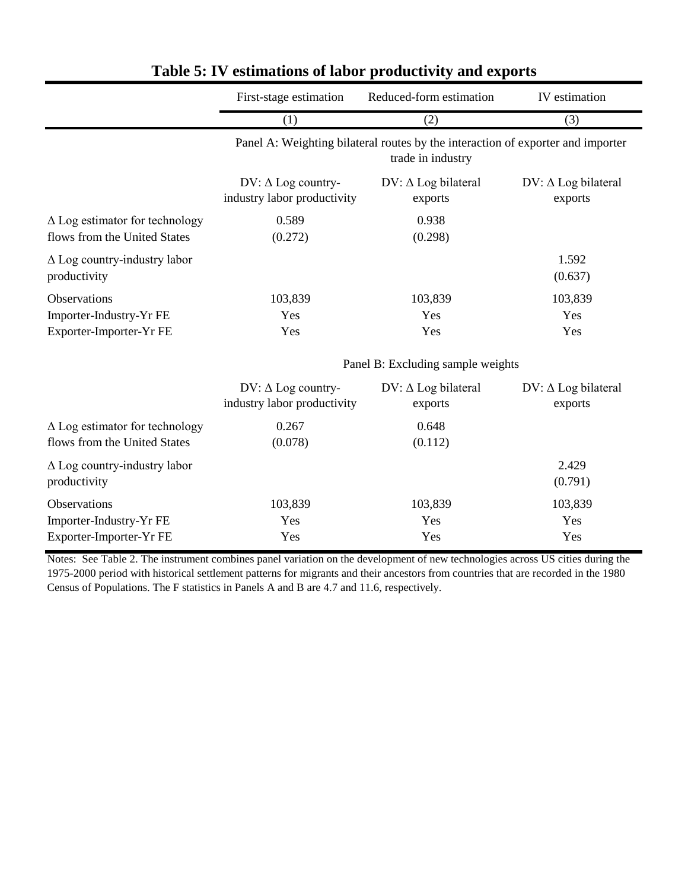## Table 5: IV estimations of labor productivity and exports

| | First-stage estimation | Reduced-form estimation | IV estimation |
|---|---|---|---|
| | (1) | (2) | (3) |
| | Panel A: Weighting bilateral routes by the interaction of exporter and importer trade in industry | | |
| | DV: Δ Log country-industry labor productivity | DV: Δ Log bilateral exports | DV: Δ Log bilateral exports |
| Δ Log estimator for technology flows from the United States | 0.589<br>(0.272) | 0.938<br>(0.298) | |
| Δ Log country-industry labor productivity | | | 1.592<br>(0.637) |
| Observations | 103,839 | 103,839 | 103,839 |
| Importer-Industry-Yr FE | Yes | Yes | Yes |
| Exporter-Importer-Yr FE | Yes | Yes | Yes |
| | Panel B: Excluding sample weights | | |
| | DV: Δ Log country-industry labor productivity | DV: Δ Log bilateral exports | DV: Δ Log bilateral exports |
| Δ Log estimator for technology flows from the United States | 0.267<br>(0.078) | 0.648<br>(0.112) | |
| Δ Log country-industry labor productivity | | | 2.429<br>(0.791) |
| Observations | 103,839 | 103,839 | 103,839 |
| Importer-Industry-Yr FE | Yes | Yes | Yes |
| Exporter-Importer-Yr FE | Yes | Yes | Yes |

Notes: See Table 2. The instrument combines panel variation on the development of new technologies across US cities during the 1975-2000 period with historical settlement patterns for migrants and their ancestors from countries that are recorded in the 1980 Census of Populations. The F statistics in Panels A and B are 4.7 and 11.6, respectively.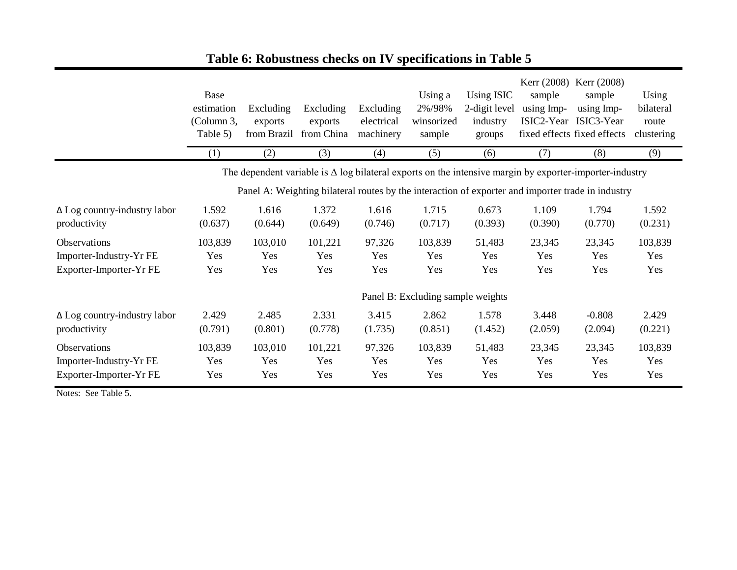## Table 6: Robustness checks on IV specifications in Table 5

| | Base estimation (Column 3, Table 5) | Excluding exports from Brazil | Excluding exports from China | Excluding electrical machinery | Using a 2%/98% winsorized sample | Using ISIC 2-digit level industry groups | Kerr (2008) sample using Imp-ISIC2-Year fixed effects | Kerr (2008) sample using Imp-ISIC3-Year fixed effects | Using bilateral route clustering |
|---|---|---|---|---|---|---|---|---|---|
| | (1) | (2) | (3) | (4) | (5) | (6) | (7) | (8) | (9) |
| | The dependent variable is Δ log bilateral exports on the intensive margin by exporter-importer-industry | | | | | | | | |
| | Panel A: Weighting bilateral routes by the interaction of exporter and importer trade in industry | | | | | | | | |
| Δ Log country-industry labor productivity | 1.592 | 1.616 | 1.372 | 1.616 | 1.715 | 0.673 | 1.109 | 1.794 | 1.592 |
| | (0.637) | (0.644) | (0.649) | (0.746) | (0.717) | (0.393) | (0.390) | (0.770) | (0.231) |
| Observations | 103,839 | 103,010 | 101,221 | 97,326 | 103,839 | 51,483 | 23,345 | 23,345 | 103,839 |
| Importer-Industry-Yr FE | Yes | Yes | Yes | Yes | Yes | Yes | Yes | Yes | Yes |
| Exporter-Importer-Yr FE | Yes | Yes | Yes | Yes | Yes | Yes | Yes | Yes | Yes |
| | Panel B: Excluding sample weights | | | | | | | | |
| Δ Log country-industry labor productivity | 2.429 | 2.485 | 2.331 | 3.415 | 2.862 | 1.578 | 3.448 | -0.808 | 2.429 |
| | (0.791) | (0.801) | (0.778) | (1.735) | (0.851) | (1.452) | (2.059) | (2.094) | (0.221) |
| Observations | 103,839 | 103,010 | 101,221 | 97,326 | 103,839 | 51,483 | 23,345 | 23,345 | 103,839 |
| Importer-Industry-Yr FE | Yes | Yes | Yes | Yes | Yes | Yes | Yes | Yes | Yes |
| Exporter-Importer-Yr FE | Yes | Yes | Yes | Yes | Yes | Yes | Yes | Yes | Yes |

Notes: See Table 5.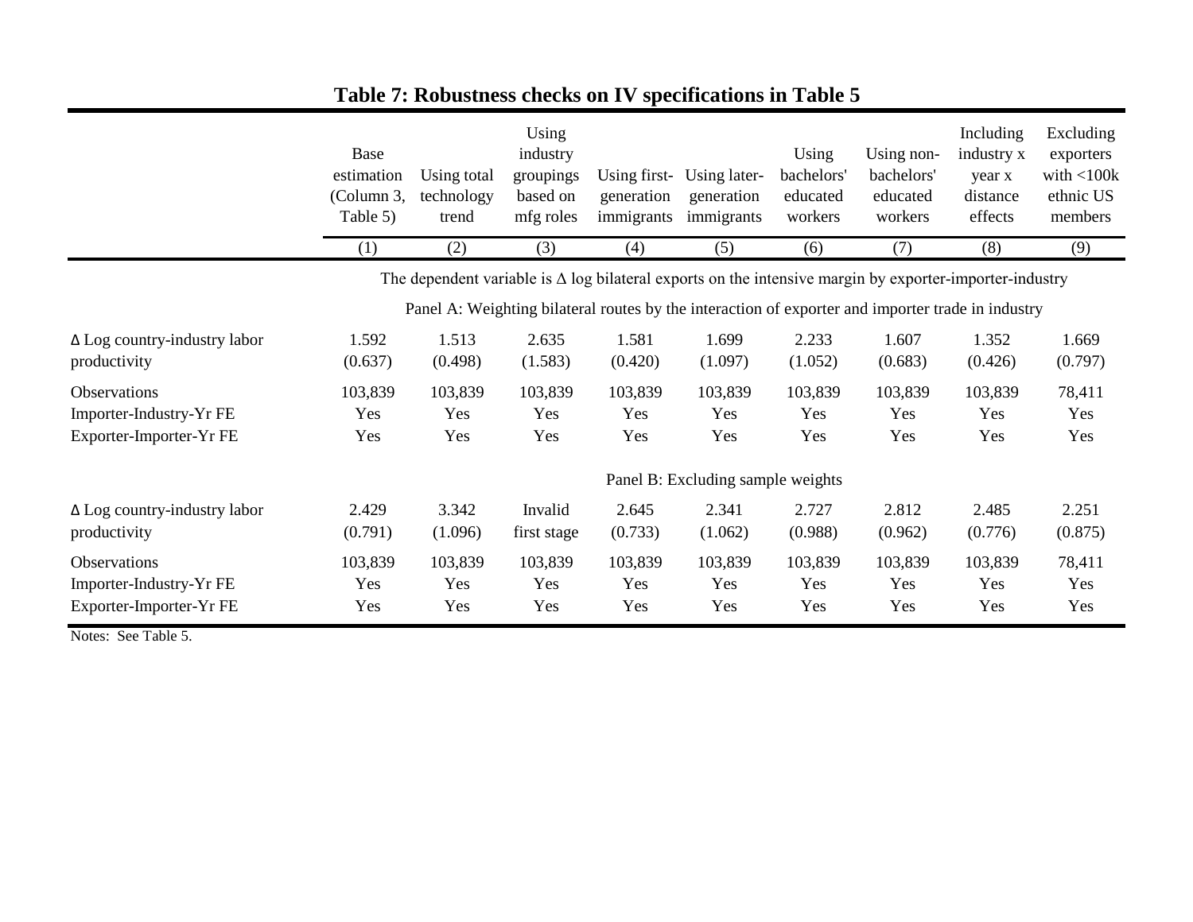## Table 7: Robustness checks on IV specifications in Table 5

| | Base estimation (Column 3, Table 5) | Using total technology trend | Using industry groupings based on mfg roles | Using first-generation immigrants | Using later-generation immigrants | Using bachelors' educated workers | Using non-bachelors' educated workers | Including industry x year x distance effects | Excluding exporters with <100k ethnic US members |
|---|---|---|---|---|---|---|---|---|---|
| | (1) | (2) | (3) | (4) | (5) | (6) | (7) | (8) | (9) |
| | The dependent variable is Δ log bilateral exports on the intensive margin by exporter-importer-industry | | | | | | | | |
| | Panel A: Weighting bilateral routes by the interaction of exporter and importer trade in industry | | | | | | | | |
| Δ Log country-industry labor productivity | 1.592 | 1.513 | 2.635 | 1.581 | 1.699 | 2.233 | 1.607 | 1.352 | 1.669 |
| | (0.637) | (0.498) | (1.583) | (0.420) | (1.097) | (1.052) | (0.683) | (0.426) | (0.797) |
| Observations | 103,839 | 103,839 | 103,839 | 103,839 | 103,839 | 103,839 | 103,839 | 103,839 | 78,411 |
| Importer-Industry-Yr FE | Yes | Yes | Yes | Yes | Yes | Yes | Yes | Yes | Yes |
| Exporter-Importer-Yr FE | Yes | Yes | Yes | Yes | Yes | Yes | Yes | Yes | Yes |
| | Panel B: Excluding sample weights | | | | | | | | |
| Δ Log country-industry labor productivity | 2.429 | 3.342 | Invalid | 2.645 | 2.341 | 2.727 | 2.812 | 2.485 | 2.251 |
| | (0.791) | (1.096) | first stage | (0.733) | (1.062) | (0.988) | (0.962) | (0.776) | (0.875) |
| Observations | 103,839 | 103,839 | 103,839 | 103,839 | 103,839 | 103,839 | 103,839 | 103,839 | 78,411 |
| Importer-Industry-Yr FE | Yes | Yes | Yes | Yes | Yes | Yes | Yes | Yes | Yes |
| Exporter-Importer-Yr FE | Yes | Yes | Yes | Yes | Yes | Yes | Yes | Yes | Yes |

Notes: See Table 5.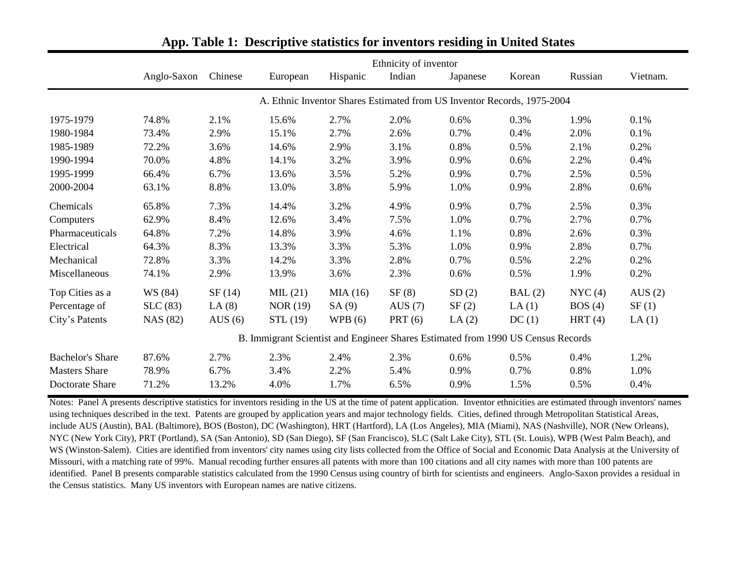# App. Table 1: Descriptive statistics for inventors residing in United States

| | Ethnicity of inventor | | | | | | | | |
|---|---|---|---|---|---|---|---|---|---|
| | Anglo-Saxon | Chinese | European | Hispanic | Indian | Japanese | Korean | Russian | Vietnam. |
| | A. Ethnic Inventor Shares Estimated from US Inventor Records, 1975-2004 | | | | | | | | |
| 1975-1979 | 74.8% | 2.1% | 15.6% | 2.7% | 2.0% | 0.6% | 0.3% | 1.9% | 0.1% |
| 1980-1984 | 73.4% | 2.9% | 15.1% | 2.7% | 2.6% | 0.7% | 0.4% | 2.0% | 0.1% |
| 1985-1989 | 72.2% | 3.6% | 14.6% | 2.9% | 3.1% | 0.8% | 0.5% | 2.1% | 0.2% |
| 1990-1994 | 70.0% | 4.8% | 14.1% | 3.2% | 3.9% | 0.9% | 0.6% | 2.2% | 0.4% |
| 1995-1999 | 66.4% | 6.7% | 13.6% | 3.5% | 5.2% | 0.9% | 0.7% | 2.5% | 0.5% |
| 2000-2004 | 63.1% | 8.8% | 13.0% | 3.8% | 5.9% | 1.0% | 0.9% | 2.8% | 0.6% |
| Chemicals | 65.8% | 7.3% | 14.4% | 3.2% | 4.9% | 0.9% | 0.7% | 2.5% | 0.3% |
| Computers | 62.9% | 8.4% | 12.6% | 3.4% | 7.5% | 1.0% | 0.7% | 2.7% | 0.7% |
| Pharmaceuticals | 64.8% | 7.2% | 14.8% | 3.9% | 4.6% | 1.1% | 0.8% | 2.6% | 0.3% |
| Electrical | 64.3% | 8.3% | 13.3% | 3.3% | 5.3% | 1.0% | 0.9% | 2.8% | 0.7% |
| Mechanical | 72.8% | 3.3% | 14.2% | 3.3% | 2.8% | 0.7% | 0.5% | 2.2% | 0.2% |
| Miscellaneous | 74.1% | 2.9% | 13.9% | 3.6% | 2.3% | 0.6% | 0.5% | 1.9% | 0.2% |
| Top Cities as a | WS (84) | SF (14) | MIL (21) | MIA (16) | SF (8) | SD (2) | BAL (2) | NYC (4) | AUS (2) |
| Percentage of | SLC (83) | LA (8) | NOR (19) | SA (9) | AUS (7) | SF (2) | LA (1) | BOS (4) | SF (1) |
| City's Patents | NAS (82) | AUS (6) | STL (19) | WPB (6) | PRT (6) | LA (2) | DC (1) | HRT (4) | LA (1) |
| | B. Immigrant Scientist and Engineer Shares Estimated from 1990 US Census Records | | | | | | | | |
| Bachelor's Share | 87.6% | 2.7% | 2.3% | 2.4% | 2.3% | 0.6% | 0.5% | 0.4% | 1.2% |
| Masters Share | 78.9% | 6.7% | 3.4% | 2.2% | 5.4% | 0.9% | 0.7% | 0.8% | 1.0% |
| Doctorate Share | 71.2% | 13.2% | 4.0% | 1.7% | 6.5% | 0.9% | 1.5% | 0.5% | 0.4% |

Notes: Panel A presents descriptive statistics for inventors residing in the US at the time of patent application. Inventor ethnicities are estimated through inventors' names using techniques described in the text. Patents are grouped by application years and major technology fields. Cities, defined through Metropolitan Statistical Areas, include AUS (Austin), BAL (Baltimore), BOS (Boston), DC (Washington), HRT (Hartford), LA (Los Angeles), MIA (Miami), NAS (Nashville), NOR (New Orleans), NYC (New York City), PRT (Portland), SA (San Antonio), SD (San Diego), SF (San Francisco), SLC (Salt Lake City), STL (St. Louis), WPB (West Palm Beach), and WS (Winston-Salem). Cities are identified from inventors' city names using city lists collected from the Office of Social and Economic Data Analysis at the University of Missouri, with a matching rate of 99%. Manual recoding further ensures all patents with more than 100 citations and all city names with more than 100 patents are identified. Panel B presents comparable statistics calculated from the 1990 Census using country of birth for scientists and engineers. Anglo-Saxon provides a residual in the Census statistics. Many US inventors with European names are native citizens.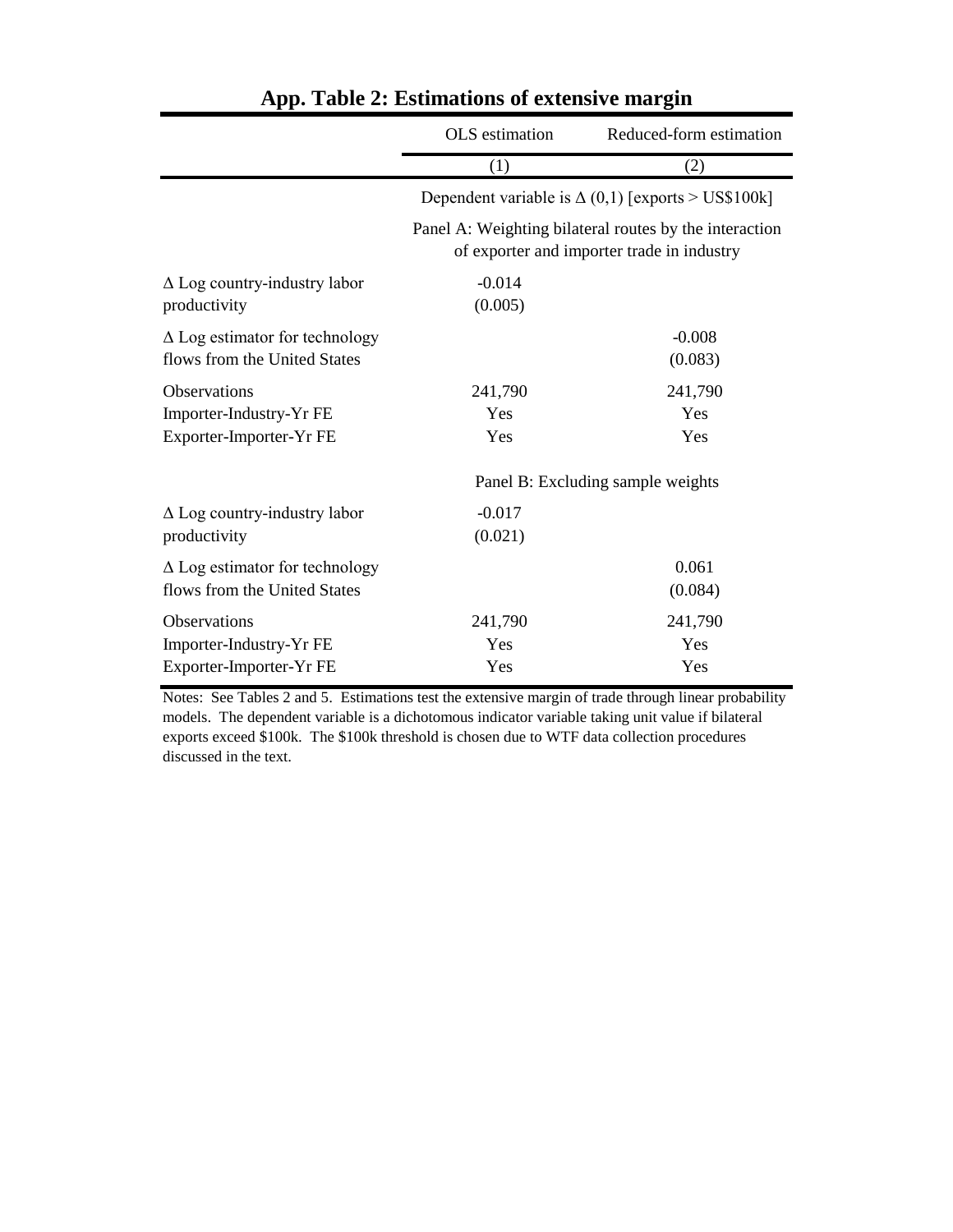## App. Table 2: Estimations of extensive margin

| | OLS estimation | Reduced-form estimation |
|---|---|---|
| | (1) | (2) |
| | Dependent variable is $\Delta$ (0,1) [exports > US$100k] | |
| | Panel A: Weighting bilateral routes by the interaction of exporter and importer trade in industry | |
| $\Delta$ Log country-industry labor productivity | -0.014 | |
| | (0.005) | |
| $\Delta$ Log estimator for technology flows from the United States | | -0.008 |
| | | (0.083) |
| Observations | 241,790 | 241,790 |
| Importer-Industry-Yr FE | Yes | Yes |
| Exporter-Importer-Yr FE | Yes | Yes |
| | Panel B: Excluding sample weights | |
| $\Delta$ Log country-industry labor productivity | -0.017 | |
| | (0.021) | |
| $\Delta$ Log estimator for technology flows from the United States | | 0.061 |
| | | (0.084) |
| Observations | 241,790 | 241,790 |
| Importer-Industry-Yr FE | Yes | Yes |
| Exporter-Importer-Yr FE | Yes | Yes |

Notes: See Tables 2 and 5. Estimations test the extensive margin of trade through linear probability models. The dependent variable is a dichotomous indicator variable taking unit value if bilateral exports exceed $100k. The $100k threshold is chosen due to WTF data collection procedures discussed in the text.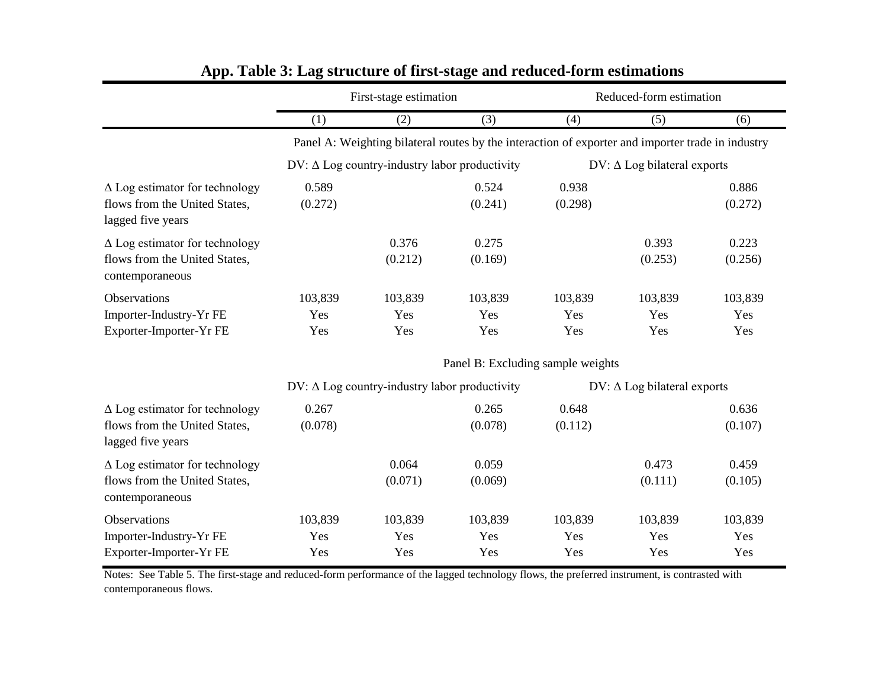## App. Table 3: Lag structure of first-stage and reduced-form estimations

| | First-stage estimation | | | Reduced-form estimation | | |
|---|---|---|---|---|---|---|
| | (1) | (2) | (3) | (4) | (5) | (6) |
| | Panel A: Weighting bilateral routes by the interaction of exporter and importer trade in industry | | | | | |
| | DV: Δ Log country-industry labor productivity | | | DV: Δ Log bilateral exports | | |
| Δ Log estimator for technology flows from the United States, lagged five years | 0.589 | | 0.524 | 0.938 | | 0.886 |
| | (0.272) | | (0.241) | (0.298) | | (0.272) |
| Δ Log estimator for technology flows from the United States, contemporaneous | | 0.376 | 0.275 | | 0.393 | 0.223 |
| | | (0.212) | (0.169) | | (0.253) | (0.256) |
| Observations | 103,839 | 103,839 | 103,839 | 103,839 | 103,839 | 103,839 |
| Importer-Industry-Yr FE | Yes | Yes | Yes | Yes | Yes | Yes |
| Exporter-Importer-Yr FE | Yes | Yes | Yes | Yes | Yes | Yes |
| | Panel B: Excluding sample weights | | | | | |
| | DV: Δ Log country-industry labor productivity | | | DV: Δ Log bilateral exports | | |
| Δ Log estimator for technology flows from the United States, lagged five years | 0.267 | | 0.265 | 0.648 | | 0.636 |
| | (0.078) | | (0.078) | (0.112) | | (0.107) |
| Δ Log estimator for technology flows from the United States, contemporaneous | | 0.064 | 0.059 | | 0.473 | 0.459 |
| | | (0.071) | (0.069) | | (0.111) | (0.105) |
| Observations | 103,839 | 103,839 | 103,839 | 103,839 | 103,839 | 103,839 |
| Importer-Industry-Yr FE | Yes | Yes | Yes | Yes | Yes | Yes |
| Exporter-Importer-Yr FE | Yes | Yes | Yes | Yes | Yes | Yes |

Notes: See Table 5. The first-stage and reduced-form performance of the lagged technology flows, the preferred instrument, is contrasted with contemporaneous flows.